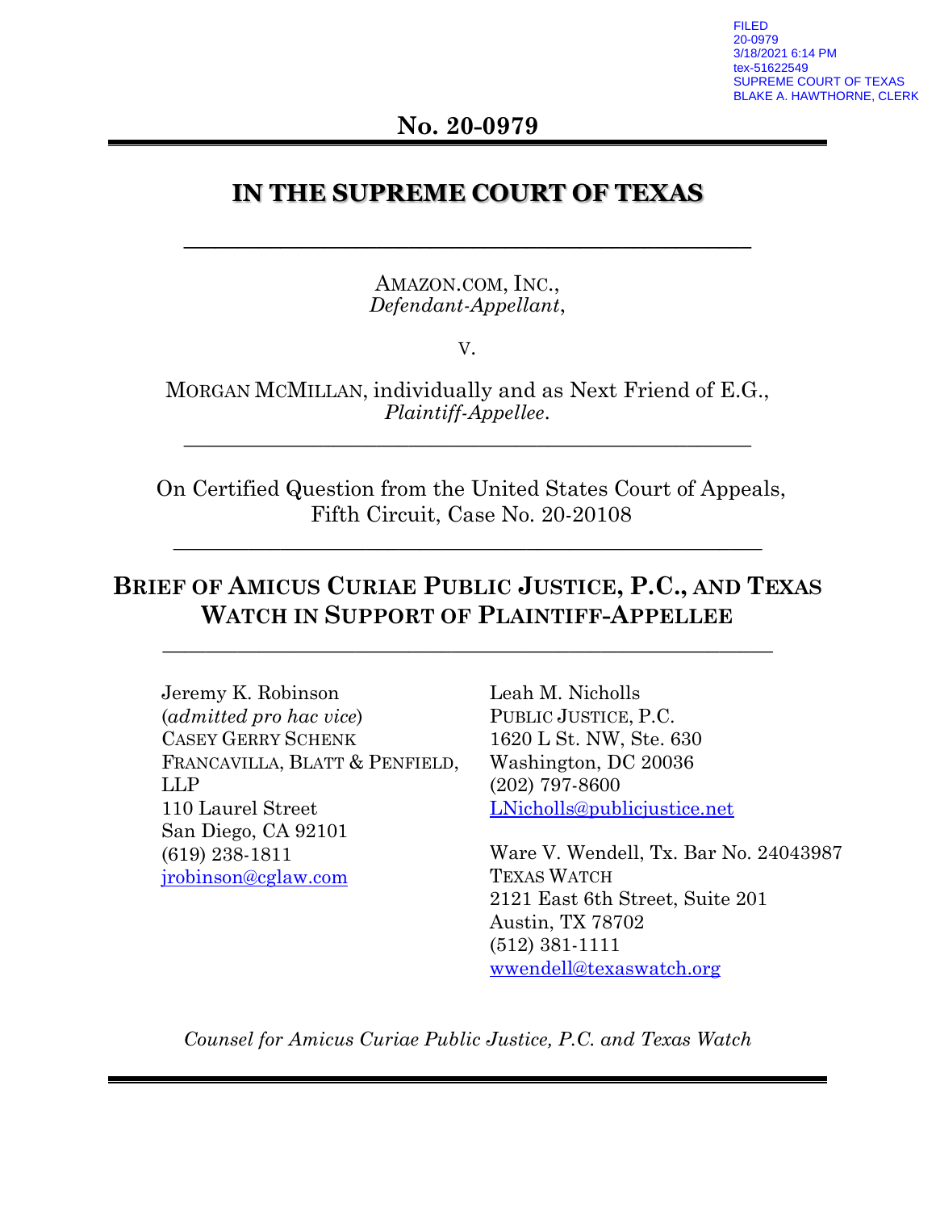FILED
20-0979
3/18/2021 6:14 PM
tex-51622549
SUPREME COURT OF TEXAS
BLAKE A. HAWTHORNE, CLERK

**No. 20-0979**

# IN THE SUPREME COURT OF TEXAS

---

AMAZON.COM, INC.,
*Defendant-Appellant*,

v.

MORGAN MCMILLAN, individually and as Next Friend of E.G.,
*Plaintiff-Appellee*.

---

On Certified Question from the United States Court of Appeals,
Fifth Circuit, Case No. 20-20108

---

## BRIEF OF AMICUS CURIAE PUBLIC JUSTICE, P.C., AND TEXAS WATCH IN SUPPORT OF PLAINTIFF-APPELLEE

---

Jeremy K. Robinson
(*admitted pro hac vice*)
CASEY GERRY SCHENK
FRANCAVILLA, BLATT & PENFIELD,
LLP
110 Laurel Street
San Diego, CA 92101
(619) 238-1811
jrobinson@cglaw.com

Leah M. Nicholls
PUBLIC JUSTICE, P.C.
1620 L St. NW, Ste. 630
Washington, DC 20036
(202) 797-8600
LNicholls@publicjustice.net

Ware V. Wendell, Tx. Bar No. 24043987
TEXAS WATCH
2121 East 6th Street, Suite 201
Austin, TX 78702
(512) 381-1111
wwendell@texaswatch.org

*Counsel for Amicus Curiae Public Justice, P.C. and Texas Watch*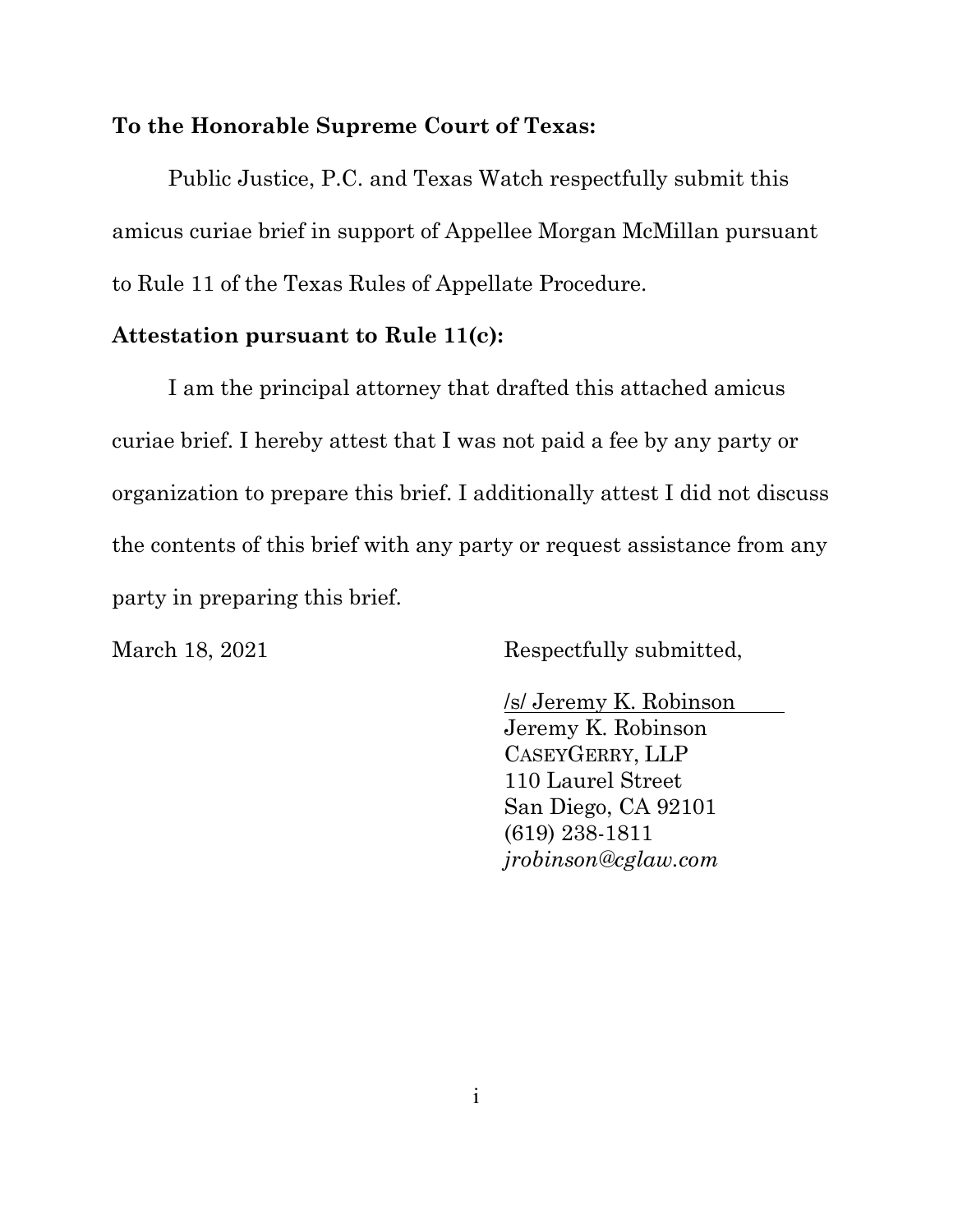**To the Honorable Supreme Court of Texas:**

Public Justice, P.C. and Texas Watch respectfully submit this amicus curiae brief in support of Appellee Morgan McMillan pursuant to Rule 11 of the Texas Rules of Appellate Procedure.

**Attestation pursuant to Rule 11(c):**

I am the principal attorney that drafted this attached amicus curiae brief. I hereby attest that I was not paid a fee by any party or organization to prepare this brief. I additionally attest I did not discuss the contents of this brief with any party or request assistance from any party in preparing this brief.

March 18, 2021

Respectfully submitted,

/s/ Jeremy K. Robinson
Jeremy K. Robinson
CASEYGERRY, LLP
110 Laurel Street
San Diego, CA 92101
(619) 238-1811
*jrobinson@cglaw.com*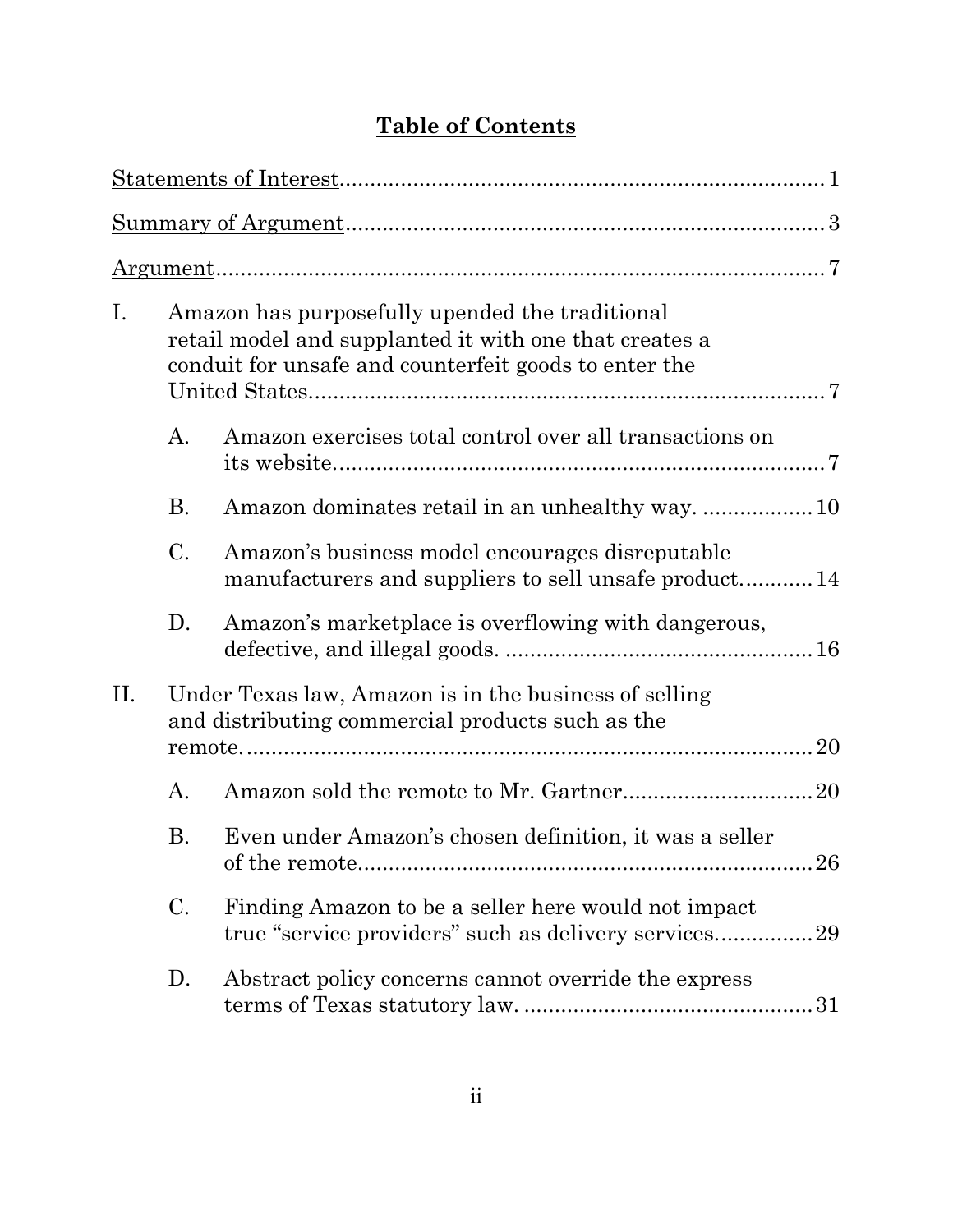## **Table of Contents**

Statements of Interest............................................................................. 1

Summary of Argument............................................................................. 3

Argument.................................................................................................. 7

I. Amazon has purposefully upended the traditional retail model and supplanted it with one that creates a conduit for unsafe and counterfeit goods to enter the United States................................................................................. 7

   A. Amazon exercises total control over all transactions on its website.............................................................................. 7

   B. Amazon dominates retail in an unhealthy way. ................. 10

   C. Amazon's business model encourages disreputable manufacturers and suppliers to sell unsafe product............ 14

   D. Amazon's marketplace is overflowing with dangerous, defective, and illegal goods. .................................................. 16

II. Under Texas law, Amazon is in the business of selling and distributing commercial products such as the remote.......................................................................................... 20

   A. Amazon sold the remote to Mr. Gartner............................... 20

   B. Even under Amazon's chosen definition, it was a seller of the remote......................................................................... 26

   C. Finding Amazon to be a seller here would not impact true "service providers" such as delivery services................ 29

   D. Abstract policy concerns cannot override the express terms of Texas statutory law. ............................................... 31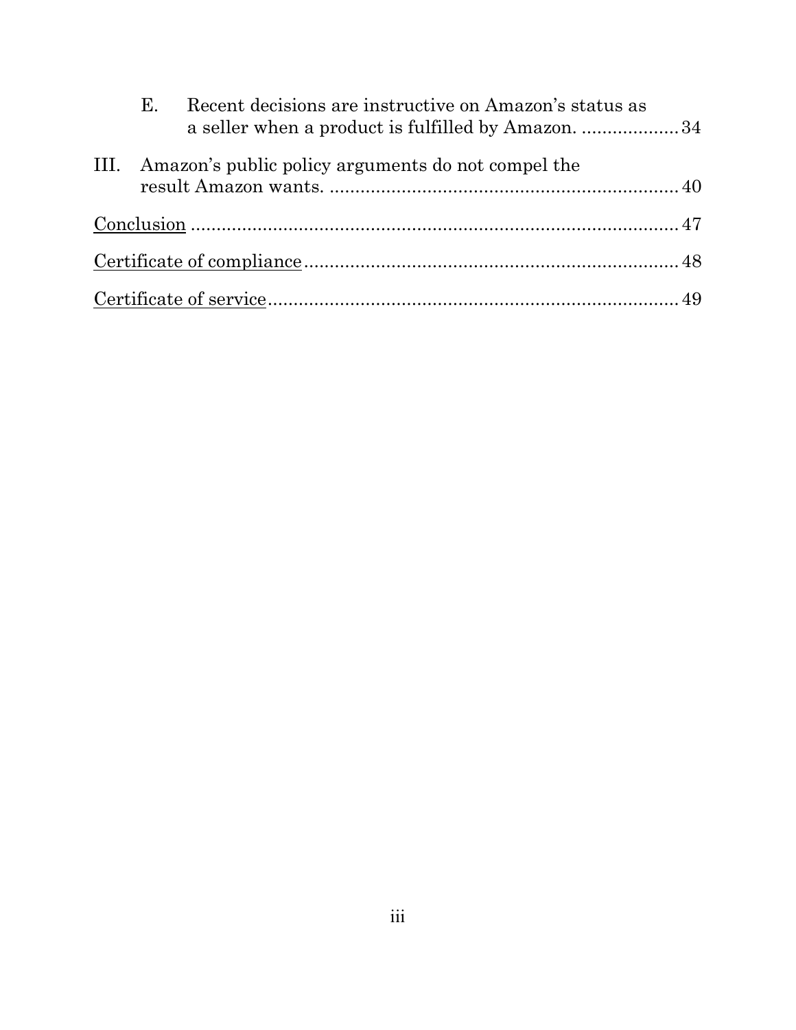E. Recent decisions are instructive on Amazon's status as a seller when a product is fulfilled by Amazon. .................. 34

III. Amazon's public policy arguments do not compel the result Amazon wants. .................................................................. 40

Conclusion ........................................................................... 47

Certificate of compliance ....................................................... 48

Certificate of service .............................................................. 49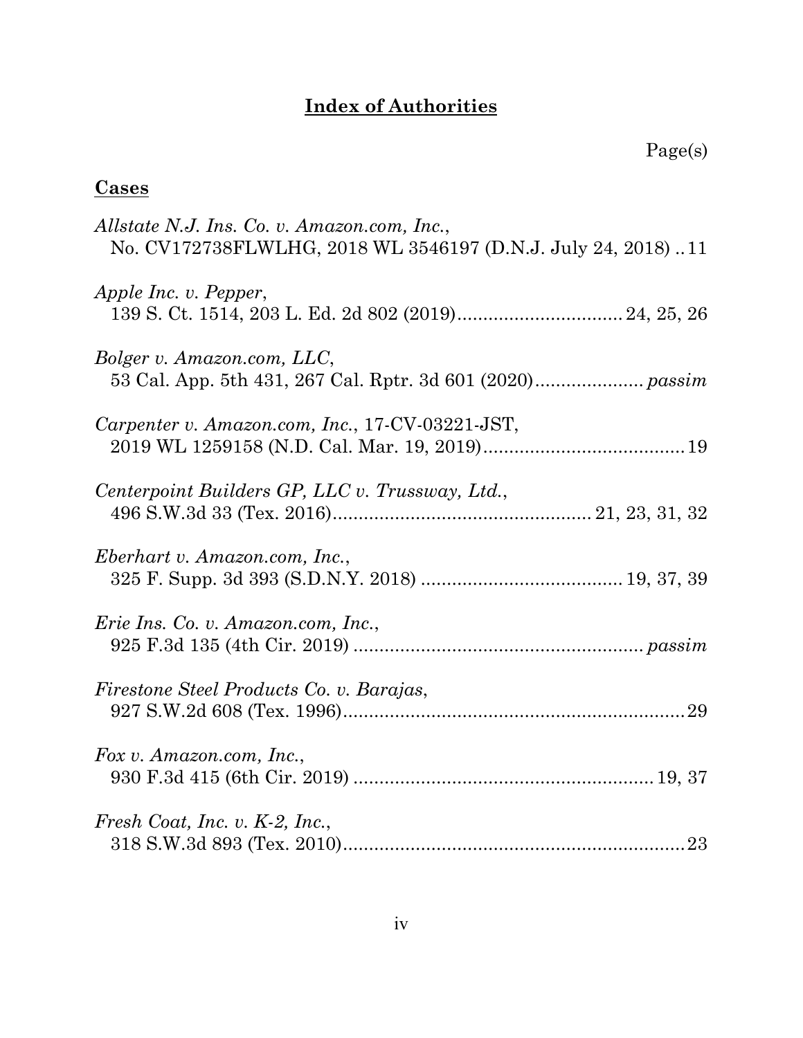# **Index of Authorities**

Page(s)

## **Cases**

*Allstate N.J. Ins. Co. v. Amazon.com, Inc.*,
No. CV172738FLWLHG, 2018 WL 3546197 (D.N.J. July 24, 2018) .. 11

*Apple Inc. v. Pepper*,
139 S. Ct. 1514, 203 L. Ed. 2d 802 (2019)................................ 24, 25, 26

*Bolger v. Amazon.com, LLC*,
53 Cal. App. 5th 431, 267 Cal. Rptr. 3d 601 (2020)..................... *passim*

*Carpenter v. Amazon.com, Inc.*, 17-CV-03221-JST,
2019 WL 1259158 (N.D. Cal. Mar. 19, 2019)....................................... 19

*Centerpoint Builders GP, LLC v. Trussway, Ltd.*,
496 S.W.3d 33 (Tex. 2016).................................................. 21, 23, 31, 32

*Eberhart v. Amazon.com, Inc.*,
325 F. Supp. 3d 393 (S.D.N.Y. 2018) ....................................... 19, 37, 39

*Erie Ins. Co. v. Amazon.com, Inc.*,
925 F.3d 135 (4th Cir. 2019) ....................................................... *passim*

*Firestone Steel Products Co. v. Barajas*,
927 S.W.2d 608 (Tex. 1996)................................................................... 29

*Fox v. Amazon.com, Inc.*,
930 F.3d 415 (6th Cir. 2019) .......................................................... 19, 37

*Fresh Coat, Inc. v. K-2, Inc.*,
318 S.W.3d 893 (Tex. 2010)................................................................... 23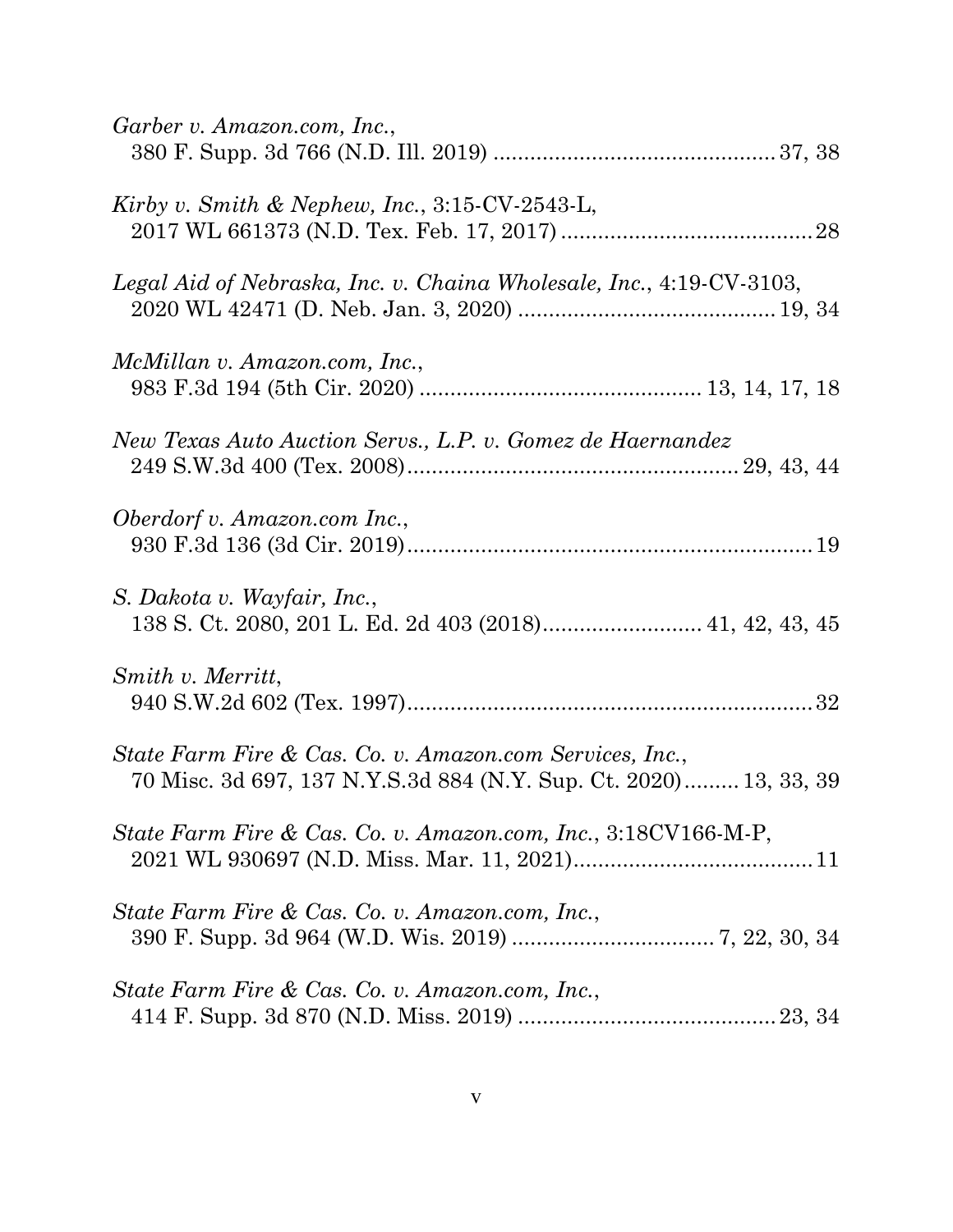*Garber v. Amazon.com, Inc.*,
380 F. Supp. 3d 766 (N.D. Ill. 2019) ............................................ 37, 38

*Kirby v. Smith & Nephew, Inc.*, 3:15-CV-2543-L,
2017 WL 661373 (N.D. Tex. Feb. 17, 2017) ........................................ 28

*Legal Aid of Nebraska, Inc. v. Chaina Wholesale, Inc.*, 4:19-CV-3103,
2020 WL 42471 (D. Neb. Jan. 3, 2020) ......................................... 19, 34

*McMillan v. Amazon.com, Inc.*,
983 F.3d 194 (5th Cir. 2020) ............................................. 13, 14, 17, 18

*New Texas Auto Auction Servs., L.P. v. Gomez de Haernandez*
249 S.W.3d 400 (Tex. 2008)..................................................... 29, 43, 44

*Oberdorf v. Amazon.com Inc.*,
930 F.3d 136 (3d Cir. 2019).................................................................. 19

*S. Dakota v. Wayfair, Inc.*,
138 S. Ct. 2080, 201 L. Ed. 2d 403 (2018).......................... 41, 42, 43, 45

*Smith v. Merritt*,
940 S.W.2d 602 (Tex. 1997).................................................................. 32

*State Farm Fire & Cas. Co. v. Amazon.com Services, Inc.*,
70 Misc. 3d 697, 137 N.Y.S.3d 884 (N.Y. Sup. Ct. 2020)......... 13, 33, 39

*State Farm Fire & Cas. Co. v. Amazon.com, Inc.*, 3:18CV166-M-P,
2021 WL 930697 (N.D. Miss. Mar. 11, 2021)....................................... 11

*State Farm Fire & Cas. Co. v. Amazon.com, Inc.*,
390 F. Supp. 3d 964 (W.D. Wis. 2019) ................................ 7, 22, 30, 34

*State Farm Fire & Cas. Co. v. Amazon.com, Inc.*,
414 F. Supp. 3d 870 (N.D. Miss. 2019) .......................................... 23, 34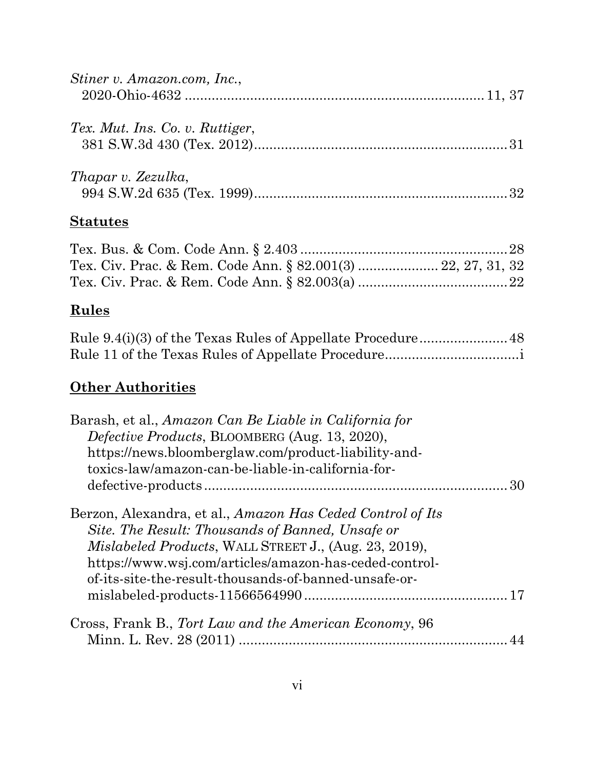*Stiner v. Amazon.com, Inc.*,
2020-Ohio-4632 .............................................................................. 11, 37

*Tex. Mut. Ins. Co. v. Ruttiger*,
381 S.W.3d 430 (Tex. 2012)................................................................. 31

*Thapar v. Zezulka*,
994 S.W.2d 635 (Tex. 1999)................................................................. 32

## **Statutes**

Tex. Bus. & Com. Code Ann. § 2.403 ..................................................... 28
Tex. Civ. Prac. & Rem. Code Ann. § 82.001(3) .................... 22, 27, 31, 32
Tex. Civ. Prac. & Rem. Code Ann. § 82.003(a) ...................................... 22

## **Rules**

Rule 9.4(i)(3) of the Texas Rules of Appellate Procedure...................... 48
Rule 11 of the Texas Rules of Appellate Procedure..................................i

## **Other Authorities**

Barash, et al., *Amazon Can Be Liable in California for Defective Products*, BLOOMBERG (Aug. 13, 2020), https://news.bloomberglaw.com/product-liability-and-toxics-law/amazon-can-be-liable-in-california-for-defective-products ............................................................................... 30

Berzon, Alexandra, et al., *Amazon Has Ceded Control of Its Site. The Result: Thousands of Banned, Unsafe or Mislabeled Products*, WALL STREET J., (Aug. 23, 2019), https://www.wsj.com/articles/amazon-has-ceded-control-of-its-site-the-result-thousands-of-banned-unsafe-or-mislabeled-products-11566564990 .................................................... 17

Cross, Frank B., *Tort Law and the American Economy*, 96 Minn. L. Rev. 28 (2011) ..................................................................... 44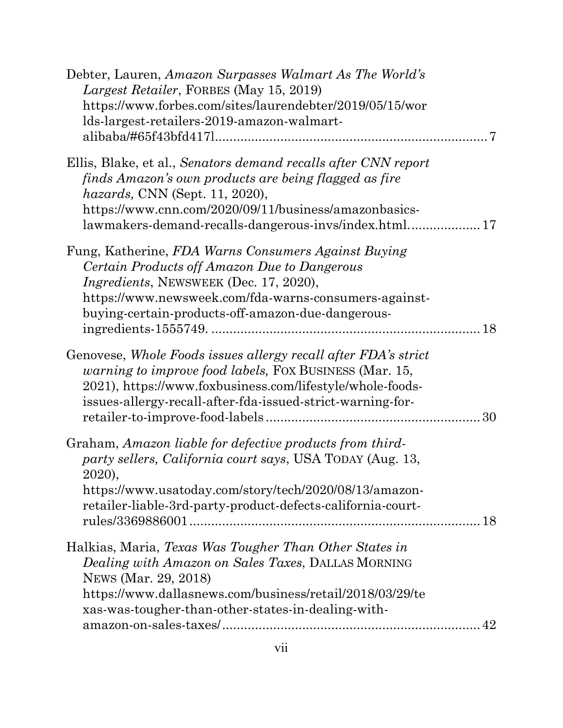Debter, Lauren, *Amazon Surpasses Walmart As The World's Largest Retailer*, FORBES (May 15, 2019) https://www.forbes.com/sites/laurendebter/2019/05/15/worlds-largest-retailers-2019-amazon-walmart-alibaba/#65f43bfd417l........................................................................ 7

Ellis, Blake, et al., *Senators demand recalls after CNN report finds Amazon's own products are being flagged as fire hazards,* CNN (Sept. 11, 2020), https://www.cnn.com/2020/09/11/business/amazonbasics-lawmakers-demand-recalls-dangerous-invs/index.html. ................... 17

Fung, Katherine, *FDA Warns Consumers Against Buying Certain Products off Amazon Due to Dangerous Ingredients*, NEWSWEEK (Dec. 17, 2020), https://www.newsweek.com/fda-warns-consumers-against-buying-certain-products-off-amazon-due-dangerous-ingredients-1555749. ........................................................................ 18

Genovese, *Whole Foods issues allergy recall after FDA's strict warning to improve food labels,* FOX BUSINESS (Mar. 15, 2021), https://www.foxbusiness.com/lifestyle/whole-foods-issues-allergy-recall-after-fda-issued-strict-warning-for-retailer-to-improve-food-labels ......................................................... 30

Graham, *Amazon liable for defective products from third-party sellers, California court says*, USA TODAY (Aug. 13, 2020), https://www.usatoday.com/story/tech/2020/08/13/amazon-retailer-liable-3rd-party-product-defects-california-court-rules/3369886001 ............................................................................... 18

Halkias, Maria, *Texas Was Tougher Than Other States in Dealing with Amazon on Sales Taxes*, DALLAS MORNING NEWS (Mar. 29, 2018) https://www.dallasnews.com/business/retail/2018/03/29/texas-was-tougher-than-other-states-in-dealing-with-amazon-on-sales-taxes/ ...................................................................... 42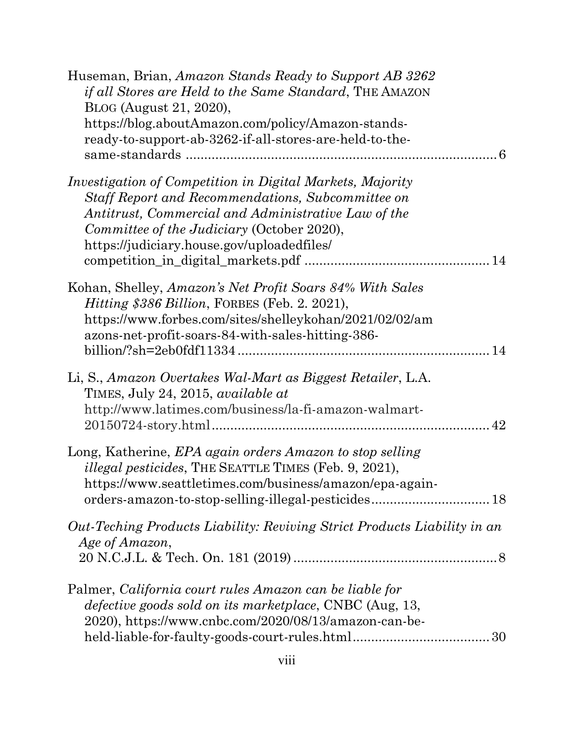Huseman, Brian, *Amazon Stands Ready to Support AB 3262 if all Stores are Held to the Same Standard*, THE AMAZON BLOG (August 21, 2020), https://blog.aboutAmazon.com/policy/Amazon-stands-ready-to-support-ab-3262-if-all-stores-are-held-to-the-same-standards ........................................................................ 6

*Investigation of Competition in Digital Markets, Majority Staff Report and Recommendations, Subcommittee on Antitrust, Commercial and Administrative Law of the Committee of the Judiciary* (October 2020), https://judiciary.house.gov/uploadedfiles/competition_in_digital_markets.pdf .................................................. 14

Kohan, Shelley, *Amazon's Net Profit Soars 84% With Sales Hitting $386 Billion*, FORBES (Feb. 2. 2021), https://www.forbes.com/sites/shelleykohan/2021/02/02/amazons-net-profit-soars-84-with-sales-hitting-386-billion/?sh=2eb0fdf11334 .................................................................... 14

Li, S., *Amazon Overtakes Wal-Mart as Biggest Retailer*, L.A. TIMES, July 24, 2015, *available at* http://www.latimes.com/business/la-fi-amazon-walmart-20150724-story.html ........................................................................... 42

Long, Katherine, *EPA again orders Amazon to stop selling illegal pesticides*, THE SEATTLE TIMES (Feb. 9, 2021), https://www.seattletimes.com/business/amazon/epa-again-orders-amazon-to-stop-selling-illegal-pesticides ................................ 18

*Out-Teching Products Liability: Reviving Strict Products Liability in an Age of Amazon*, 20 N.C.J.L. & Tech. On. 181 (2019) ....................................................... 8

Palmer, *California court rules Amazon can be liable for defective goods sold on its marketplace*, CNBC (Aug, 13, 2020), https://www.cnbc.com/2020/08/13/amazon-can-be-held-liable-for-faulty-goods-court-rules.html ..................................... 30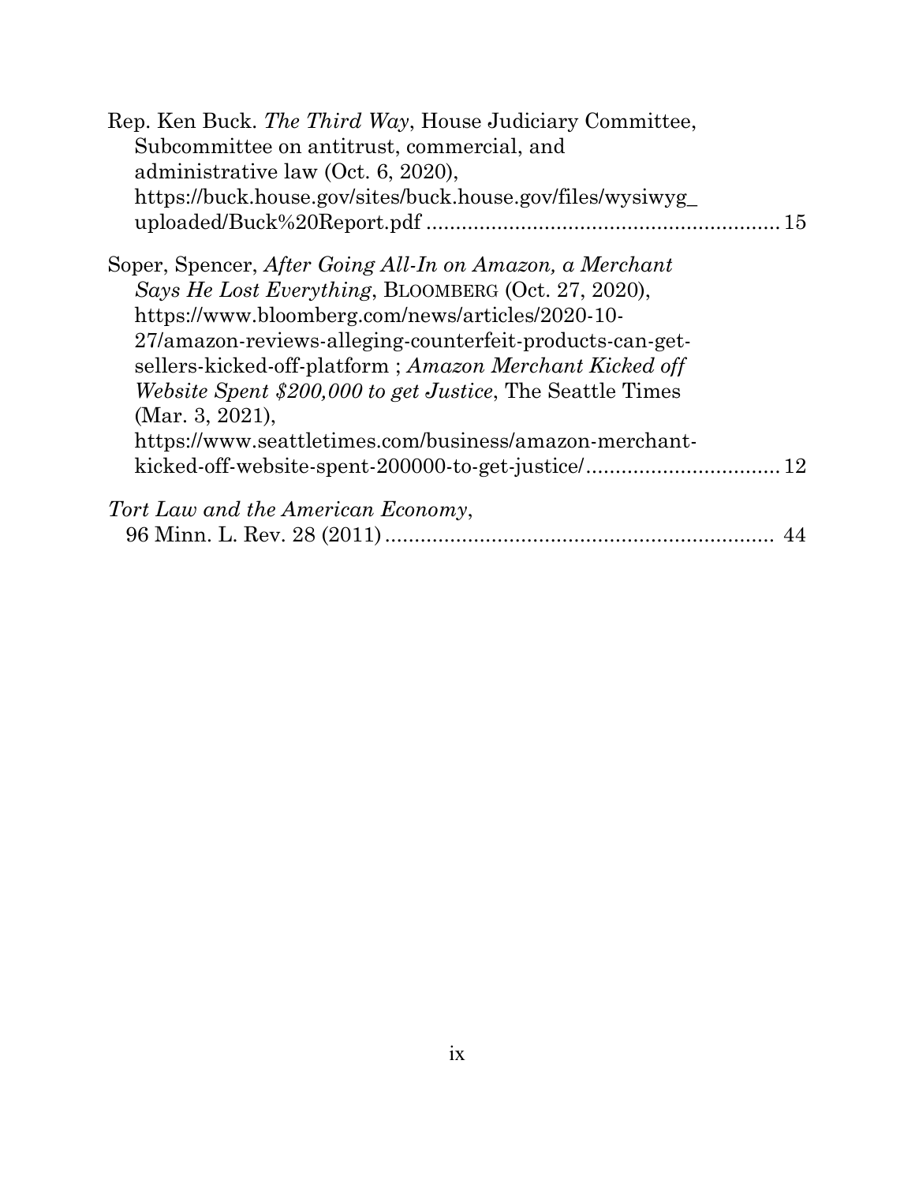Rep. Ken Buck. *The Third Way*, House Judiciary Committee, Subcommittee on antitrust, commercial, and administrative law (Oct. 6, 2020), https://buck.house.gov/sites/buck.house.gov/files/wysiwyg_uploaded/Buck%20Report.pdf ........................................................... 15

Soper, Spencer, *After Going All-In on Amazon, a Merchant Says He Lost Everything*, BLOOMBERG (Oct. 27, 2020), https://www.bloomberg.com/news/articles/2020-10-27/amazon-reviews-alleging-counterfeit-products-can-get-sellers-kicked-off-platform ; *Amazon Merchant Kicked off Website Spent $200,000 to get Justice*, The Seattle Times (Mar. 3, 2021), https://www.seattletimes.com/business/amazon-merchant-kicked-off-website-spent-200000-to-get-justice/................................. 12

*Tort Law and the American Economy*, 96 Minn. L. Rev. 28 (2011) .................................................................. 44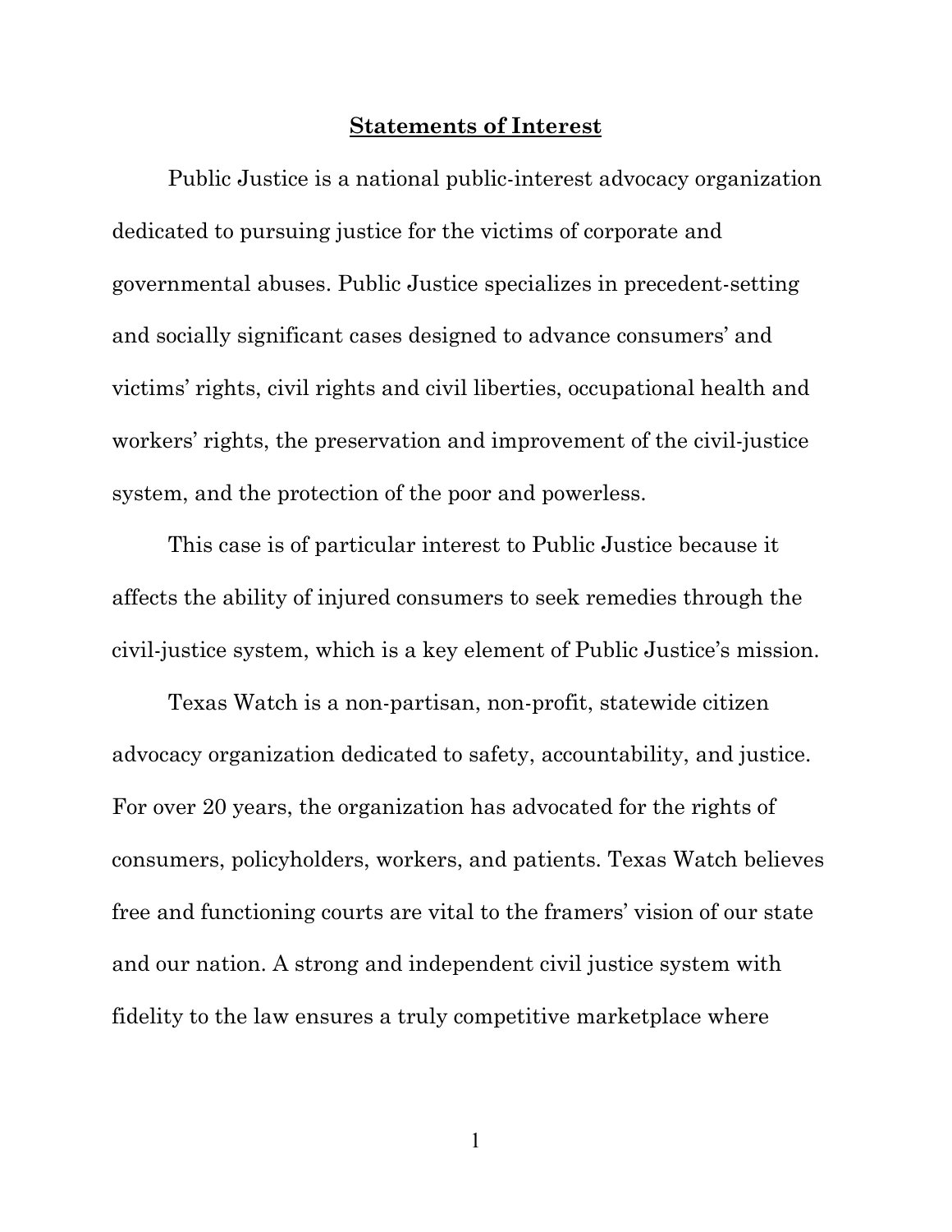## Statements of Interest

Public Justice is a national public-interest advocacy organization dedicated to pursuing justice for the victims of corporate and governmental abuses. Public Justice specializes in precedent-setting and socially significant cases designed to advance consumers' and victims' rights, civil rights and civil liberties, occupational health and workers' rights, the preservation and improvement of the civil-justice system, and the protection of the poor and powerless.

This case is of particular interest to Public Justice because it affects the ability of injured consumers to seek remedies through the civil-justice system, which is a key element of Public Justice's mission.

Texas Watch is a non-partisan, non-profit, statewide citizen advocacy organization dedicated to safety, accountability, and justice. For over 20 years, the organization has advocated for the rights of consumers, policyholders, workers, and patients. Texas Watch believes free and functioning courts are vital to the framers' vision of our state and our nation. A strong and independent civil justice system with fidelity to the law ensures a truly competitive marketplace where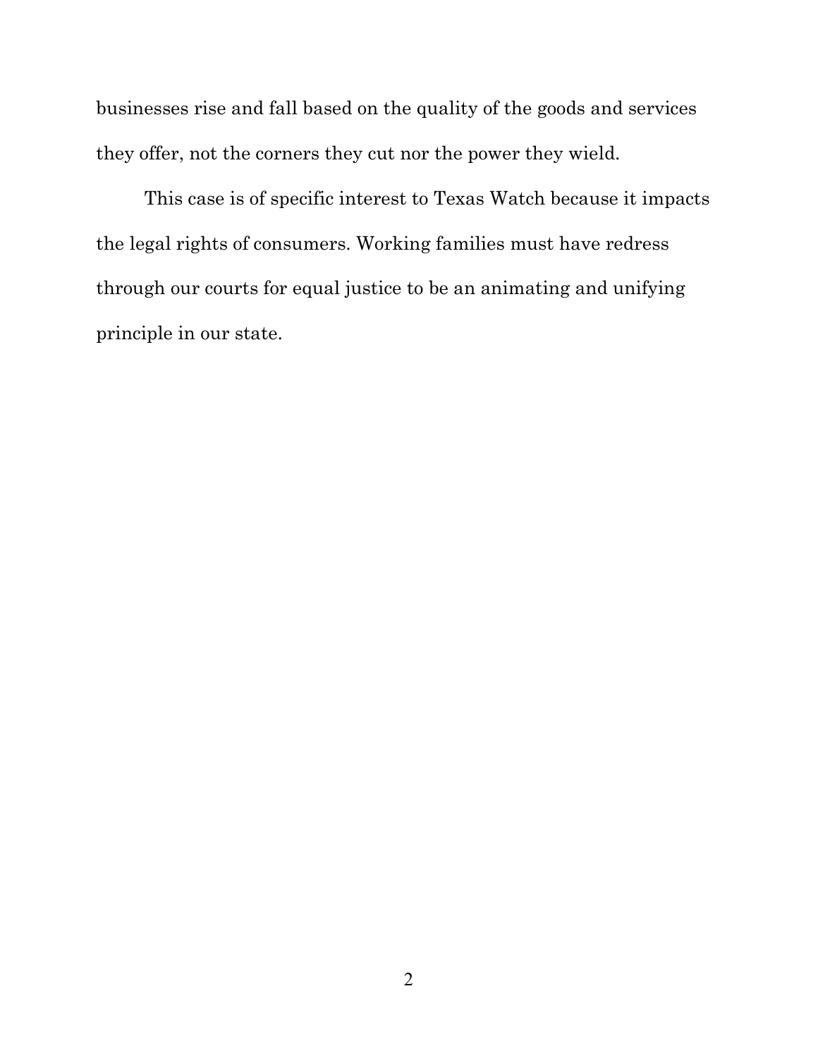businesses rise and fall based on the quality of the goods and services they offer, not the corners they cut nor the power they wield.

This case is of specific interest to Texas Watch because it impacts the legal rights of consumers. Working families must have redress through our courts for equal justice to be an animating and unifying principle in our state.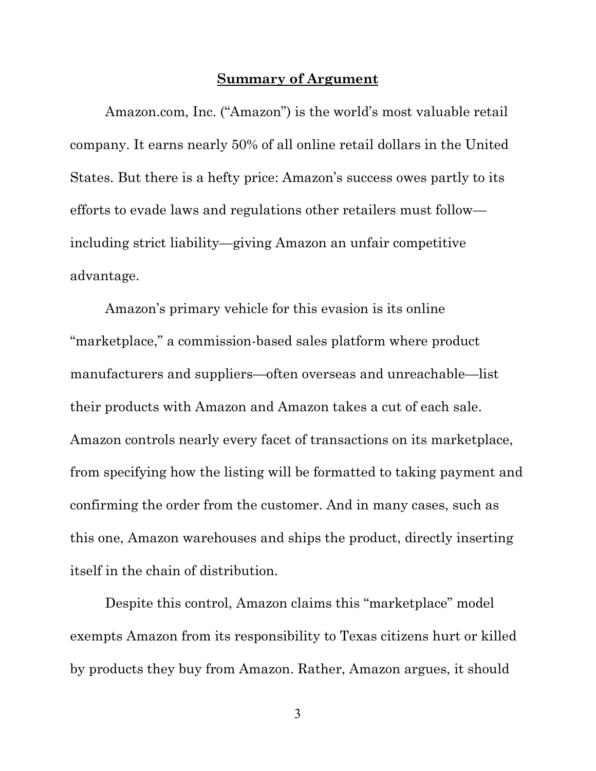## **Summary of Argument**

Amazon.com, Inc. ("Amazon") is the world's most valuable retail company. It earns nearly 50% of all online retail dollars in the United States. But there is a hefty price: Amazon's success owes partly to its efforts to evade laws and regulations other retailers must follow—including strict liability—giving Amazon an unfair competitive advantage.

Amazon's primary vehicle for this evasion is its online "marketplace," a commission-based sales platform where product manufacturers and suppliers—often overseas and unreachable—list their products with Amazon and Amazon takes a cut of each sale. Amazon controls nearly every facet of transactions on its marketplace, from specifying how the listing will be formatted to taking payment and confirming the order from the customer. And in many cases, such as this one, Amazon warehouses and ships the product, directly inserting itself in the chain of distribution.

Despite this control, Amazon claims this "marketplace" model exempts Amazon from its responsibility to Texas citizens hurt or killed by products they buy from Amazon. Rather, Amazon argues, it should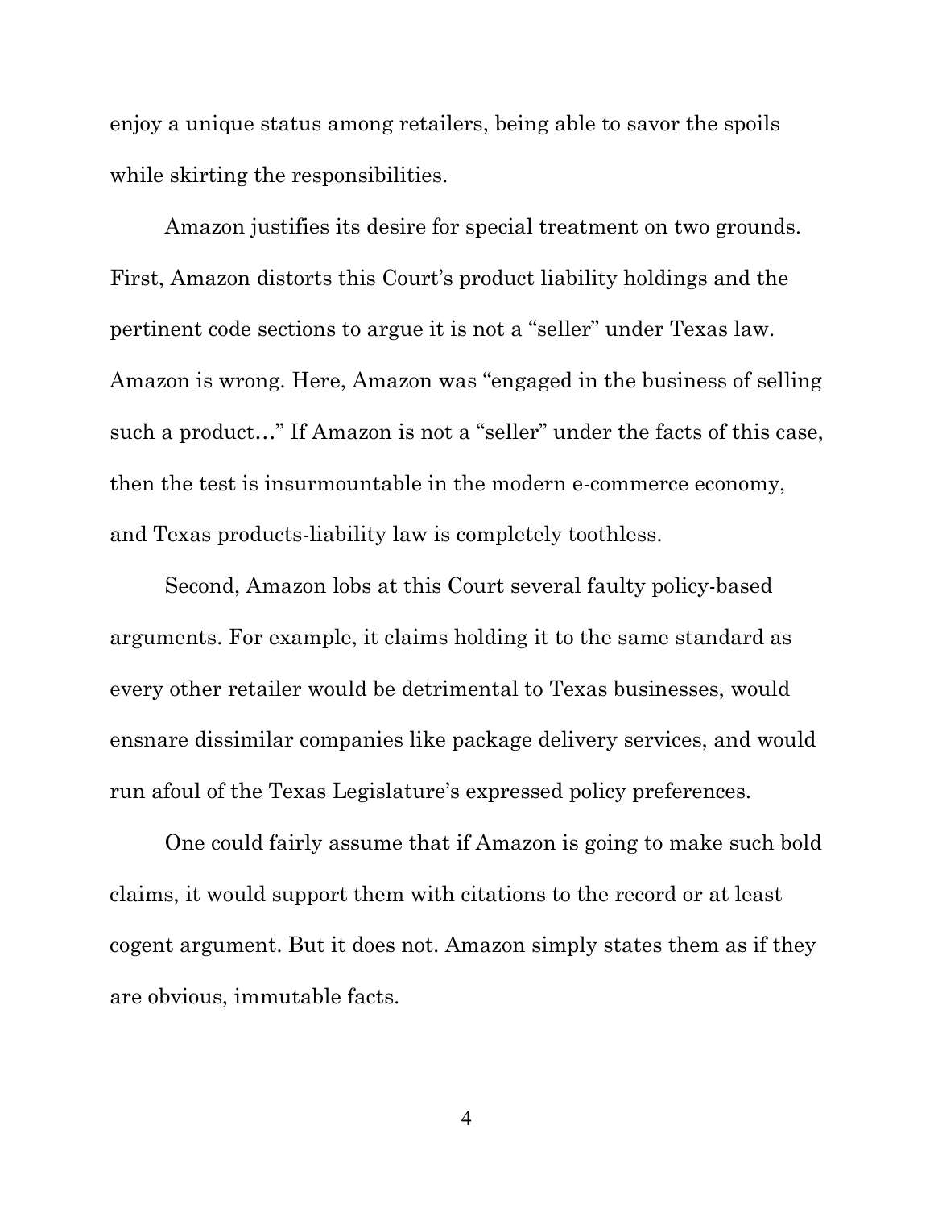enjoy a unique status among retailers, being able to savor the spoils while skirting the responsibilities.

Amazon justifies its desire for special treatment on two grounds. First, Amazon distorts this Court's product liability holdings and the pertinent code sections to argue it is not a "seller" under Texas law. Amazon is wrong. Here, Amazon was "engaged in the business of selling such a product…" If Amazon is not a "seller" under the facts of this case, then the test is insurmountable in the modern e-commerce economy, and Texas products-liability law is completely toothless.

Second, Amazon lobs at this Court several faulty policy-based arguments. For example, it claims holding it to the same standard as every other retailer would be detrimental to Texas businesses, would ensnare dissimilar companies like package delivery services, and would run afoul of the Texas Legislature's expressed policy preferences.

One could fairly assume that if Amazon is going to make such bold claims, it would support them with citations to the record or at least cogent argument. But it does not. Amazon simply states them as if they are obvious, immutable facts.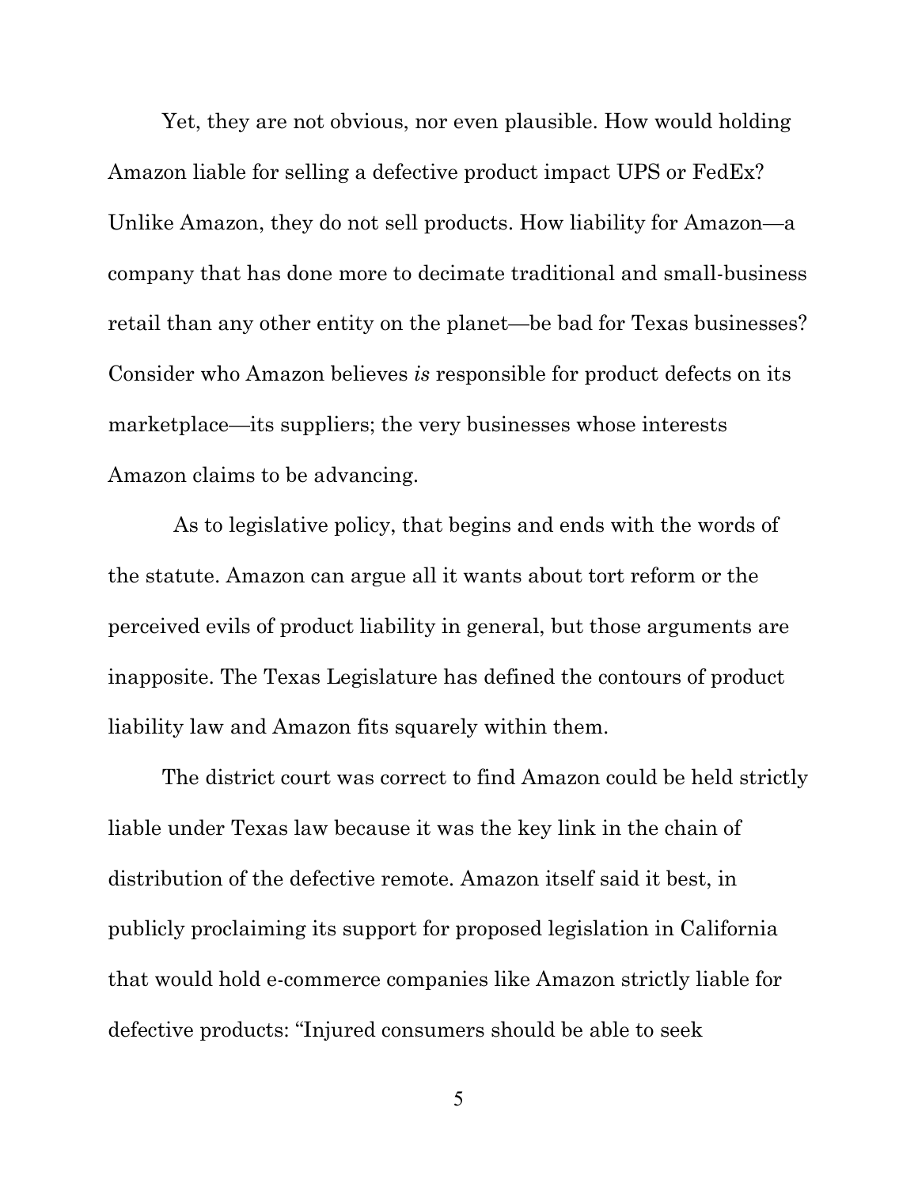Yet, they are not obvious, nor even plausible. How would holding Amazon liable for selling a defective product impact UPS or FedEx? Unlike Amazon, they do not sell products. How liability for Amazon—a company that has done more to decimate traditional and small-business retail than any other entity on the planet—be bad for Texas businesses? Consider who Amazon believes *is* responsible for product defects on its marketplace—its suppliers; the very businesses whose interests Amazon claims to be advancing.

As to legislative policy, that begins and ends with the words of the statute. Amazon can argue all it wants about tort reform or the perceived evils of product liability in general, but those arguments are inapposite. The Texas Legislature has defined the contours of product liability law and Amazon fits squarely within them.

The district court was correct to find Amazon could be held strictly liable under Texas law because it was the key link in the chain of distribution of the defective remote. Amazon itself said it best, in publicly proclaiming its support for proposed legislation in California that would hold e-commerce companies like Amazon strictly liable for defective products: "Injured consumers should be able to seek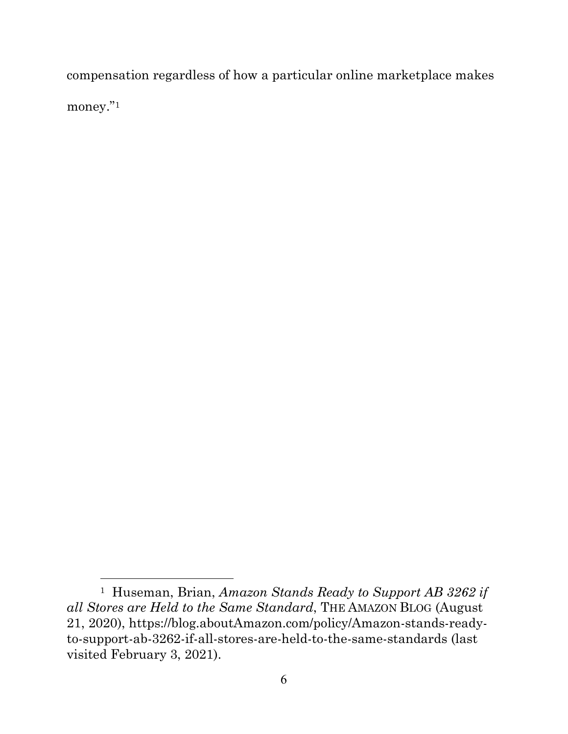compensation regardless of how a particular online marketplace makes money."[1]

---

[1] Huseman, Brian, *Amazon Stands Ready to Support AB 3262 if all Stores are Held to the Same Standard*, THE AMAZON BLOG (August 21, 2020), https://blog.aboutAmazon.com/policy/Amazon-stands-ready-to-support-ab-3262-if-all-stores-are-held-to-the-same-standards (last visited February 3, 2021).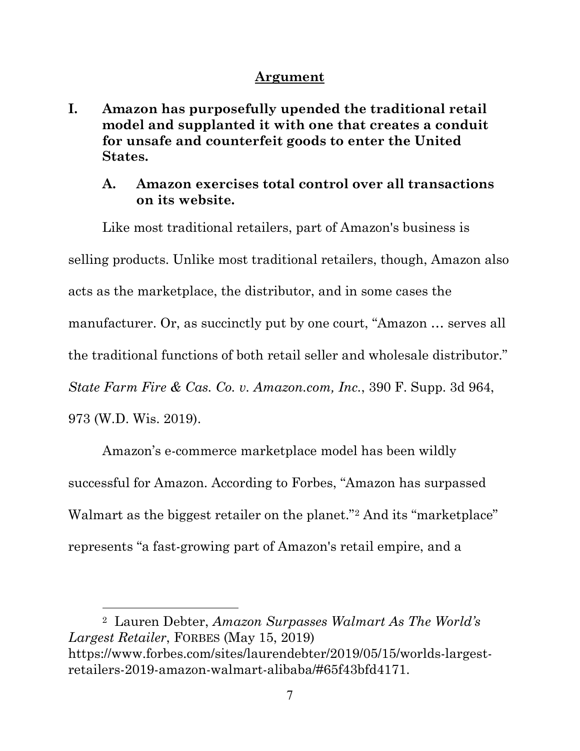## Argument

### I. Amazon has purposefully upended the traditional retail model and supplanted it with one that creates a conduit for unsafe and counterfeit goods to enter the United States.

#### A. Amazon exercises total control over all transactions on its website.

Like most traditional retailers, part of Amazon's business is selling products. Unlike most traditional retailers, though, Amazon also acts as the marketplace, the distributor, and in some cases the manufacturer. Or, as succinctly put by one court, "Amazon … serves all the traditional functions of both retail seller and wholesale distributor." *State Farm Fire & Cas. Co. v. Amazon.com, Inc.*, 390 F. Supp. 3d 964, 973 (W.D. Wis. 2019).

Amazon's e-commerce marketplace model has been wildly successful for Amazon. According to Forbes, "Amazon has surpassed Walmart as the biggest retailer on the planet."[2] And its "marketplace" represents "a fast-growing part of Amazon's retail empire, and a

---

[2] Lauren Debter, *Amazon Surpasses Walmart As The World's Largest Retailer*, FORBES (May 15, 2019) https://www.forbes.com/sites/laurendebter/2019/05/15/worlds-largest-retailers-2019-amazon-walmart-alibaba/#65f43bfd4171.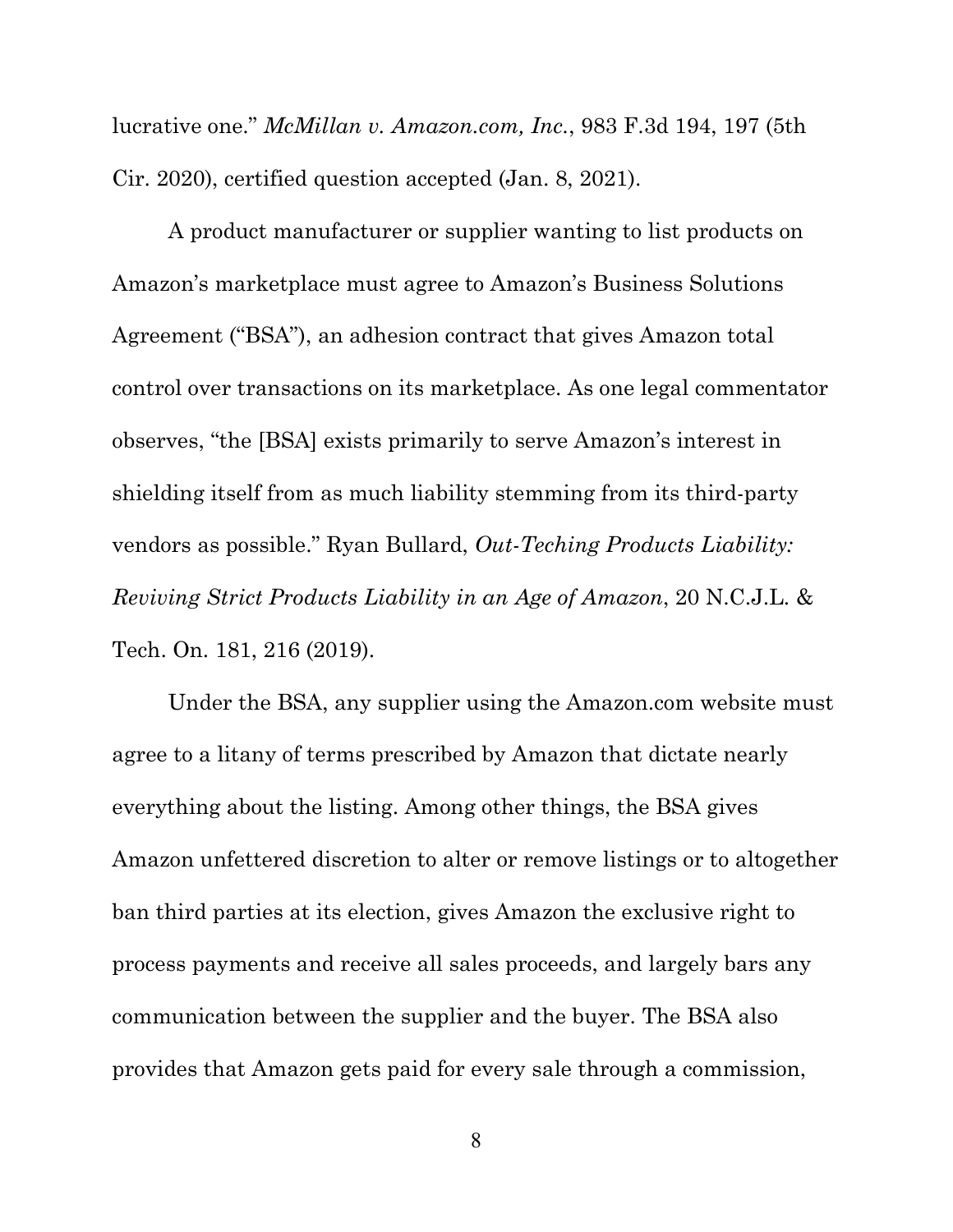lucrative one." *McMillan v. Amazon.com, Inc.*, 983 F.3d 194, 197 (5th Cir. 2020), certified question accepted (Jan. 8, 2021).

A product manufacturer or supplier wanting to list products on Amazon's marketplace must agree to Amazon's Business Solutions Agreement ("BSA"), an adhesion contract that gives Amazon total control over transactions on its marketplace. As one legal commentator observes, "the [BSA] exists primarily to serve Amazon's interest in shielding itself from as much liability stemming from its third-party vendors as possible." Ryan Bullard, *Out-Teching Products Liability: Reviving Strict Products Liability in an Age of Amazon*, 20 N.C.J.L. & Tech. On. 181, 216 (2019).

Under the BSA, any supplier using the Amazon.com website must agree to a litany of terms prescribed by Amazon that dictate nearly everything about the listing. Among other things, the BSA gives Amazon unfettered discretion to alter or remove listings or to altogether ban third parties at its election, gives Amazon the exclusive right to process payments and receive all sales proceeds, and largely bars any communication between the supplier and the buyer. The BSA also provides that Amazon gets paid for every sale through a commission,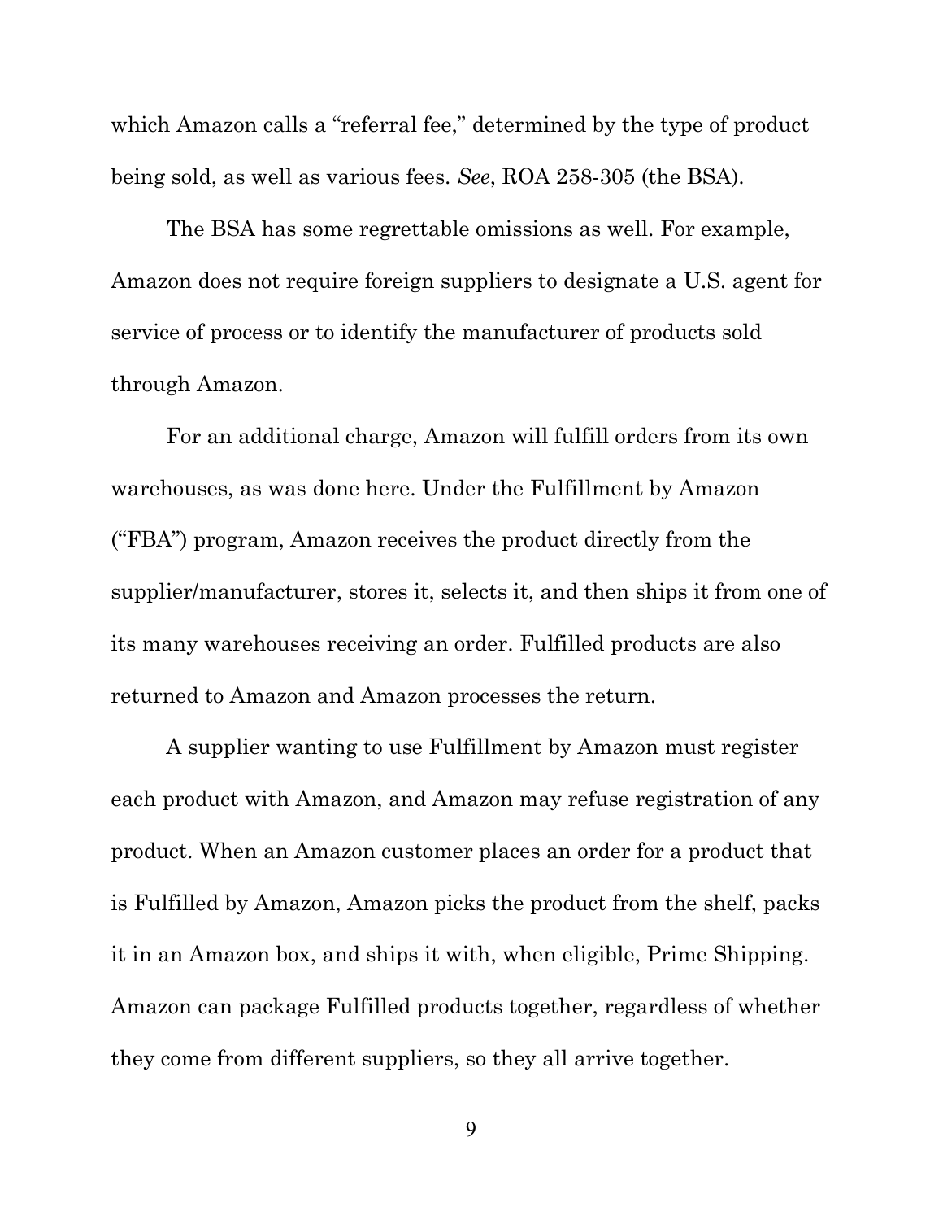which Amazon calls a "referral fee," determined by the type of product being sold, as well as various fees. *See*, ROA 258-305 (the BSA).

The BSA has some regrettable omissions as well. For example, Amazon does not require foreign suppliers to designate a U.S. agent for service of process or to identify the manufacturer of products sold through Amazon.

For an additional charge, Amazon will fulfill orders from its own warehouses, as was done here. Under the Fulfillment by Amazon ("FBA") program, Amazon receives the product directly from the supplier/manufacturer, stores it, selects it, and then ships it from one of its many warehouses receiving an order. Fulfilled products are also returned to Amazon and Amazon processes the return.

A supplier wanting to use Fulfillment by Amazon must register each product with Amazon, and Amazon may refuse registration of any product. When an Amazon customer places an order for a product that is Fulfilled by Amazon, Amazon picks the product from the shelf, packs it in an Amazon box, and ships it with, when eligible, Prime Shipping. Amazon can package Fulfilled products together, regardless of whether they come from different suppliers, so they all arrive together.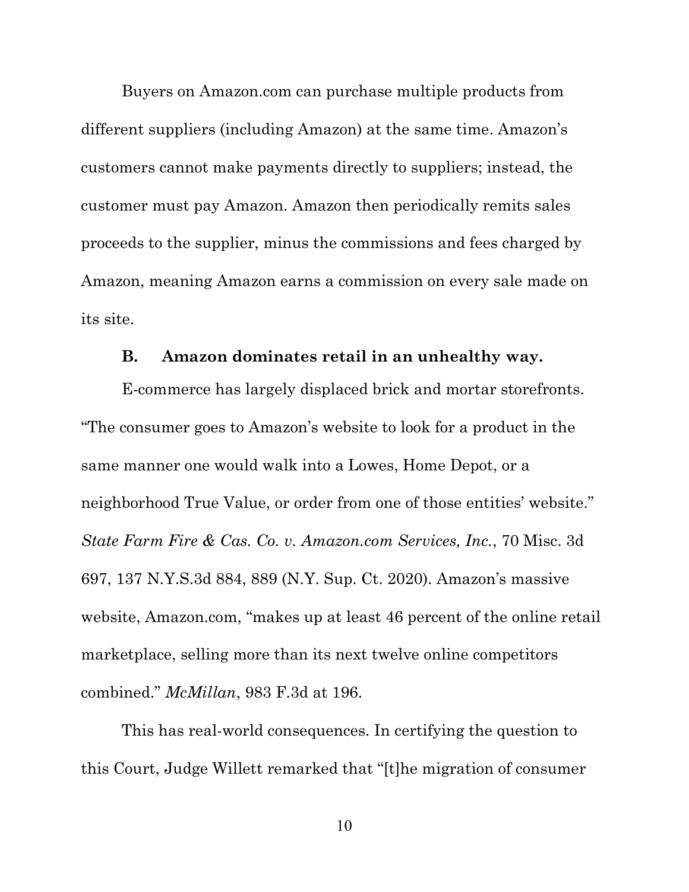Buyers on Amazon.com can purchase multiple products from different suppliers (including Amazon) at the same time. Amazon's customers cannot make payments directly to suppliers; instead, the customer must pay Amazon. Amazon then periodically remits sales proceeds to the supplier, minus the commissions and fees charged by Amazon, meaning Amazon earns a commission on every sale made on its site.

### B. Amazon dominates retail in an unhealthy way.

E-commerce has largely displaced brick and mortar storefronts. "The consumer goes to Amazon's website to look for a product in the same manner one would walk into a Lowes, Home Depot, or a neighborhood True Value, or order from one of those entities' website." *State Farm Fire & Cas. Co. v. Amazon.com Services, Inc.*, 70 Misc. 3d 697, 137 N.Y.S.3d 884, 889 (N.Y. Sup. Ct. 2020). Amazon's massive website, Amazon.com, "makes up at least 46 percent of the online retail marketplace, selling more than its next twelve online competitors combined." *McMillan*, 983 F.3d at 196.

This has real-world consequences. In certifying the question to this Court, Judge Willett remarked that "[t]he migration of consumer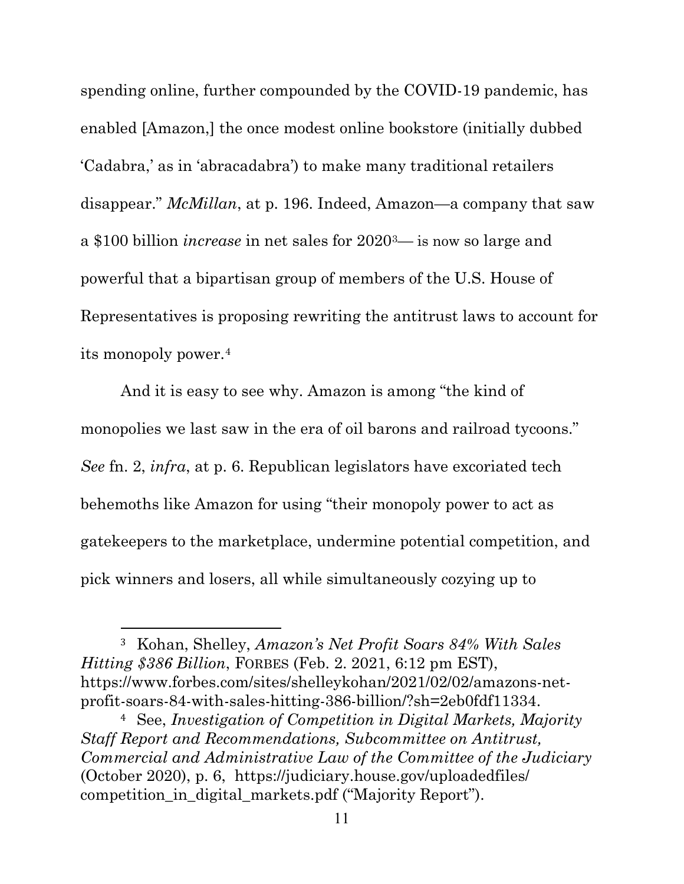spending online, further compounded by the COVID-19 pandemic, has enabled [Amazon,] the once modest online bookstore (initially dubbed 'Cadabra,' as in 'abracadabra') to make many traditional retailers disappear." *McMillan*, at p. 196. Indeed, Amazon—a company that saw a $100 billion *increase* in net sales for 2020[3]— is now so large and powerful that a bipartisan group of members of the U.S. House of Representatives is proposing rewriting the antitrust laws to account for its monopoly power.[4]

And it is easy to see why. Amazon is among "the kind of monopolies we last saw in the era of oil barons and railroad tycoons." *See* fn. 2, *infra*, at p. 6. Republican legislators have excoriated tech behemoths like Amazon for using "their monopoly power to act as gatekeepers to the marketplace, undermine potential competition, and pick winners and losers, all while simultaneously cozying up to

---

[3] Kohan, Shelley, *Amazon's Net Profit Soars 84% With Sales Hitting $386 Billion*, FORBES (Feb. 2. 2021, 6:12 pm EST), https://www.forbes.com/sites/shelleykohan/2021/02/02/amazons-net-profit-soars-84-with-sales-hitting-386-billion/?sh=2eb0fdf11334.

[4] See, *Investigation of Competition in Digital Markets, Majority Staff Report and Recommendations, Subcommittee on Antitrust, Commercial and Administrative Law of the Committee of the Judiciary* (October 2020), p. 6, https://judiciary.house.gov/uploadedfiles/competition_in_digital_markets.pdf ("Majority Report").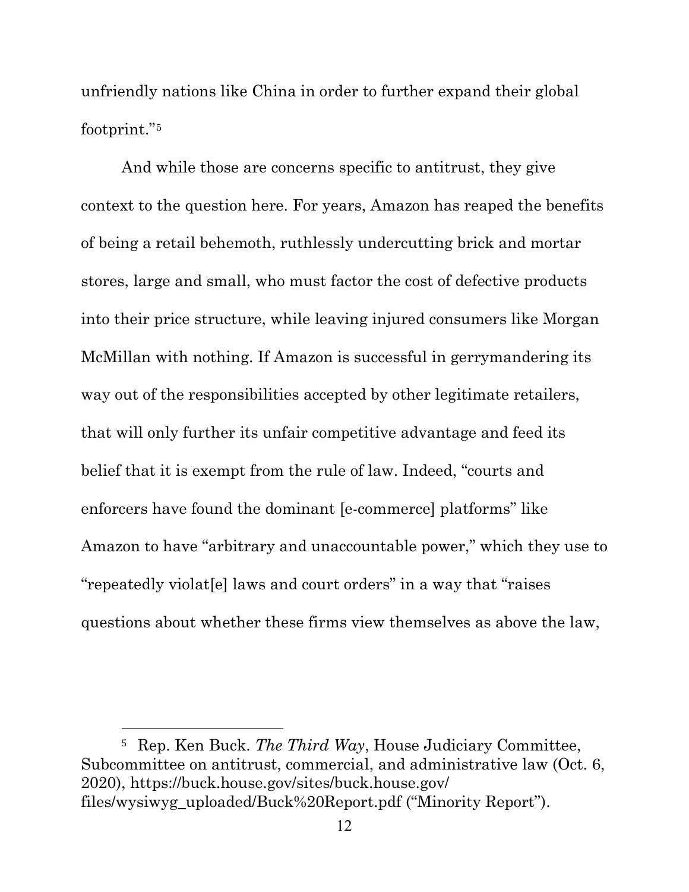unfriendly nations like China in order to further expand their global footprint."[5]

And while those are concerns specific to antitrust, they give context to the question here. For years, Amazon has reaped the benefits of being a retail behemoth, ruthlessly undercutting brick and mortar stores, large and small, who must factor the cost of defective products into their price structure, while leaving injured consumers like Morgan McMillan with nothing. If Amazon is successful in gerrymandering its way out of the responsibilities accepted by other legitimate retailers, that will only further its unfair competitive advantage and feed its belief that it is exempt from the rule of law. Indeed, "courts and enforcers have found the dominant [e-commerce] platforms" like Amazon to have "arbitrary and unaccountable power," which they use to "repeatedly violat[e] laws and court orders" in a way that "raises questions about whether these firms view themselves as above the law,

---

[5] Rep. Ken Buck. *The Third Way*, House Judiciary Committee, Subcommittee on antitrust, commercial, and administrative law (Oct. 6, 2020), https://buck.house.gov/sites/buck.house.gov/files/wysiwyg_uploaded/Buck%20Report.pdf ("Minority Report").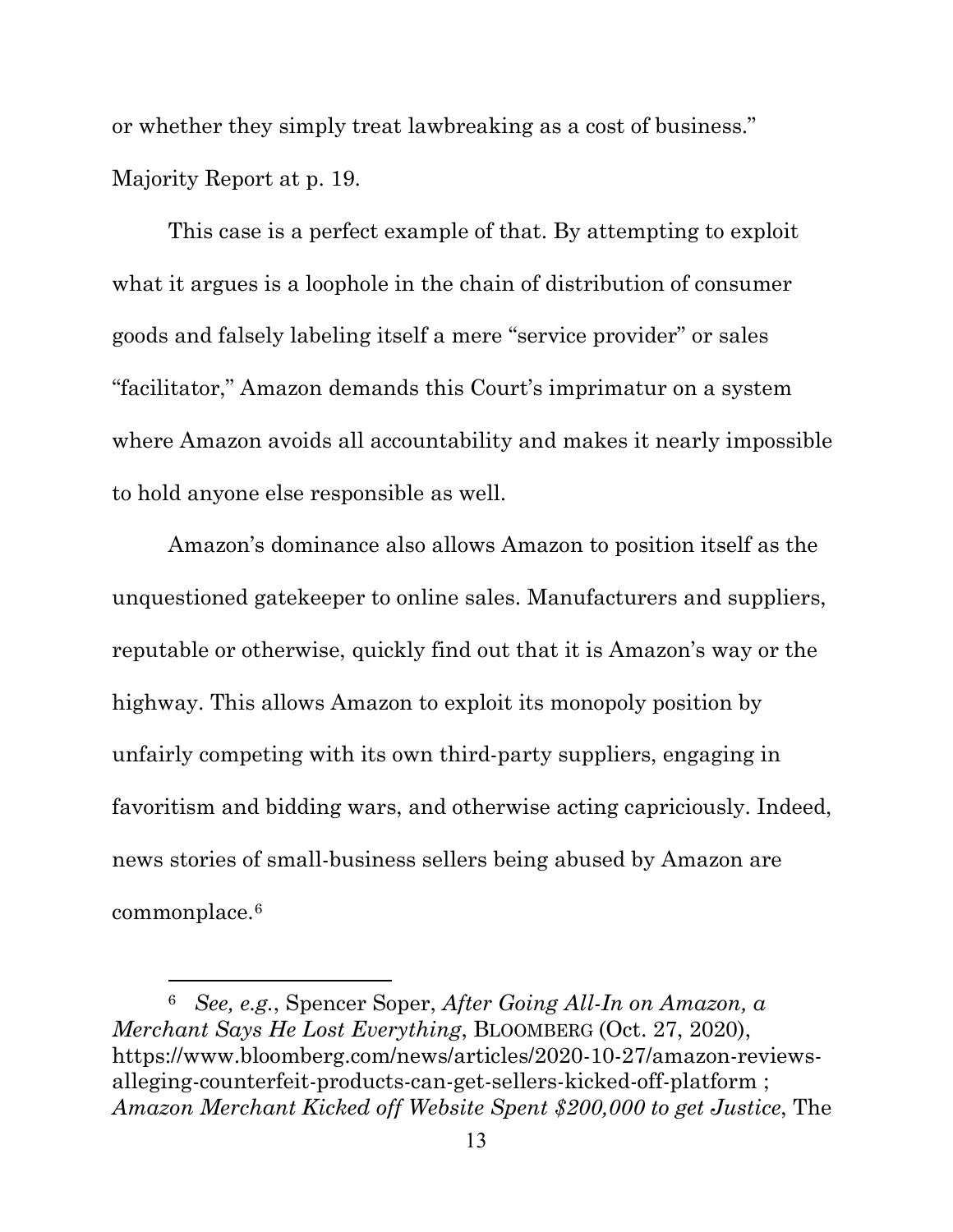or whether they simply treat lawbreaking as a cost of business." Majority Report at p. 19.

This case is a perfect example of that. By attempting to exploit what it argues is a loophole in the chain of distribution of consumer goods and falsely labeling itself a mere "service provider" or sales "facilitator," Amazon demands this Court's imprimatur on a system where Amazon avoids all accountability and makes it nearly impossible to hold anyone else responsible as well.

Amazon's dominance also allows Amazon to position itself as the unquestioned gatekeeper to online sales. Manufacturers and suppliers, reputable or otherwise, quickly find out that it is Amazon's way or the highway. This allows Amazon to exploit its monopoly position by unfairly competing with its own third-party suppliers, engaging in favoritism and bidding wars, and otherwise acting capriciously. Indeed, news stories of small-business sellers being abused by Amazon are commonplace.[6]

---

[6] *See, e.g.*, Spencer Soper, *After Going All-In on Amazon, a Merchant Says He Lost Everything*, BLOOMBERG (Oct. 27, 2020), https://www.bloomberg.com/news/articles/2020-10-27/amazon-reviews-alleging-counterfeit-products-can-get-sellers-kicked-off-platform ; *Amazon Merchant Kicked off Website Spent $200,000 to get Justice*, The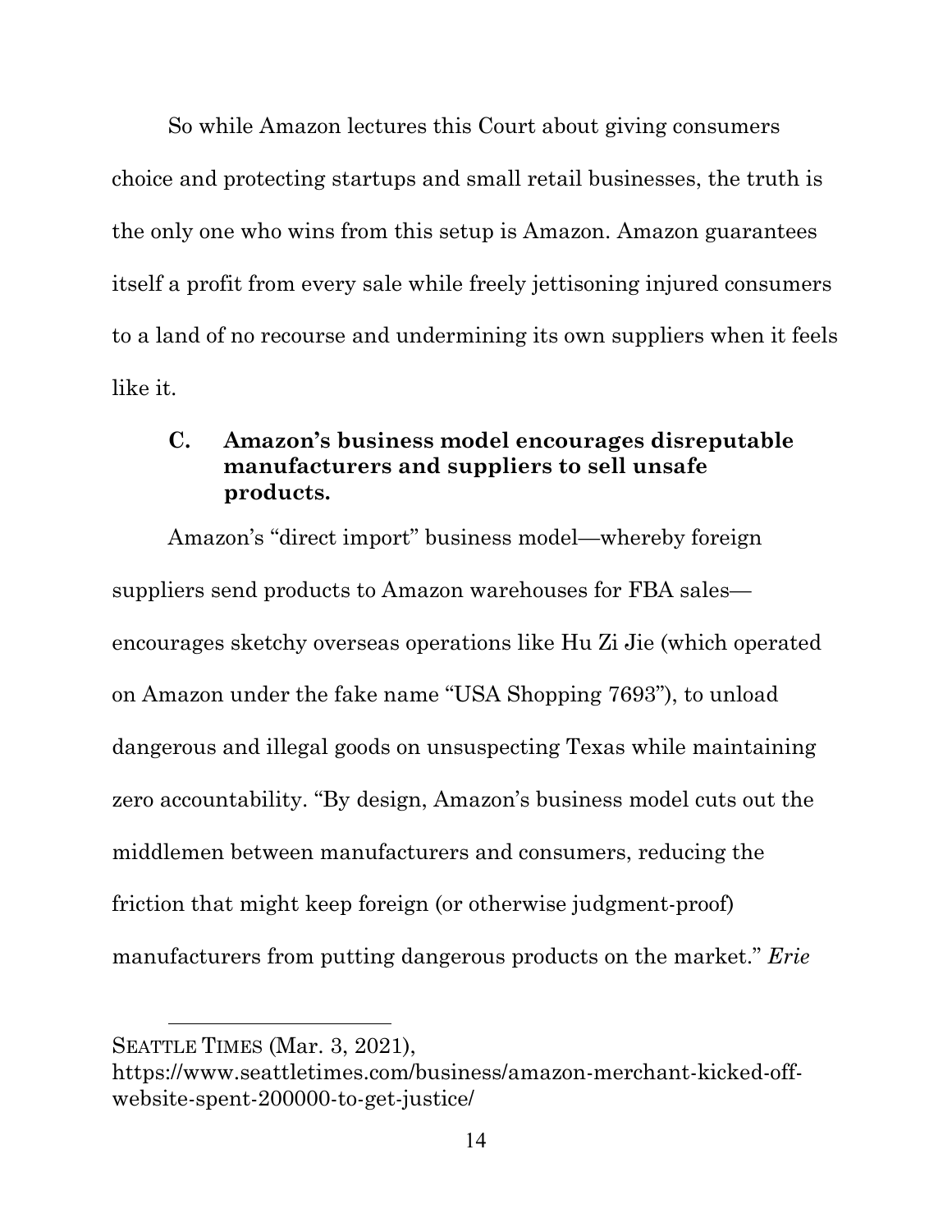So while Amazon lectures this Court about giving consumers choice and protecting startups and small retail businesses, the truth is the only one who wins from this setup is Amazon. Amazon guarantees itself a profit from every sale while freely jettisoning injured consumers to a land of no recourse and undermining its own suppliers when it feels like it.

### C. Amazon's business model encourages disreputable manufacturers and suppliers to sell unsafe products.

Amazon's "direct import" business model—whereby foreign suppliers send products to Amazon warehouses for FBA sales—encourages sketchy overseas operations like Hu Zi Jie (which operated on Amazon under the fake name "USA Shopping 7693"), to unload dangerous and illegal goods on unsuspecting Texas while maintaining zero accountability. "By design, Amazon's business model cuts out the middlemen between manufacturers and consumers, reducing the friction that might keep foreign (or otherwise judgment-proof) manufacturers from putting dangerous products on the market." *Erie*

---

SEATTLE TIMES (Mar. 3, 2021), https://www.seattletimes.com/business/amazon-merchant-kicked-off-website-spent-200000-to-get-justice/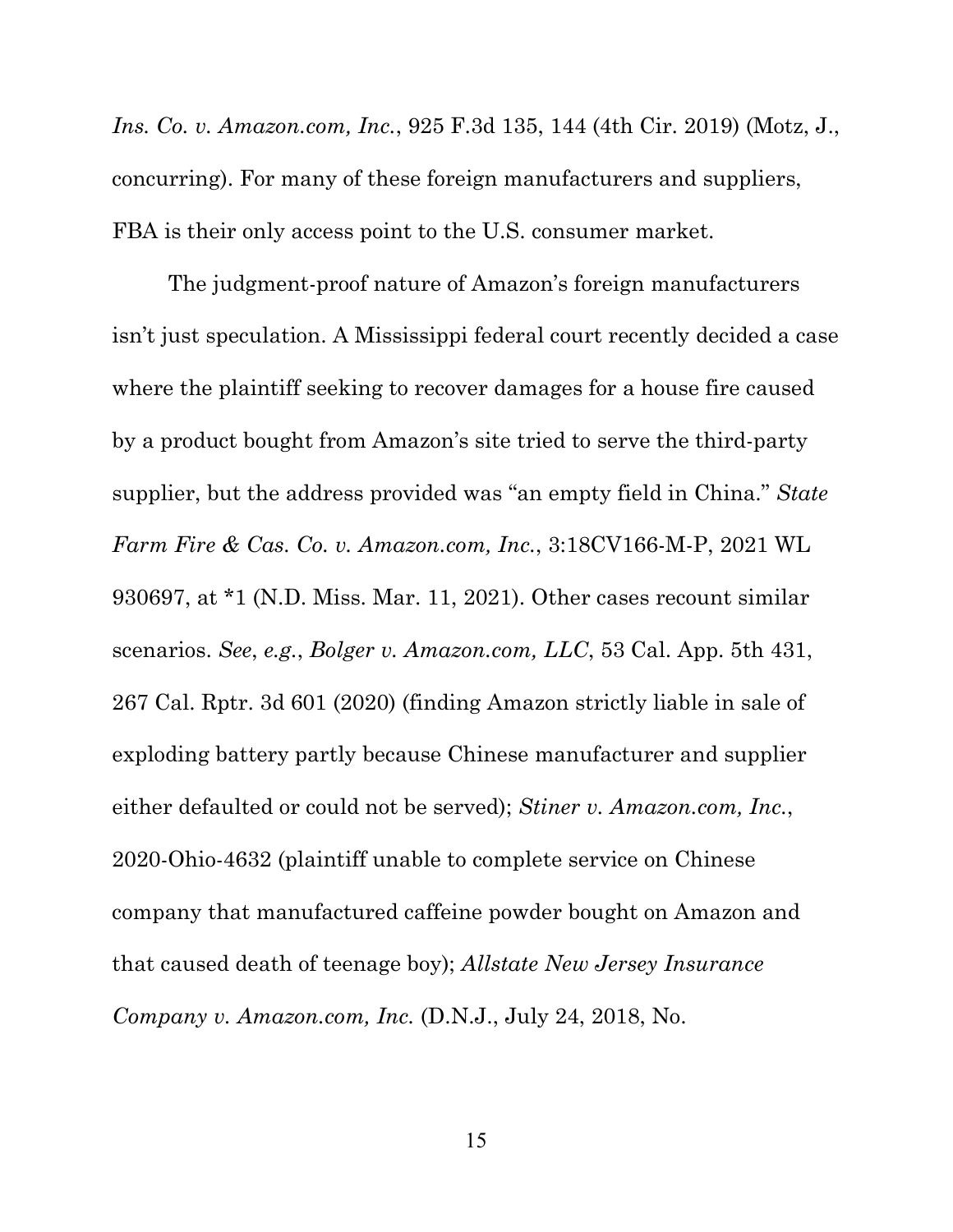*Ins. Co. v. Amazon.com, Inc.*, 925 F.3d 135, 144 (4th Cir. 2019) (Motz, J., concurring). For many of these foreign manufacturers and suppliers, FBA is their only access point to the U.S. consumer market.

The judgment-proof nature of Amazon's foreign manufacturers isn't just speculation. A Mississippi federal court recently decided a case where the plaintiff seeking to recover damages for a house fire caused by a product bought from Amazon's site tried to serve the third-party supplier, but the address provided was "an empty field in China." *State Farm Fire & Cas. Co. v. Amazon.com, Inc.*, 3:18CV166-M-P, 2021 WL 930697, at *1 (N.D. Miss. Mar. 11, 2021). Other cases recount similar scenarios. *See*, *e.g.*, *Bolger v. Amazon.com, LLC*, 53 Cal. App. 5th 431, 267 Cal. Rptr. 3d 601 (2020) (finding Amazon strictly liable in sale of exploding battery partly because Chinese manufacturer and supplier either defaulted or could not be served); *Stiner v. Amazon.com, Inc.*, 2020-Ohio-4632 (plaintiff unable to complete service on Chinese company that manufactured caffeine powder bought on Amazon and that caused death of teenage boy); *Allstate New Jersey Insurance Company v. Amazon.com, Inc.* (D.N.J., July 24, 2018, No.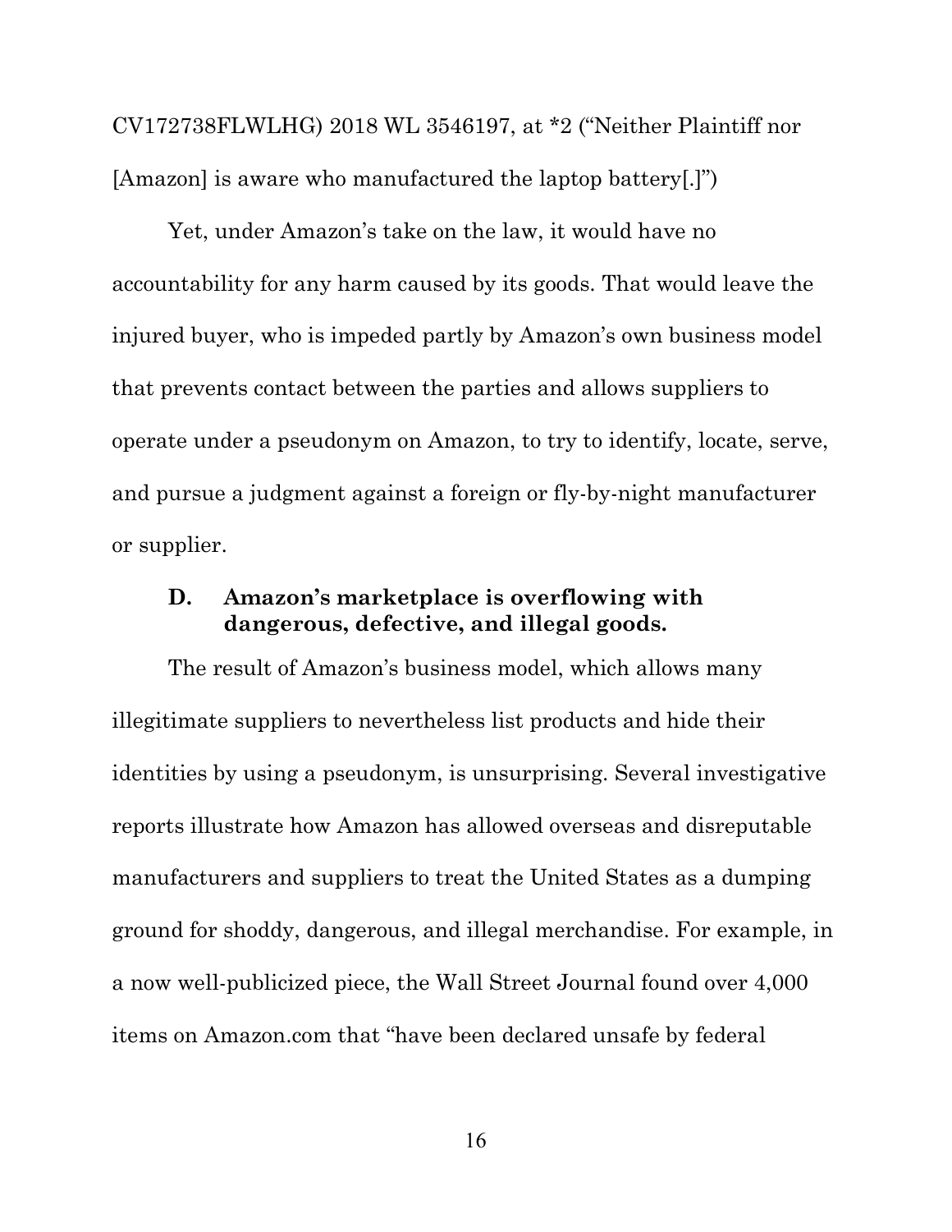CV172738FLWLHG) 2018 WL 3546197, at *2 ("Neither Plaintiff nor [Amazon] is aware who manufactured the laptop battery[.]")

Yet, under Amazon's take on the law, it would have no accountability for any harm caused by its goods. That would leave the injured buyer, who is impeded partly by Amazon's own business model that prevents contact between the parties and allows suppliers to operate under a pseudonym on Amazon, to try to identify, locate, serve, and pursue a judgment against a foreign or fly-by-night manufacturer or supplier.

### D. Amazon's marketplace is overflowing with dangerous, defective, and illegal goods.

The result of Amazon's business model, which allows many illegitimate suppliers to nevertheless list products and hide their identities by using a pseudonym, is unsurprising. Several investigative reports illustrate how Amazon has allowed overseas and disreputable manufacturers and suppliers to treat the United States as a dumping ground for shoddy, dangerous, and illegal merchandise. For example, in a now well-publicized piece, the Wall Street Journal found over 4,000 items on Amazon.com that "have been declared unsafe by federal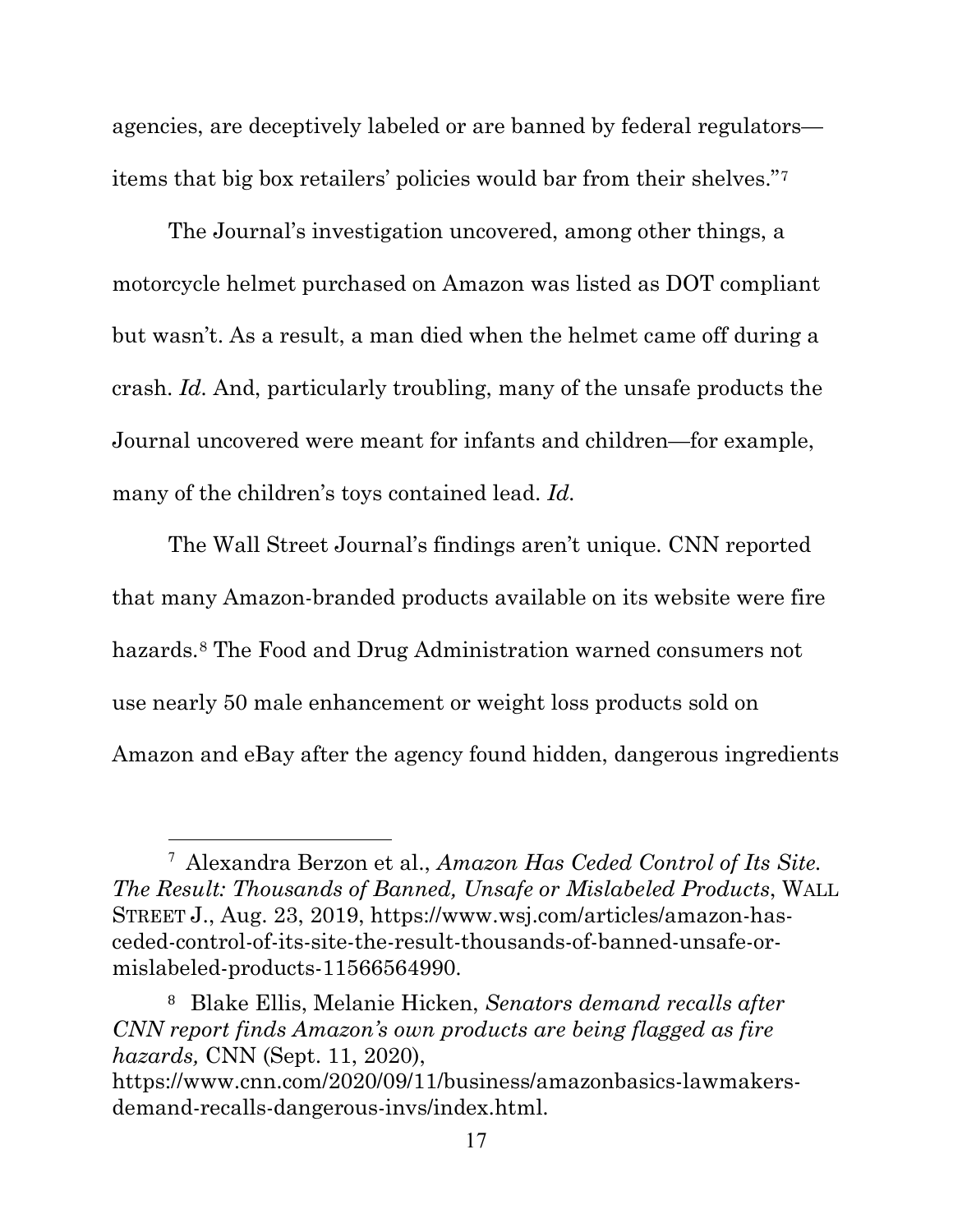agencies, are deceptively labeled or are banned by federal regulators—items that big box retailers' policies would bar from their shelves."[7]

The Journal's investigation uncovered, among other things, a motorcycle helmet purchased on Amazon was listed as DOT compliant but wasn't. As a result, a man died when the helmet came off during a crash. *Id*. And, particularly troubling, many of the unsafe products the Journal uncovered were meant for infants and children—for example, many of the children's toys contained lead. *Id.*

The Wall Street Journal's findings aren't unique. CNN reported that many Amazon-branded products available on its website were fire hazards.[8] The Food and Drug Administration warned consumers not use nearly 50 male enhancement or weight loss products sold on Amazon and eBay after the agency found hidden, dangerous ingredients

---

[7] Alexandra Berzon et al., *Amazon Has Ceded Control of Its Site. The Result: Thousands of Banned, Unsafe or Mislabeled Products*, WALL STREET J., Aug. 23, 2019, https://www.wsj.com/articles/amazon-has-ceded-control-of-its-site-the-result-thousands-of-banned-unsafe-or-mislabeled-products-11566564990.

[8] Blake Ellis, Melanie Hicken, *Senators demand recalls after CNN report finds Amazon's own products are being flagged as fire hazards,* CNN (Sept. 11, 2020), https://www.cnn.com/2020/09/11/business/amazonbasics-lawmakers-demand-recalls-dangerous-invs/index.html.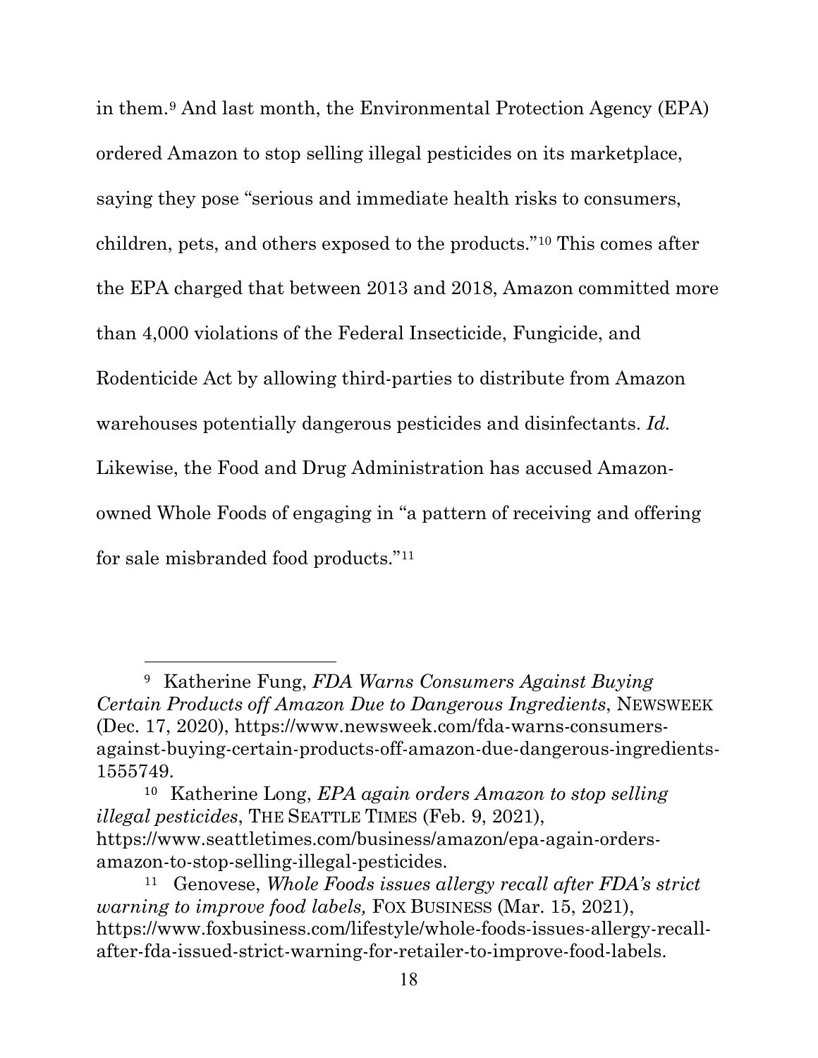in them.[9] And last month, the Environmental Protection Agency (EPA) ordered Amazon to stop selling illegal pesticides on its marketplace, saying they pose "serious and immediate health risks to consumers, children, pets, and others exposed to the products."[10] This comes after the EPA charged that between 2013 and 2018, Amazon committed more than 4,000 violations of the Federal Insecticide, Fungicide, and Rodenticide Act by allowing third-parties to distribute from Amazon warehouses potentially dangerous pesticides and disinfectants. *Id.* Likewise, the Food and Drug Administration has accused Amazon-owned Whole Foods of engaging in "a pattern of receiving and offering for sale misbranded food products."[11]

---

[9] Katherine Fung, *FDA Warns Consumers Against Buying Certain Products off Amazon Due to Dangerous Ingredients*, NEWSWEEK (Dec. 17, 2020), https://www.newsweek.com/fda-warns-consumers-against-buying-certain-products-off-amazon-due-dangerous-ingredients-1555749.

[10] Katherine Long, *EPA again orders Amazon to stop selling illegal pesticides*, THE SEATTLE TIMES (Feb. 9, 2021), https://www.seattletimes.com/business/amazon/epa-again-orders-amazon-to-stop-selling-illegal-pesticides.

[11] Genovese, *Whole Foods issues allergy recall after FDA's strict warning to improve food labels,* FOX BUSINESS (Mar. 15, 2021), https://www.foxbusiness.com/lifestyle/whole-foods-issues-allergy-recall-after-fda-issued-strict-warning-for-retailer-to-improve-food-labels.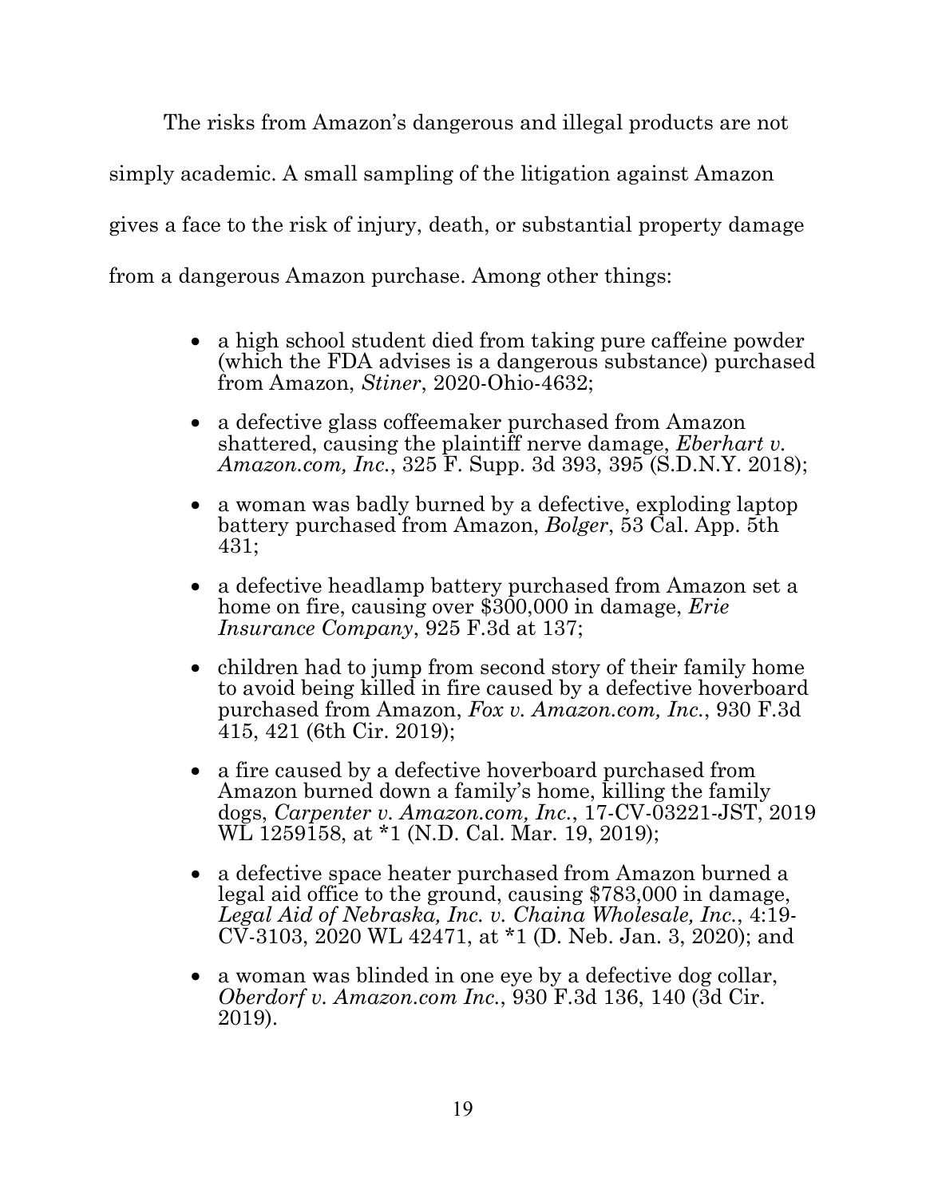The risks from Amazon's dangerous and illegal products are not simply academic. A small sampling of the litigation against Amazon gives a face to the risk of injury, death, or substantial property damage from a dangerous Amazon purchase. Among other things:

- a high school student died from taking pure caffeine powder (which the FDA advises is a dangerous substance) purchased from Amazon, *Stiner*, 2020-Ohio-4632;
- a defective glass coffeemaker purchased from Amazon shattered, causing the plaintiff nerve damage, *Eberhart v. Amazon.com, Inc.*, 325 F. Supp. 3d 393, 395 (S.D.N.Y. 2018);
- a woman was badly burned by a defective, exploding laptop battery purchased from Amazon, *Bolger*, 53 Cal. App. 5th 431;
- a defective headlamp battery purchased from Amazon set a home on fire, causing over $300,000 in damage, *Erie Insurance Company*, 925 F.3d at 137;
- children had to jump from second story of their family home to avoid being killed in fire caused by a defective hoverboard purchased from Amazon, *Fox v. Amazon.com, Inc.*, 930 F.3d 415, 421 (6th Cir. 2019);
- a fire caused by a defective hoverboard purchased from Amazon burned down a family's home, killing the family dogs, *Carpenter v. Amazon.com, Inc.*, 17-CV-03221-JST, 2019 WL 1259158, at *1 (N.D. Cal. Mar. 19, 2019);
- a defective space heater purchased from Amazon burned a legal aid office to the ground, causing $783,000 in damage, *Legal Aid of Nebraska, Inc. v. Chaina Wholesale, Inc.*, 4:19-CV-3103, 2020 WL 42471, at *1 (D. Neb. Jan. 3, 2020); and
- a woman was blinded in one eye by a defective dog collar, *Oberdorf v. Amazon.com Inc.*, 930 F.3d 136, 140 (3d Cir. 2019).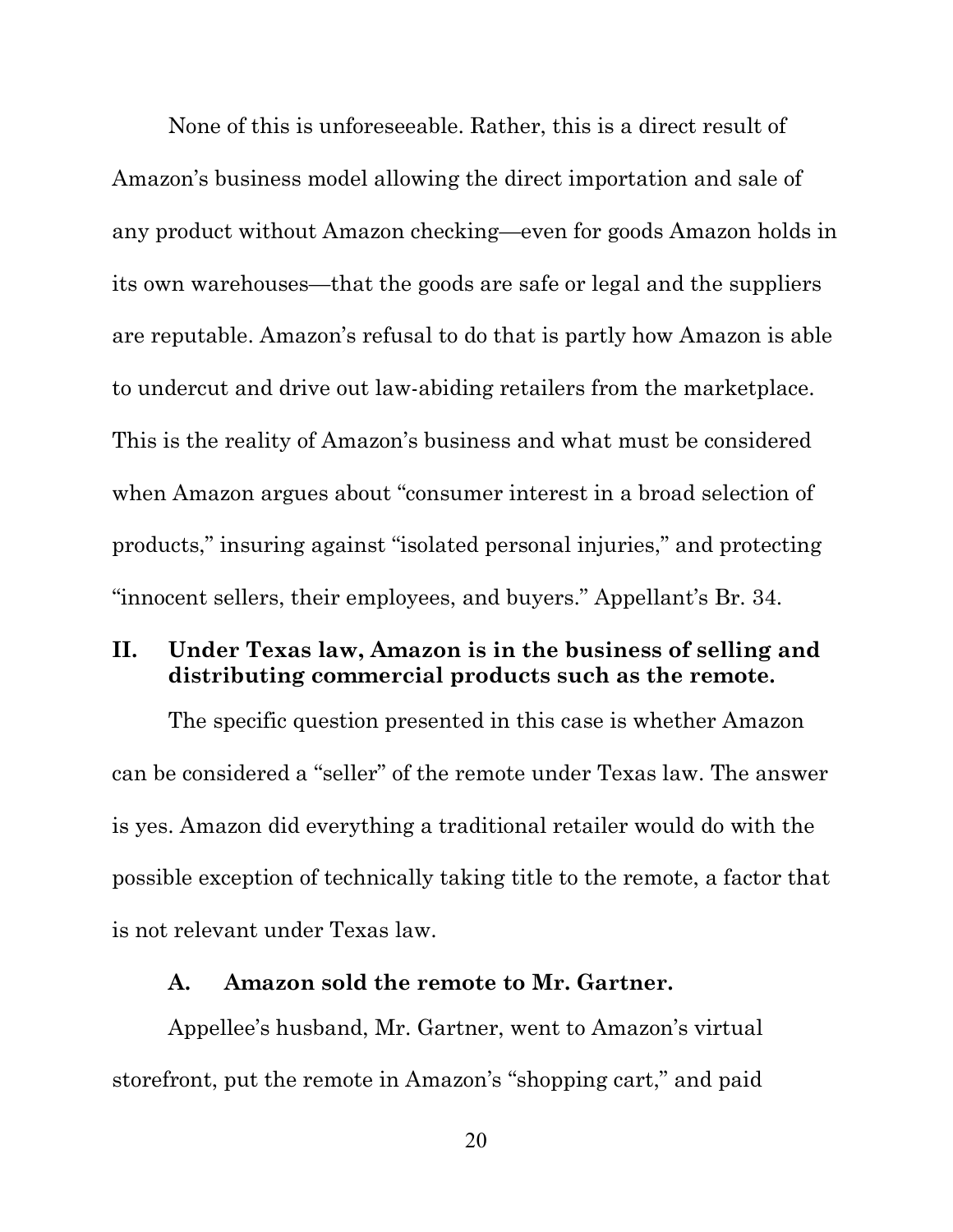None of this is unforeseeable. Rather, this is a direct result of Amazon's business model allowing the direct importation and sale of any product without Amazon checking—even for goods Amazon holds in its own warehouses—that the goods are safe or legal and the suppliers are reputable. Amazon's refusal to do that is partly how Amazon is able to undercut and drive out law-abiding retailers from the marketplace. This is the reality of Amazon's business and what must be considered when Amazon argues about "consumer interest in a broad selection of products," insuring against "isolated personal injuries," and protecting "innocent sellers, their employees, and buyers." Appellant's Br. 34.

## II. Under Texas law, Amazon is in the business of selling and distributing commercial products such as the remote.

The specific question presented in this case is whether Amazon can be considered a "seller" of the remote under Texas law. The answer is yes. Amazon did everything a traditional retailer would do with the possible exception of technically taking title to the remote, a factor that is not relevant under Texas law.

### A. Amazon sold the remote to Mr. Gartner.

Appellee's husband, Mr. Gartner, went to Amazon's virtual storefront, put the remote in Amazon's "shopping cart," and paid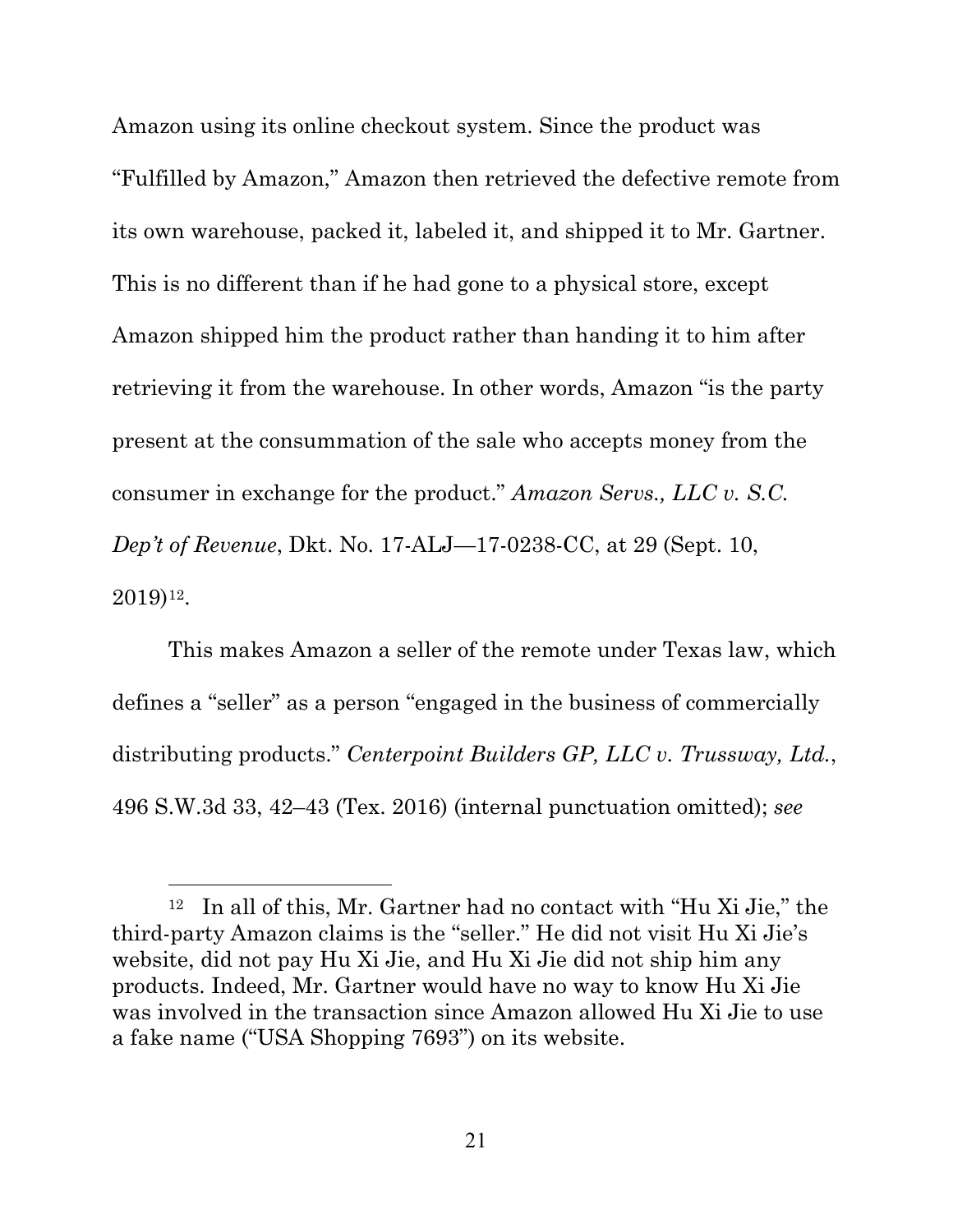Amazon using its online checkout system. Since the product was "Fulfilled by Amazon," Amazon then retrieved the defective remote from its own warehouse, packed it, labeled it, and shipped it to Mr. Gartner. This is no different than if he had gone to a physical store, except Amazon shipped him the product rather than handing it to him after retrieving it from the warehouse. In other words, Amazon "is the party present at the consummation of the sale who accepts money from the consumer in exchange for the product." *Amazon Servs., LLC v. S.C. Dep't of Revenue*, Dkt. No. 17-ALJ—17-0238-CC, at 29 (Sept. 10, 2019)[12].

This makes Amazon a seller of the remote under Texas law, which defines a "seller" as a person "engaged in the business of commercially distributing products." *Centerpoint Builders GP, LLC v. Trussway, Ltd.*, 496 S.W.3d 33, 42–43 (Tex. 2016) (internal punctuation omitted); *see*

---

[12] In all of this, Mr. Gartner had no contact with "Hu Xi Jie," the third-party Amazon claims is the "seller." He did not visit Hu Xi Jie's website, did not pay Hu Xi Jie, and Hu Xi Jie did not ship him any products. Indeed, Mr. Gartner would have no way to know Hu Xi Jie was involved in the transaction since Amazon allowed Hu Xi Jie to use a fake name ("USA Shopping 7693") on its website.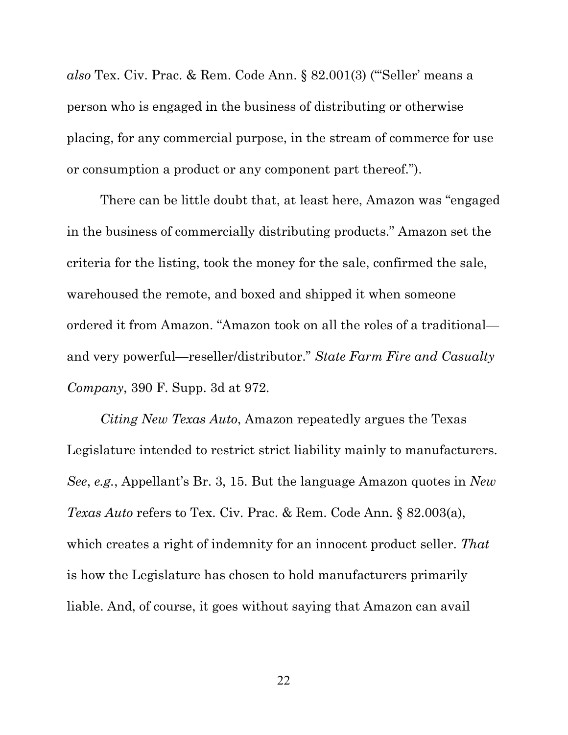*also* Tex. Civ. Prac. & Rem. Code Ann. § 82.001(3) ("'Seller' means a person who is engaged in the business of distributing or otherwise placing, for any commercial purpose, in the stream of commerce for use or consumption a product or any component part thereof.").

There can be little doubt that, at least here, Amazon was "engaged in the business of commercially distributing products." Amazon set the criteria for the listing, took the money for the sale, confirmed the sale, warehoused the remote, and boxed and shipped it when someone ordered it from Amazon. "Amazon took on all the roles of a traditional—and very powerful—reseller/distributor." *State Farm Fire and Casualty Company*, 390 F. Supp. 3d at 972.

*Citing New Texas Auto*, Amazon repeatedly argues the Texas Legislature intended to restrict strict liability mainly to manufacturers. *See*, *e.g.*, Appellant's Br. 3, 15. But the language Amazon quotes in *New Texas Auto* refers to Tex. Civ. Prac. & Rem. Code Ann. § 82.003(a), which creates a right of indemnity for an innocent product seller. *That* is how the Legislature has chosen to hold manufacturers primarily liable. And, of course, it goes without saying that Amazon can avail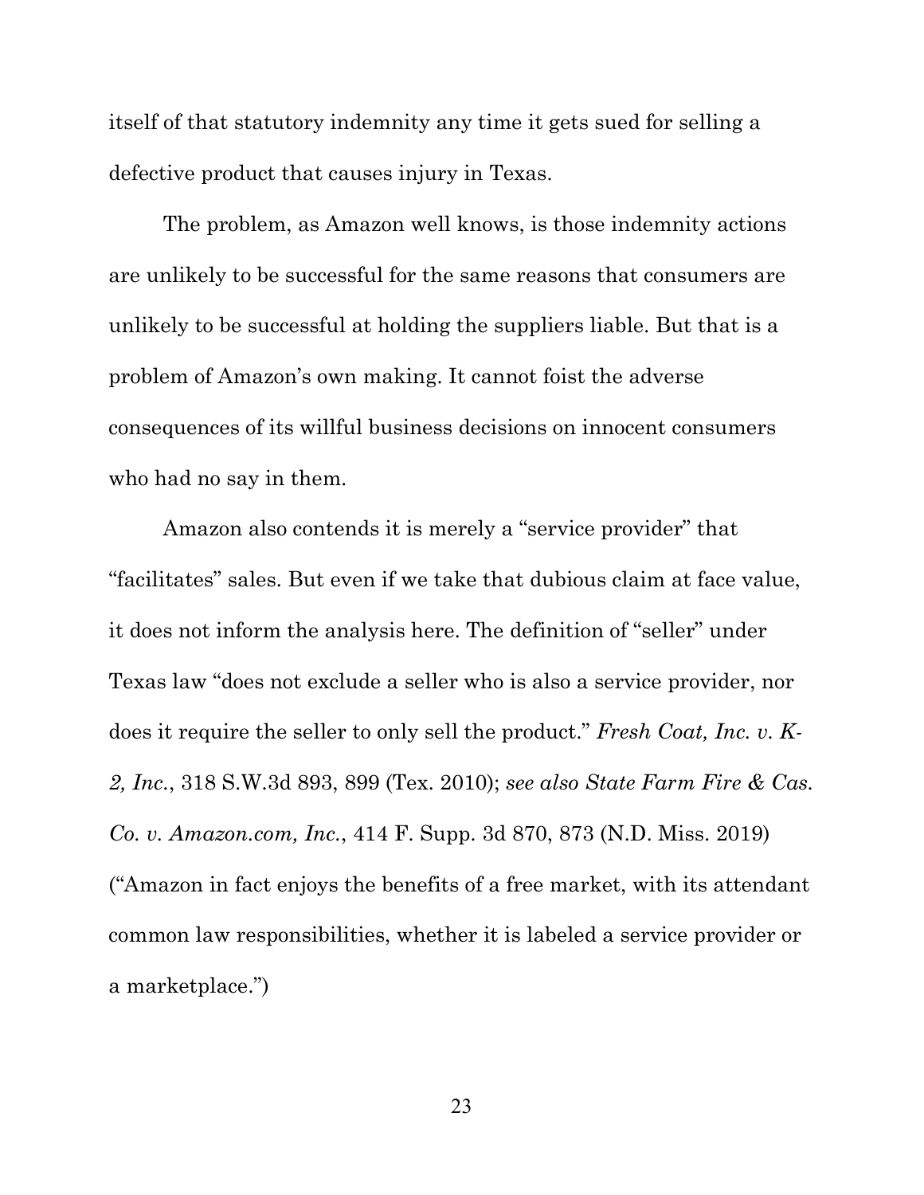itself of that statutory indemnity any time it gets sued for selling a defective product that causes injury in Texas.

The problem, as Amazon well knows, is those indemnity actions are unlikely to be successful for the same reasons that consumers are unlikely to be successful at holding the suppliers liable. But that is a problem of Amazon's own making. It cannot foist the adverse consequences of its willful business decisions on innocent consumers who had no say in them.

Amazon also contends it is merely a "service provider" that "facilitates" sales. But even if we take that dubious claim at face value, it does not inform the analysis here. The definition of "seller" under Texas law "does not exclude a seller who is also a service provider, nor does it require the seller to only sell the product." *Fresh Coat, Inc. v. K-2, Inc.*, 318 S.W.3d 893, 899 (Tex. 2010); *see also State Farm Fire & Cas. Co. v. Amazon.com, Inc.*, 414 F. Supp. 3d 870, 873 (N.D. Miss. 2019) ("Amazon in fact enjoys the benefits of a free market, with its attendant common law responsibilities, whether it is labeled a service provider or a marketplace.")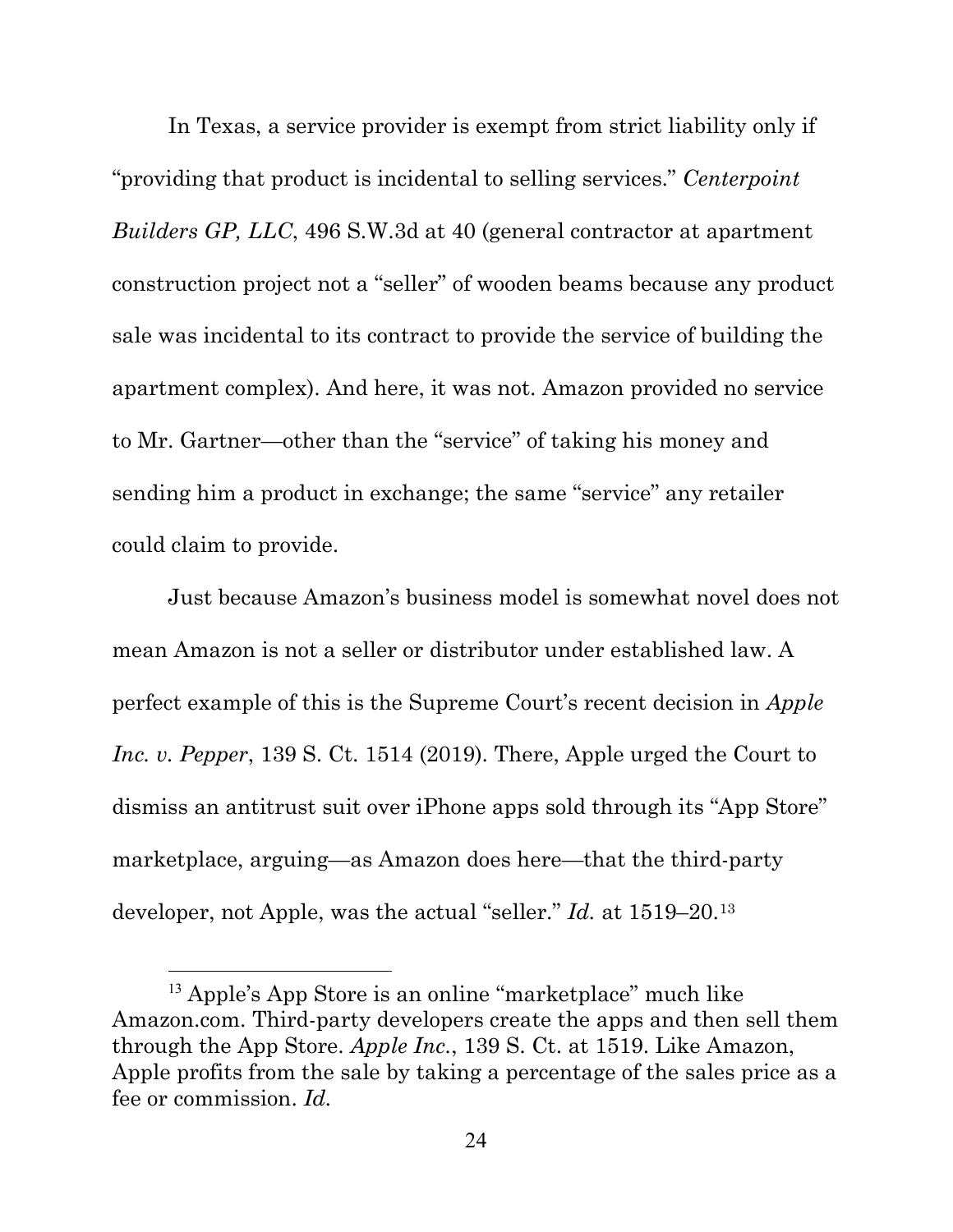In Texas, a service provider is exempt from strict liability only if "providing that product is incidental to selling services." *Centerpoint Builders GP, LLC*, 496 S.W.3d at 40 (general contractor at apartment construction project not a "seller" of wooden beams because any product sale was incidental to its contract to provide the service of building the apartment complex). And here, it was not. Amazon provided no service to Mr. Gartner—other than the "service" of taking his money and sending him a product in exchange; the same "service" any retailer could claim to provide.

Just because Amazon's business model is somewhat novel does not mean Amazon is not a seller or distributor under established law. A perfect example of this is the Supreme Court's recent decision in *Apple Inc. v. Pepper*, 139 S. Ct. 1514 (2019). There, Apple urged the Court to dismiss an antitrust suit over iPhone apps sold through its "App Store" marketplace, arguing—as Amazon does here—that the third-party developer, not Apple, was the actual "seller." *Id.* at 1519–20.[13]

---

[13] Apple's App Store is an online "marketplace" much like Amazon.com. Third-party developers create the apps and then sell them through the App Store. *Apple Inc.*, 139 S. Ct. at 1519. Like Amazon, Apple profits from the sale by taking a percentage of the sales price as a fee or commission. *Id.*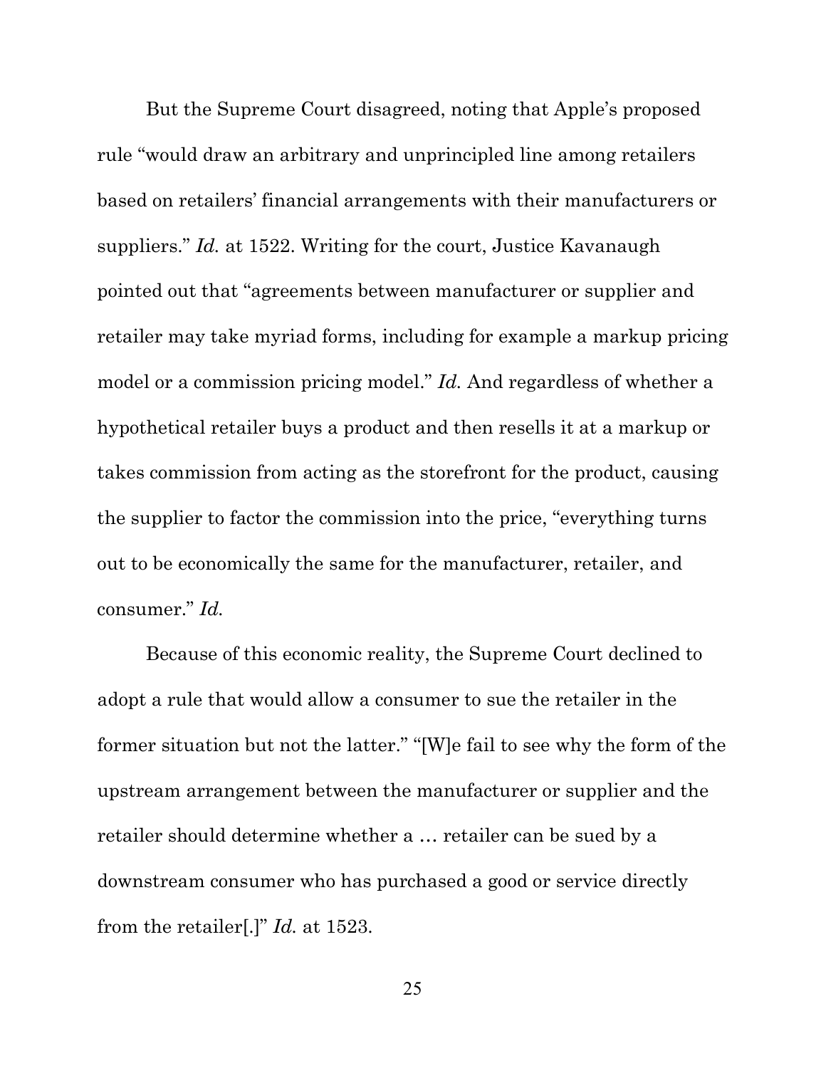But the Supreme Court disagreed, noting that Apple's proposed rule "would draw an arbitrary and unprincipled line among retailers based on retailers' financial arrangements with their manufacturers or suppliers." *Id.* at 1522. Writing for the court, Justice Kavanaugh pointed out that "agreements between manufacturer or supplier and retailer may take myriad forms, including for example a markup pricing model or a commission pricing model." *Id.* And regardless of whether a hypothetical retailer buys a product and then resells it at a markup or takes commission from acting as the storefront for the product, causing the supplier to factor the commission into the price, "everything turns out to be economically the same for the manufacturer, retailer, and consumer." *Id.*

Because of this economic reality, the Supreme Court declined to adopt a rule that would allow a consumer to sue the retailer in the former situation but not the latter." "[W]e fail to see why the form of the upstream arrangement between the manufacturer or supplier and the retailer should determine whether a … retailer can be sued by a downstream consumer who has purchased a good or service directly from the retailer[.]" *Id.* at 1523.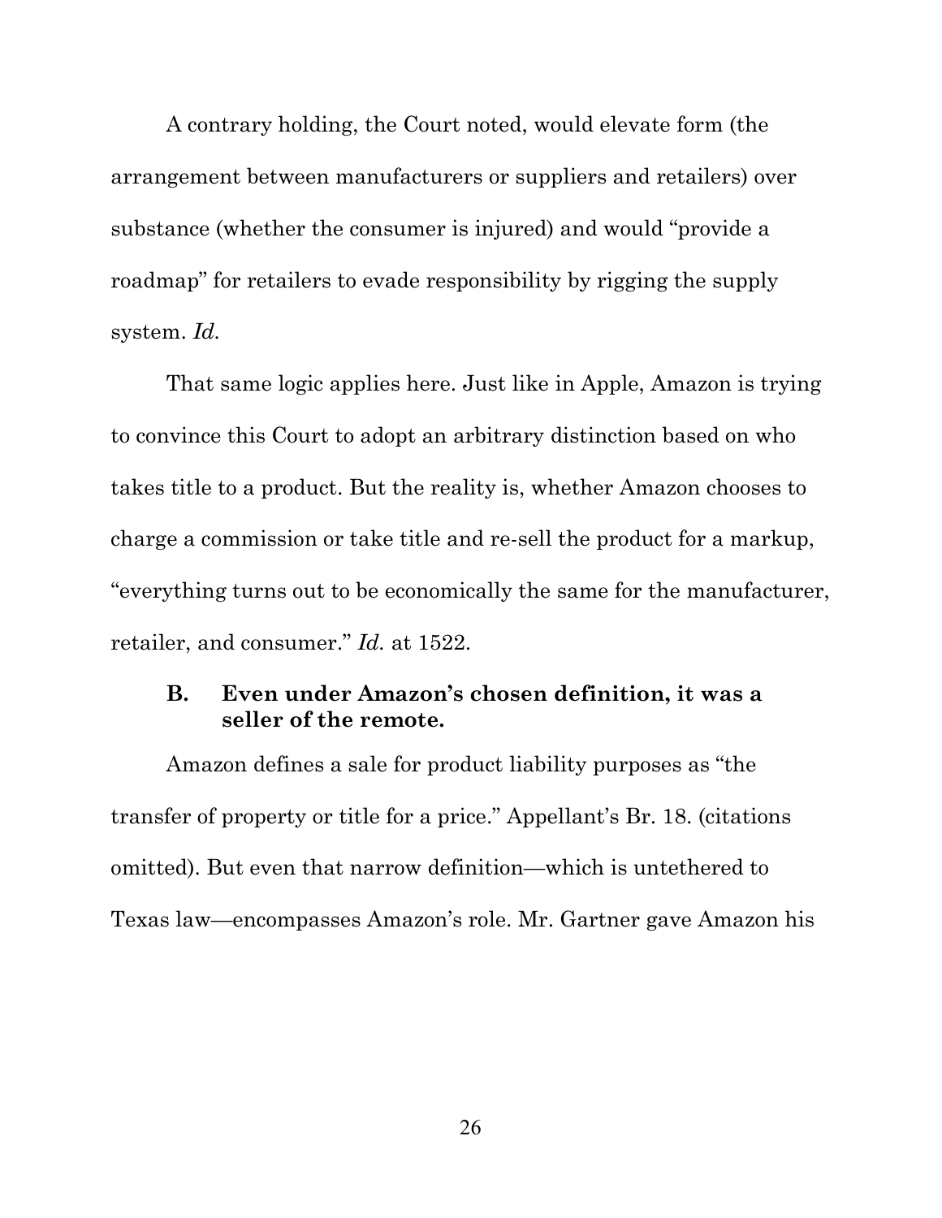A contrary holding, the Court noted, would elevate form (the arrangement between manufacturers or suppliers and retailers) over substance (whether the consumer is injured) and would "provide a roadmap" for retailers to evade responsibility by rigging the supply system. *Id.*

That same logic applies here. Just like in Apple, Amazon is trying to convince this Court to adopt an arbitrary distinction based on who takes title to a product. But the reality is, whether Amazon chooses to charge a commission or take title and re-sell the product for a markup, "everything turns out to be economically the same for the manufacturer, retailer, and consumer." *Id.* at 1522.

### B. Even under Amazon's chosen definition, it was a seller of the remote.

Amazon defines a sale for product liability purposes as "the transfer of property or title for a price." Appellant's Br. 18. (citations omitted). But even that narrow definition—which is untethered to Texas law—encompasses Amazon's role. Mr. Gartner gave Amazon his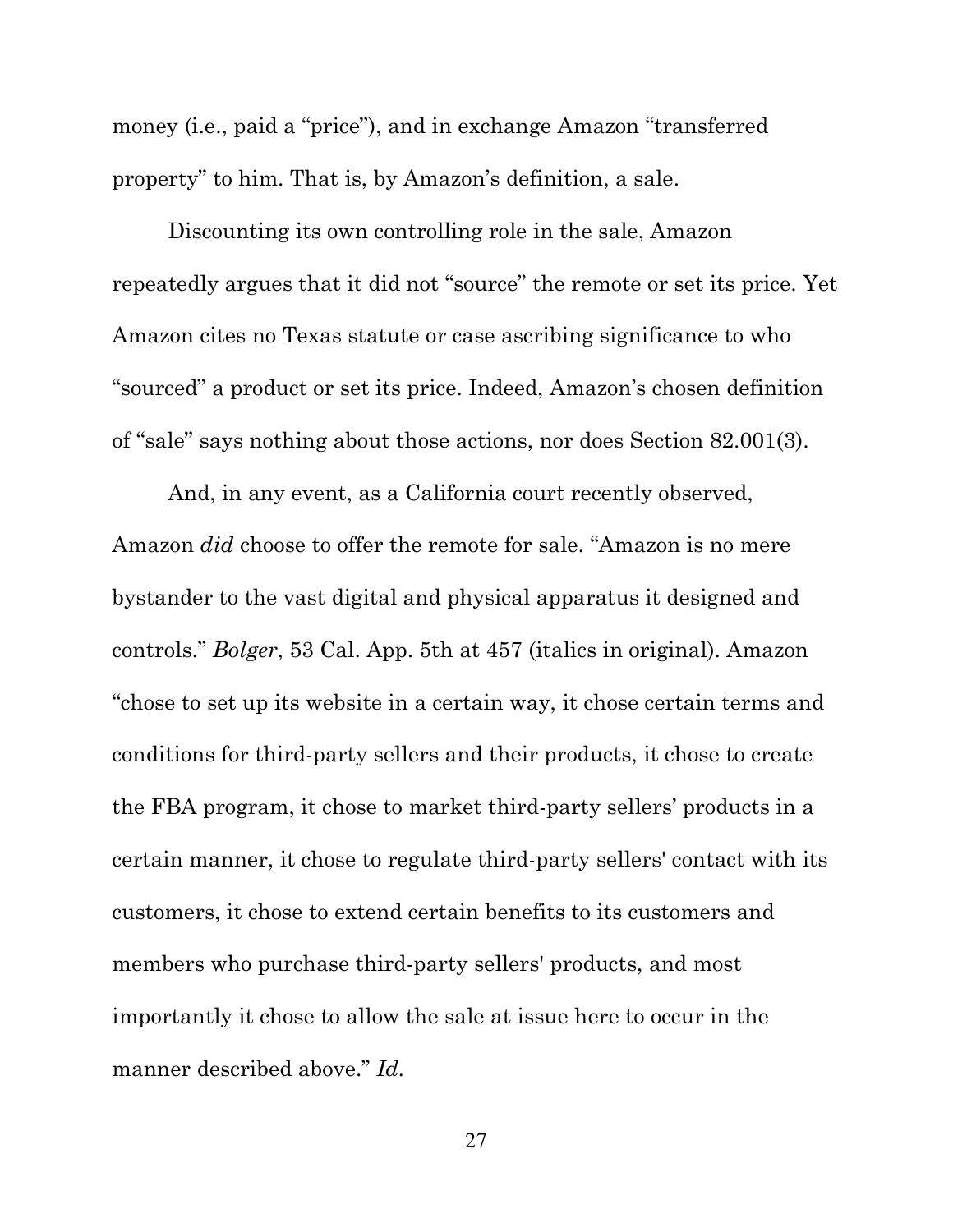money (i.e., paid a "price"), and in exchange Amazon "transferred property" to him. That is, by Amazon's definition, a sale.

Discounting its own controlling role in the sale, Amazon repeatedly argues that it did not "source" the remote or set its price. Yet Amazon cites no Texas statute or case ascribing significance to who "sourced" a product or set its price. Indeed, Amazon's chosen definition of "sale" says nothing about those actions, nor does Section 82.001(3).

And, in any event, as a California court recently observed, Amazon *did* choose to offer the remote for sale. "Amazon is no mere bystander to the vast digital and physical apparatus it designed and controls." *Bolger*, 53 Cal. App. 5th at 457 (italics in original). Amazon "chose to set up its website in a certain way, it chose certain terms and conditions for third-party sellers and their products, it chose to create the FBA program, it chose to market third-party sellers' products in a certain manner, it chose to regulate third-party sellers' contact with its customers, it chose to extend certain benefits to its customers and members who purchase third-party sellers' products, and most importantly it chose to allow the sale at issue here to occur in the manner described above." *Id.*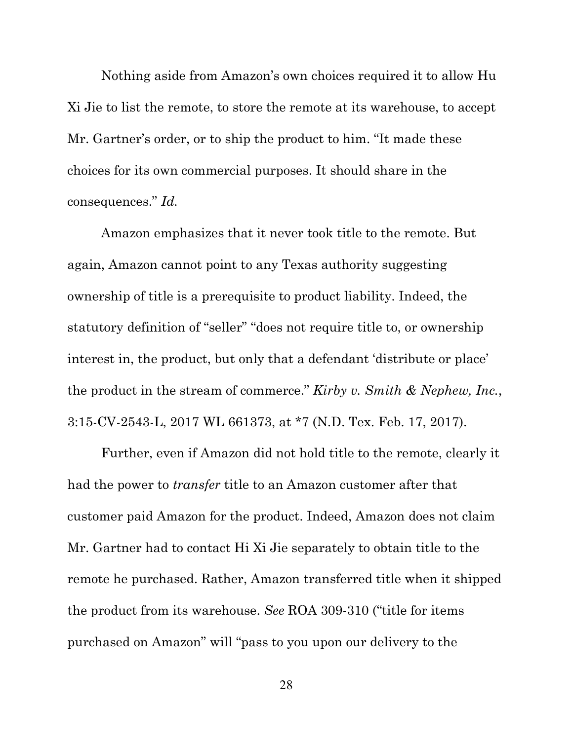Nothing aside from Amazon's own choices required it to allow Hu Xi Jie to list the remote, to store the remote at its warehouse, to accept Mr. Gartner's order, or to ship the product to him. "It made these choices for its own commercial purposes. It should share in the consequences." *Id.*

Amazon emphasizes that it never took title to the remote. But again, Amazon cannot point to any Texas authority suggesting ownership of title is a prerequisite to product liability. Indeed, the statutory definition of "seller" "does not require title to, or ownership interest in, the product, but only that a defendant 'distribute or place' the product in the stream of commerce." *Kirby v. Smith & Nephew, Inc.*, 3:15-CV-2543-L, 2017 WL 661373, at *7 (N.D. Tex. Feb. 17, 2017).

Further, even if Amazon did not hold title to the remote, clearly it had the power to *transfer* title to an Amazon customer after that customer paid Amazon for the product. Indeed, Amazon does not claim Mr. Gartner had to contact Hi Xi Jie separately to obtain title to the remote he purchased. Rather, Amazon transferred title when it shipped the product from its warehouse. *See* ROA 309-310 ("title for items purchased on Amazon" will "pass to you upon our delivery to the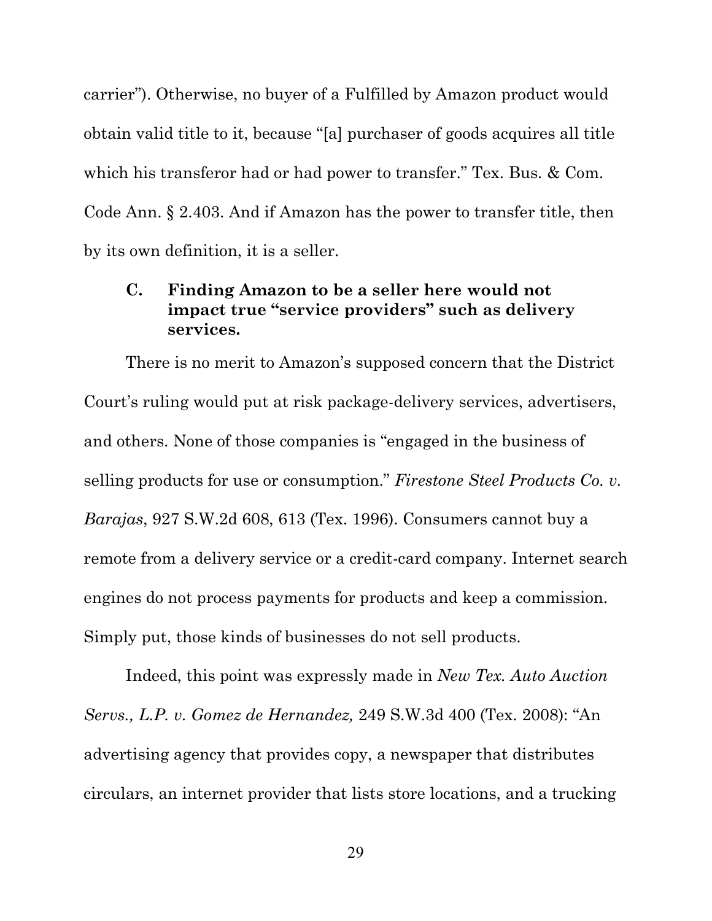carrier"). Otherwise, no buyer of a Fulfilled by Amazon product would obtain valid title to it, because "[a] purchaser of goods acquires all title which his transferor had or had power to transfer." Tex. Bus. & Com. Code Ann. § 2.403. And if Amazon has the power to transfer title, then by its own definition, it is a seller.

### C. Finding Amazon to be a seller here would not impact true "service providers" such as delivery services.

There is no merit to Amazon's supposed concern that the District Court's ruling would put at risk package-delivery services, advertisers, and others. None of those companies is "engaged in the business of selling products for use or consumption." *Firestone Steel Products Co. v. Barajas*, 927 S.W.2d 608, 613 (Tex. 1996). Consumers cannot buy a remote from a delivery service or a credit-card company. Internet search engines do not process payments for products and keep a commission. Simply put, those kinds of businesses do not sell products.

Indeed, this point was expressly made in *New Tex. Auto Auction Servs., L.P. v. Gomez de Hernandez,* 249 S.W.3d 400 (Tex. 2008): "An advertising agency that provides copy, a newspaper that distributes circulars, an internet provider that lists store locations, and a trucking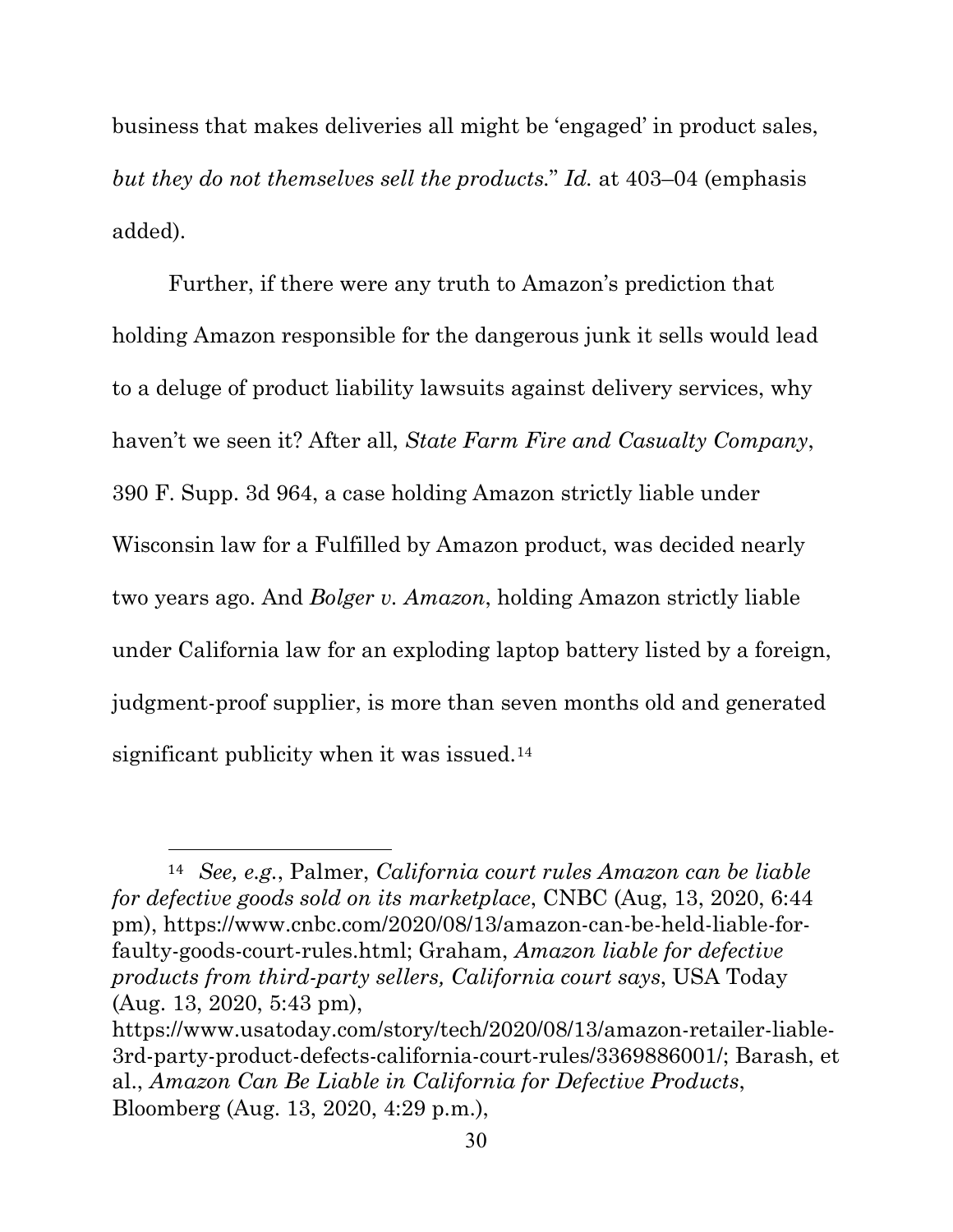business that makes deliveries all might be 'engaged' in product sales, *but they do not themselves sell the products*." *Id.* at 403–04 (emphasis added).

Further, if there were any truth to Amazon's prediction that holding Amazon responsible for the dangerous junk it sells would lead to a deluge of product liability lawsuits against delivery services, why haven't we seen it? After all, *State Farm Fire and Casualty Company*, 390 F. Supp. 3d 964, a case holding Amazon strictly liable under Wisconsin law for a Fulfilled by Amazon product, was decided nearly two years ago. And *Bolger v. Amazon*, holding Amazon strictly liable under California law for an exploding laptop battery listed by a foreign, judgment-proof supplier, is more than seven months old and generated significant publicity when it was issued.[14]

---

[14] *See, e.g.*, Palmer, *California court rules Amazon can be liable for defective goods sold on its marketplace*, CNBC (Aug, 13, 2020, 6:44 pm), https://www.cnbc.com/2020/08/13/amazon-can-be-held-liable-for-faulty-goods-court-rules.html; Graham, *Amazon liable for defective products from third-party sellers, California court says*, USA Today (Aug. 13, 2020, 5:43 pm), https://www.usatoday.com/story/tech/2020/08/13/amazon-retailer-liable-3rd-party-product-defects-california-court-rules/3369886001/; Barash, et al., *Amazon Can Be Liable in California for Defective Products*, Bloomberg (Aug. 13, 2020, 4:29 p.m.),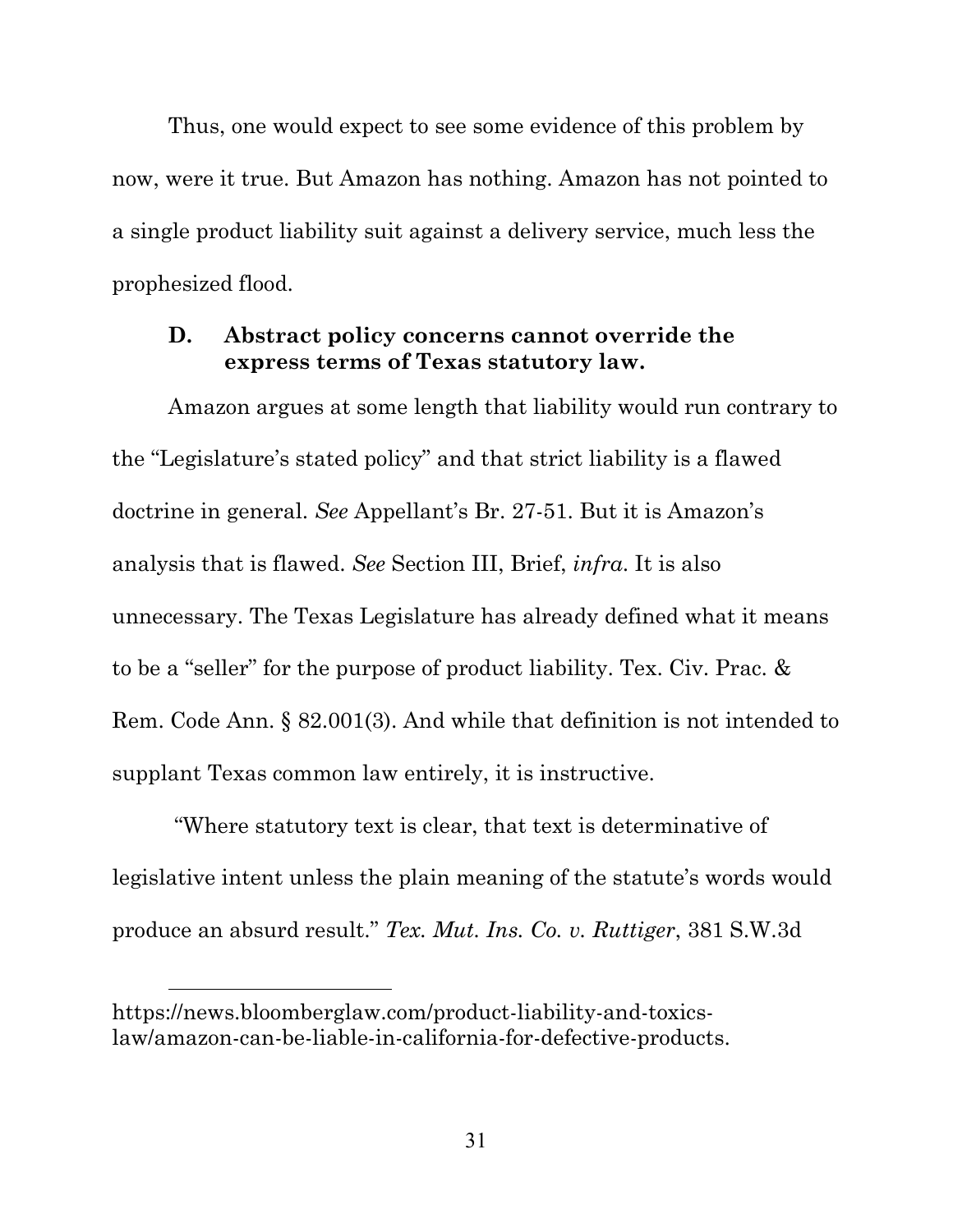Thus, one would expect to see some evidence of this problem by now, were it true. But Amazon has nothing. Amazon has not pointed to a single product liability suit against a delivery service, much less the prophesized flood.

### D. Abstract policy concerns cannot override the express terms of Texas statutory law.

Amazon argues at some length that liability would run contrary to the "Legislature's stated policy" and that strict liability is a flawed doctrine in general. *See* Appellant's Br. 27-51. But it is Amazon's analysis that is flawed. *See* Section III, Brief, *infra*. It is also unnecessary. The Texas Legislature has already defined what it means to be a "seller" for the purpose of product liability. Tex. Civ. Prac. & Rem. Code Ann. § 82.001(3). And while that definition is not intended to supplant Texas common law entirely, it is instructive.

"Where statutory text is clear, that text is determinative of legislative intent unless the plain meaning of the statute's words would produce an absurd result." *Tex. Mut. Ins. Co. v. Ruttiger*, 381 S.W.3d

---

https://news.bloomberglaw.com/product-liability-and-toxics-law/amazon-can-be-liable-in-california-for-defective-products.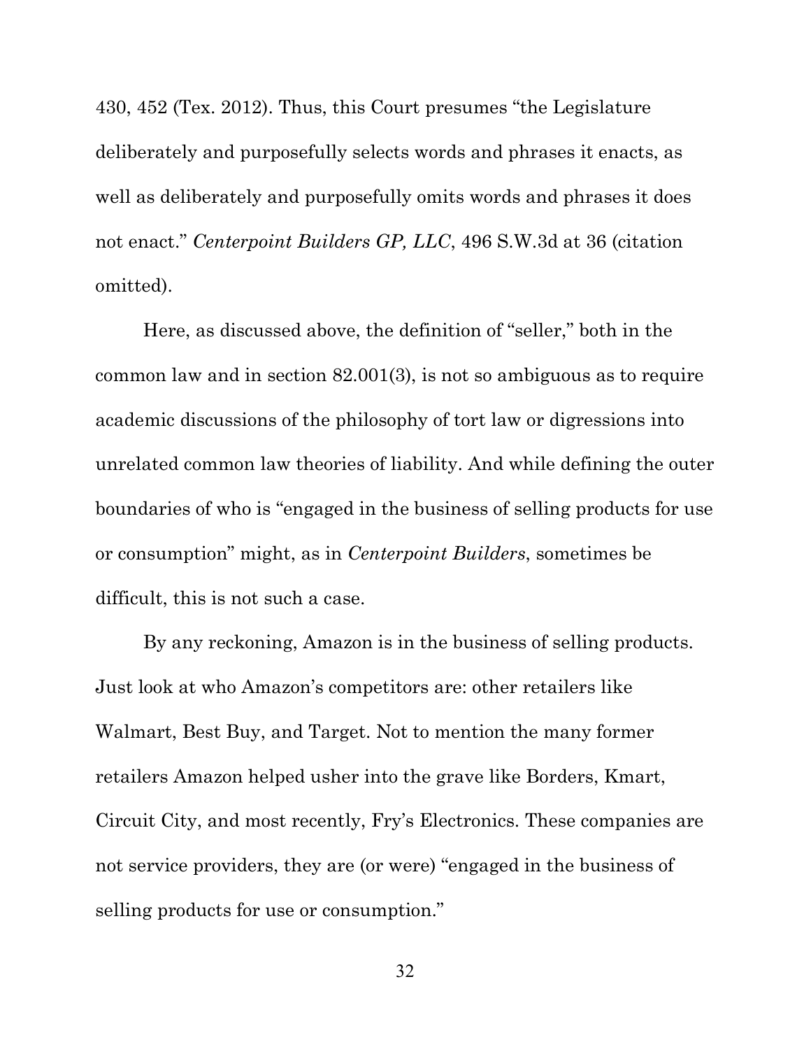430, 452 (Tex. 2012). Thus, this Court presumes "the Legislature deliberately and purposefully selects words and phrases it enacts, as well as deliberately and purposefully omits words and phrases it does not enact." *Centerpoint Builders GP, LLC*, 496 S.W.3d at 36 (citation omitted).

Here, as discussed above, the definition of "seller," both in the common law and in section 82.001(3), is not so ambiguous as to require academic discussions of the philosophy of tort law or digressions into unrelated common law theories of liability. And while defining the outer boundaries of who is "engaged in the business of selling products for use or consumption" might, as in *Centerpoint Builders*, sometimes be difficult, this is not such a case.

By any reckoning, Amazon is in the business of selling products. Just look at who Amazon's competitors are: other retailers like Walmart, Best Buy, and Target. Not to mention the many former retailers Amazon helped usher into the grave like Borders, Kmart, Circuit City, and most recently, Fry's Electronics. These companies are not service providers, they are (or were) "engaged in the business of selling products for use or consumption."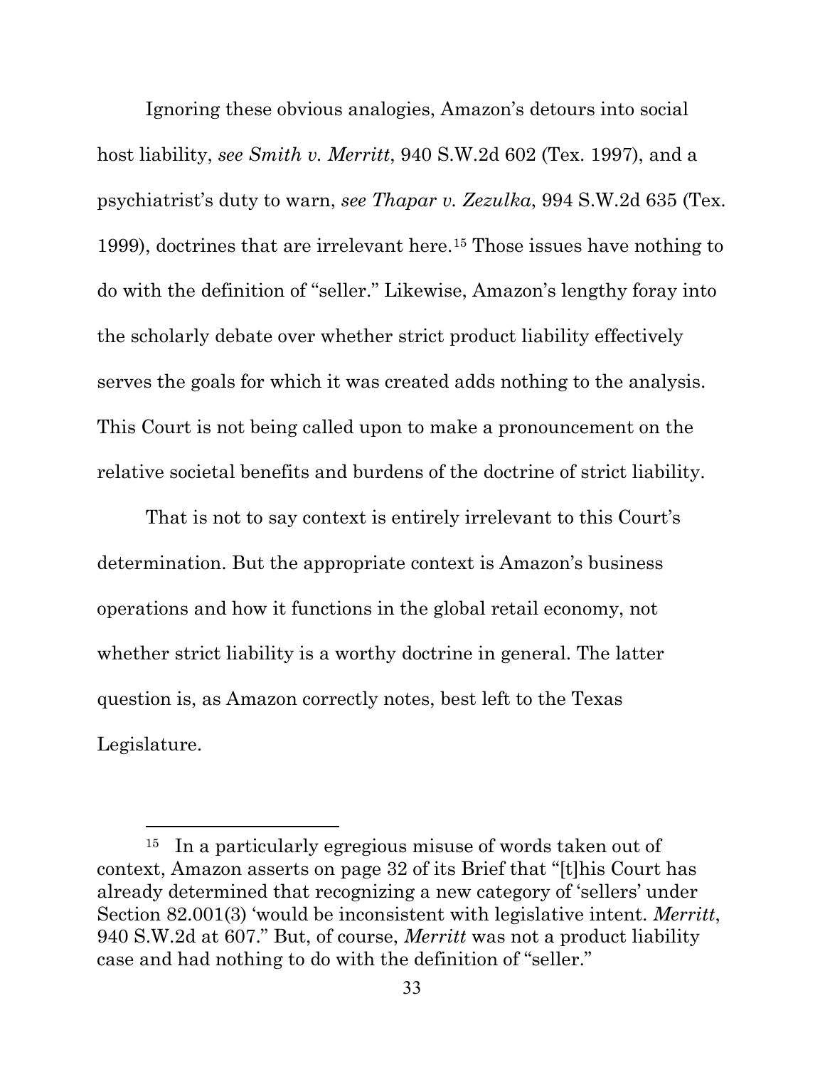Ignoring these obvious analogies, Amazon's detours into social host liability, *see Smith v. Merritt*, 940 S.W.2d 602 (Tex. 1997), and a psychiatrist's duty to warn, *see Thapar v. Zezulka*, 994 S.W.2d 635 (Tex. 1999), doctrines that are irrelevant here.[15] Those issues have nothing to do with the definition of "seller." Likewise, Amazon's lengthy foray into the scholarly debate over whether strict product liability effectively serves the goals for which it was created adds nothing to the analysis. This Court is not being called upon to make a pronouncement on the relative societal benefits and burdens of the doctrine of strict liability.

That is not to say context is entirely irrelevant to this Court's determination. But the appropriate context is Amazon's business operations and how it functions in the global retail economy, not whether strict liability is a worthy doctrine in general. The latter question is, as Amazon correctly notes, best left to the Texas Legislature.

---

[15] In a particularly egregious misuse of words taken out of context, Amazon asserts on page 32 of its Brief that "[t]his Court has already determined that recognizing a new category of 'sellers' under Section 82.001(3) 'would be inconsistent with legislative intent. *Merritt*, 940 S.W.2d at 607." But, of course, *Merritt* was not a product liability case and had nothing to do with the definition of "seller."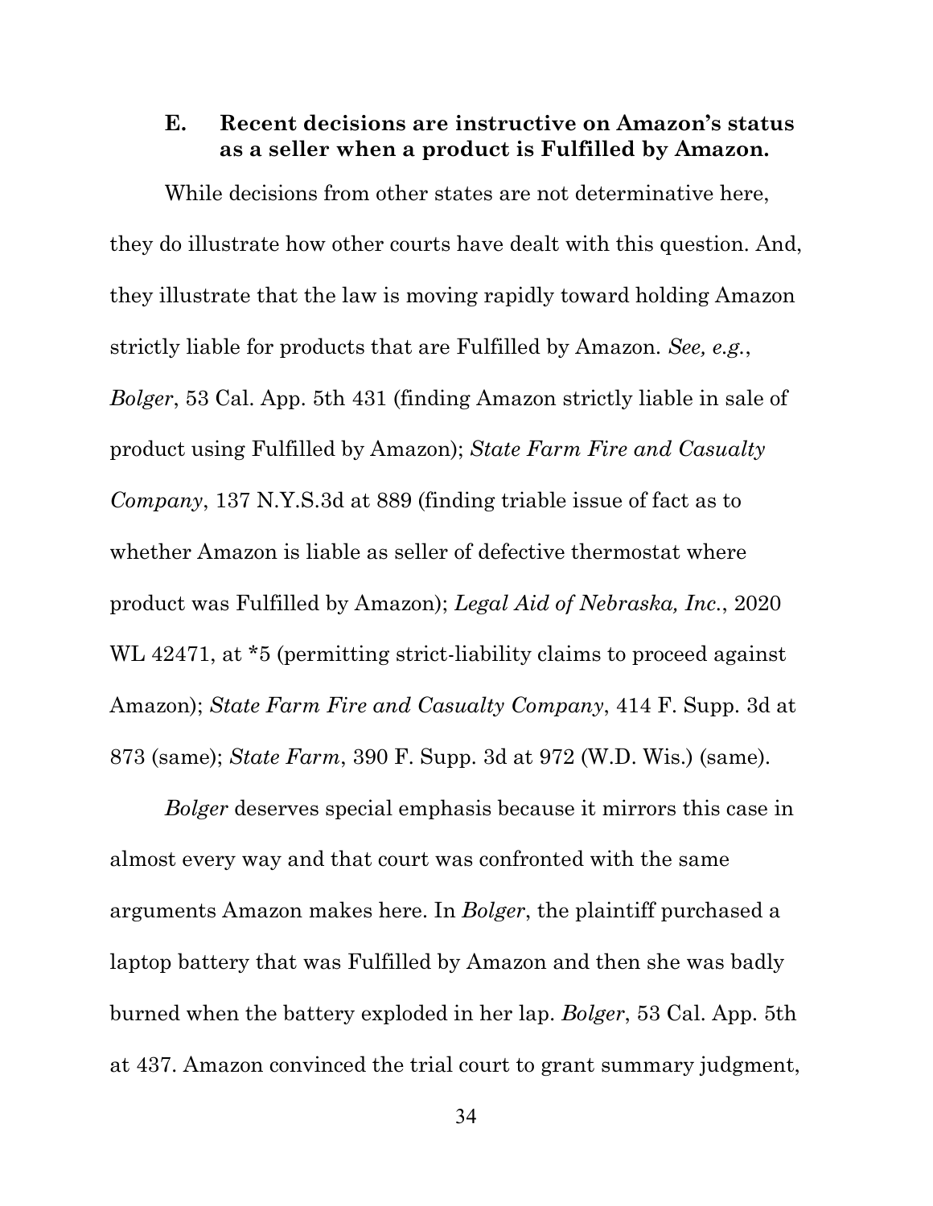### E. Recent decisions are instructive on Amazon's status as a seller when a product is Fulfilled by Amazon.

While decisions from other states are not determinative here, they do illustrate how other courts have dealt with this question. And, they illustrate that the law is moving rapidly toward holding Amazon strictly liable for products that are Fulfilled by Amazon. *See, e.g.*, *Bolger*, 53 Cal. App. 5th 431 (finding Amazon strictly liable in sale of product using Fulfilled by Amazon); *State Farm Fire and Casualty Company*, 137 N.Y.S.3d at 889 (finding triable issue of fact as to whether Amazon is liable as seller of defective thermostat where product was Fulfilled by Amazon); *Legal Aid of Nebraska, Inc.*, 2020 WL 42471, at *5 (permitting strict-liability claims to proceed against Amazon); *State Farm Fire and Casualty Company*, 414 F. Supp. 3d at 873 (same); *State Farm*, 390 F. Supp. 3d at 972 (W.D. Wis.) (same).

*Bolger* deserves special emphasis because it mirrors this case in almost every way and that court was confronted with the same arguments Amazon makes here. In *Bolger*, the plaintiff purchased a laptop battery that was Fulfilled by Amazon and then she was badly burned when the battery exploded in her lap. *Bolger*, 53 Cal. App. 5th at 437. Amazon convinced the trial court to grant summary judgment,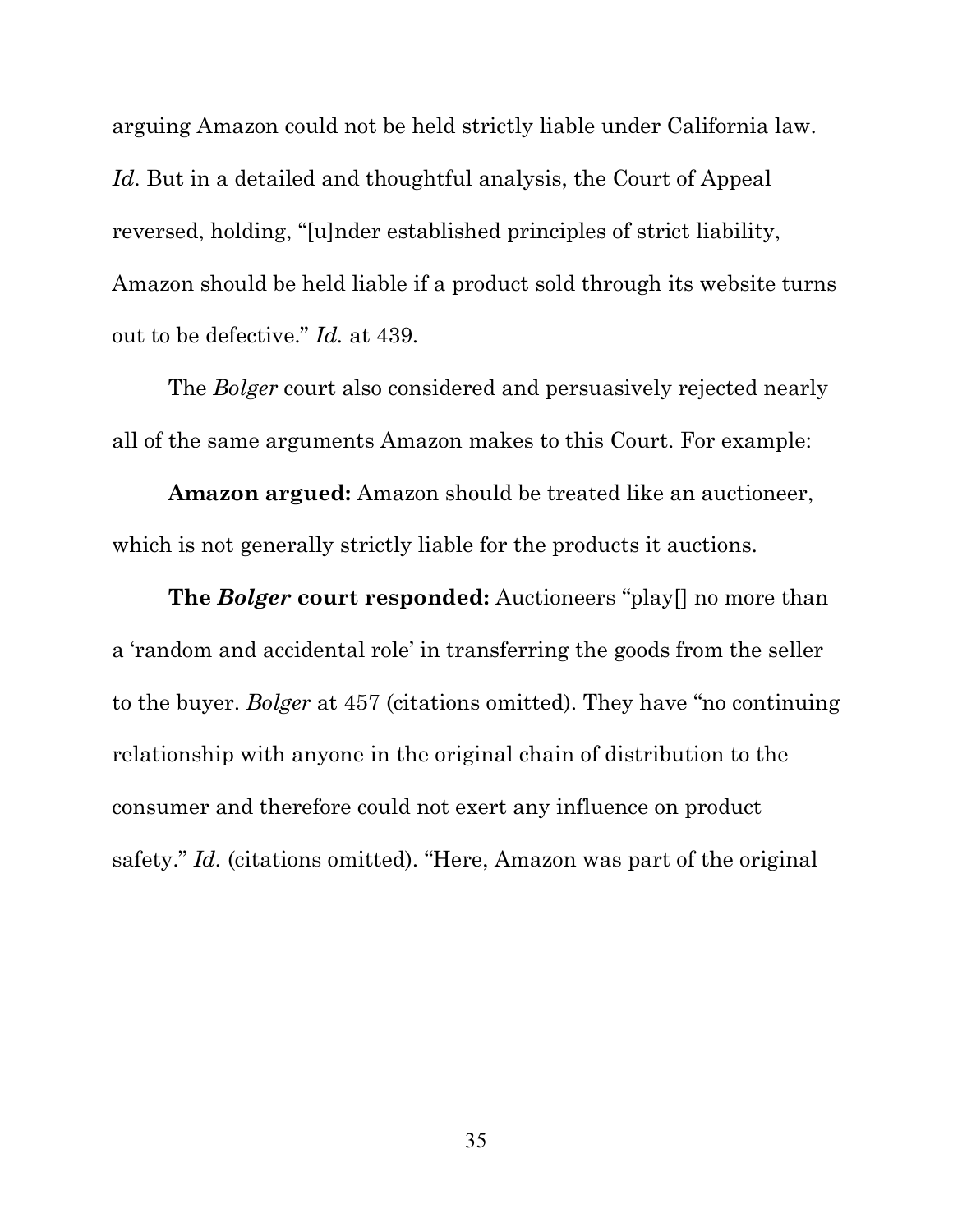arguing Amazon could not be held strictly liable under California law. *Id*. But in a detailed and thoughtful analysis, the Court of Appeal reversed, holding, "[u]nder established principles of strict liability, Amazon should be held liable if a product sold through its website turns out to be defective." *Id.* at 439.

The *Bolger* court also considered and persuasively rejected nearly all of the same arguments Amazon makes to this Court. For example:

**Amazon argued:** Amazon should be treated like an auctioneer, which is not generally strictly liable for the products it auctions.

**The *Bolger* court responded:** Auctioneers "play[] no more than a 'random and accidental role' in transferring the goods from the seller to the buyer. *Bolger* at 457 (citations omitted). They have "no continuing relationship with anyone in the original chain of distribution to the consumer and therefore could not exert any influence on product safety." *Id.* (citations omitted). "Here, Amazon was part of the original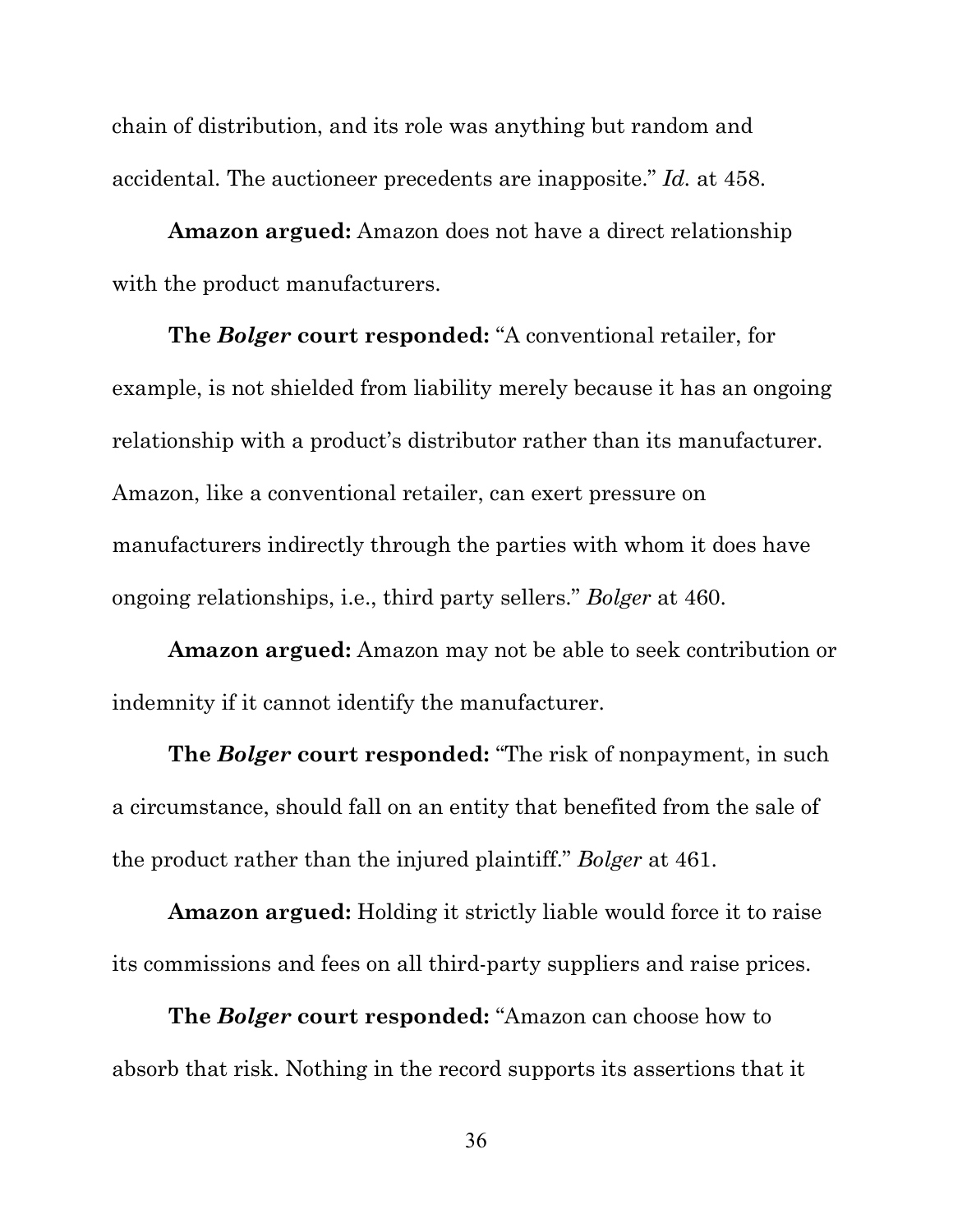chain of distribution, and its role was anything but random and accidental. The auctioneer precedents are inapposite." *Id.* at 458.

**Amazon argued:** Amazon does not have a direct relationship with the product manufacturers.

**The *Bolger* court responded:** "A conventional retailer, for example, is not shielded from liability merely because it has an ongoing relationship with a product's distributor rather than its manufacturer. Amazon, like a conventional retailer, can exert pressure on manufacturers indirectly through the parties with whom it does have ongoing relationships, i.e., third party sellers." *Bolger* at 460.

**Amazon argued:** Amazon may not be able to seek contribution or indemnity if it cannot identify the manufacturer.

**The *Bolger* court responded:** "The risk of nonpayment, in such a circumstance, should fall on an entity that benefited from the sale of the product rather than the injured plaintiff." *Bolger* at 461.

**Amazon argued:** Holding it strictly liable would force it to raise its commissions and fees on all third-party suppliers and raise prices.

**The *Bolger* court responded:** "Amazon can choose how to absorb that risk. Nothing in the record supports its assertions that it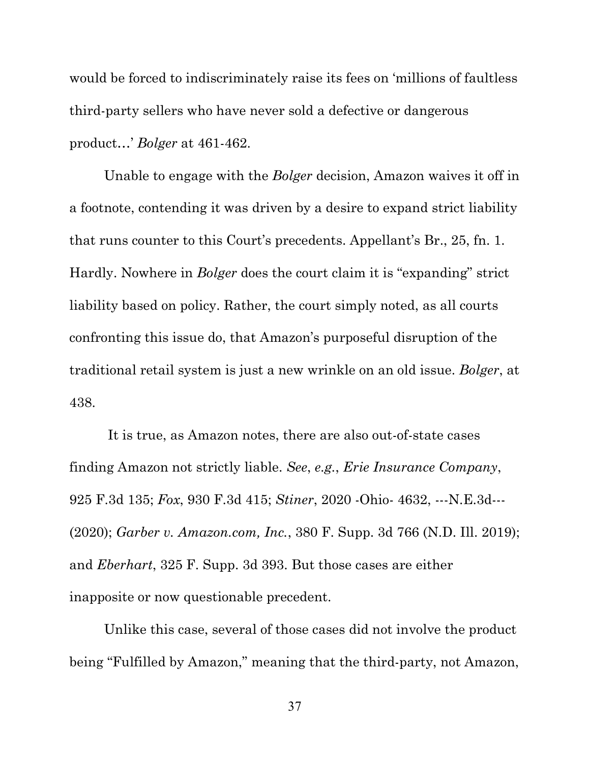would be forced to indiscriminately raise its fees on 'millions of faultless third-party sellers who have never sold a defective or dangerous product…' *Bolger* at 461-462.

Unable to engage with the *Bolger* decision, Amazon waives it off in a footnote, contending it was driven by a desire to expand strict liability that runs counter to this Court's precedents. Appellant's Br., 25, fn. 1. Hardly. Nowhere in *Bolger* does the court claim it is "expanding" strict liability based on policy. Rather, the court simply noted, as all courts confronting this issue do, that Amazon's purposeful disruption of the traditional retail system is just a new wrinkle on an old issue. *Bolger*, at 438.

It is true, as Amazon notes, there are also out-of-state cases finding Amazon not strictly liable. *See*, *e.g.*, *Erie Insurance Company*, 925 F.3d 135; *Fox*, 930 F.3d 415; *Stiner*, 2020 -Ohio- 4632, ---N.E.3d--- (2020); *Garber v. Amazon.com, Inc.*, 380 F. Supp. 3d 766 (N.D. Ill. 2019); and *Eberhart*, 325 F. Supp. 3d 393. But those cases are either inapposite or now questionable precedent.

Unlike this case, several of those cases did not involve the product being "Fulfilled by Amazon," meaning that the third-party, not Amazon,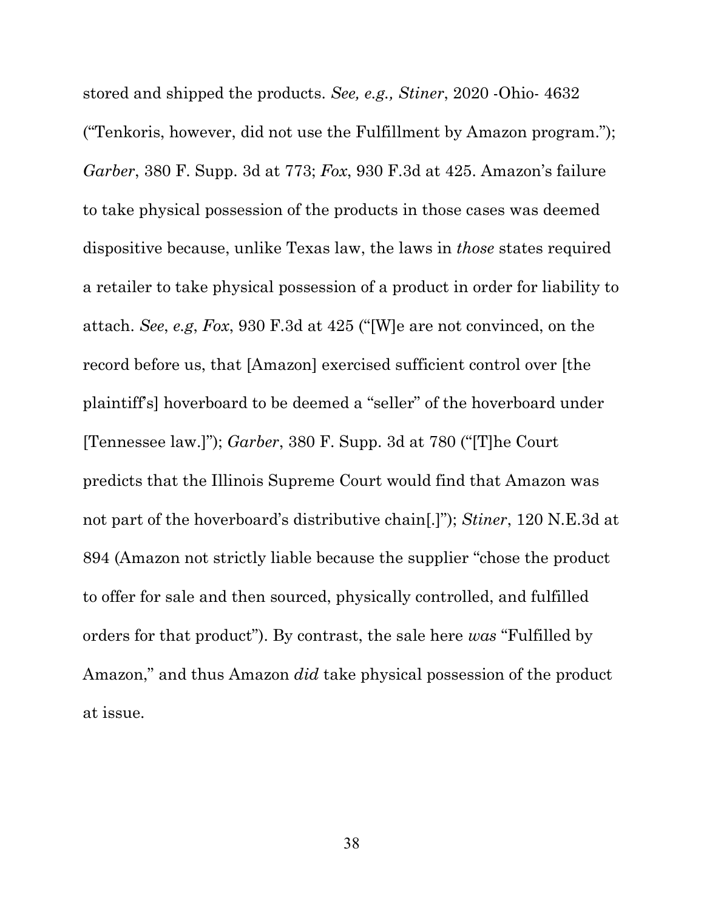stored and shipped the products. *See, e.g., Stiner*, 2020 -Ohio- 4632 ("Tenkoris, however, did not use the Fulfillment by Amazon program."); *Garber*, 380 F. Supp. 3d at 773; *Fox*, 930 F.3d at 425. Amazon's failure to take physical possession of the products in those cases was deemed dispositive because, unlike Texas law, the laws in *those* states required a retailer to take physical possession of a product in order for liability to attach. *See*, *e.g*, *Fox*, 930 F.3d at 425 ("[W]e are not convinced, on the record before us, that [Amazon] exercised sufficient control over [the plaintiff's] hoverboard to be deemed a "seller" of the hoverboard under [Tennessee law.]"); *Garber*, 380 F. Supp. 3d at 780 ("[T]he Court predicts that the Illinois Supreme Court would find that Amazon was not part of the hoverboard's distributive chain[.]"); *Stiner*, 120 N.E.3d at 894 (Amazon not strictly liable because the supplier "chose the product to offer for sale and then sourced, physically controlled, and fulfilled orders for that product"). By contrast, the sale here *was* "Fulfilled by Amazon," and thus Amazon *did* take physical possession of the product at issue.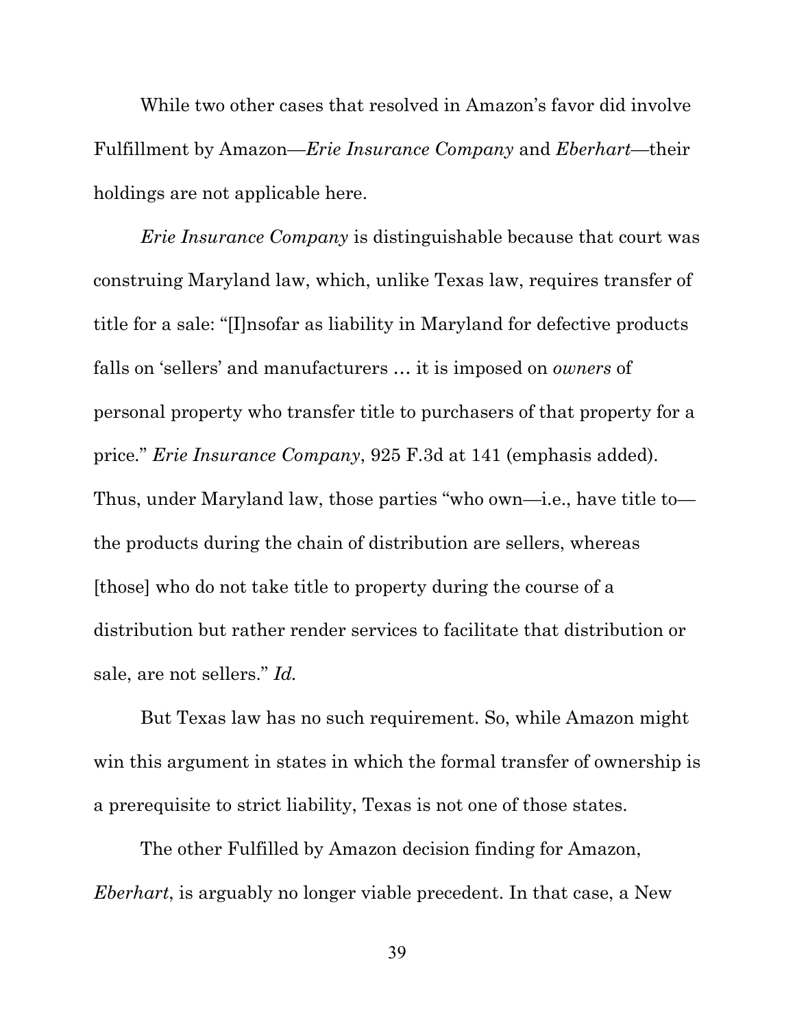While two other cases that resolved in Amazon's favor did involve Fulfillment by Amazon—*Erie Insurance Company* and *Eberhart*—their holdings are not applicable here.

*Erie Insurance Company* is distinguishable because that court was construing Maryland law, which, unlike Texas law, requires transfer of title for a sale: "[I]nsofar as liability in Maryland for defective products falls on 'sellers' and manufacturers … it is imposed on *owners* of personal property who transfer title to purchasers of that property for a price." *Erie Insurance Company*, 925 F.3d at 141 (emphasis added). Thus, under Maryland law, those parties "who own—i.e., have title to—the products during the chain of distribution are sellers, whereas [those] who do not take title to property during the course of a distribution but rather render services to facilitate that distribution or sale, are not sellers." *Id.*

But Texas law has no such requirement. So, while Amazon might win this argument in states in which the formal transfer of ownership is a prerequisite to strict liability, Texas is not one of those states.

The other Fulfilled by Amazon decision finding for Amazon, *Eberhart*, is arguably no longer viable precedent. In that case, a New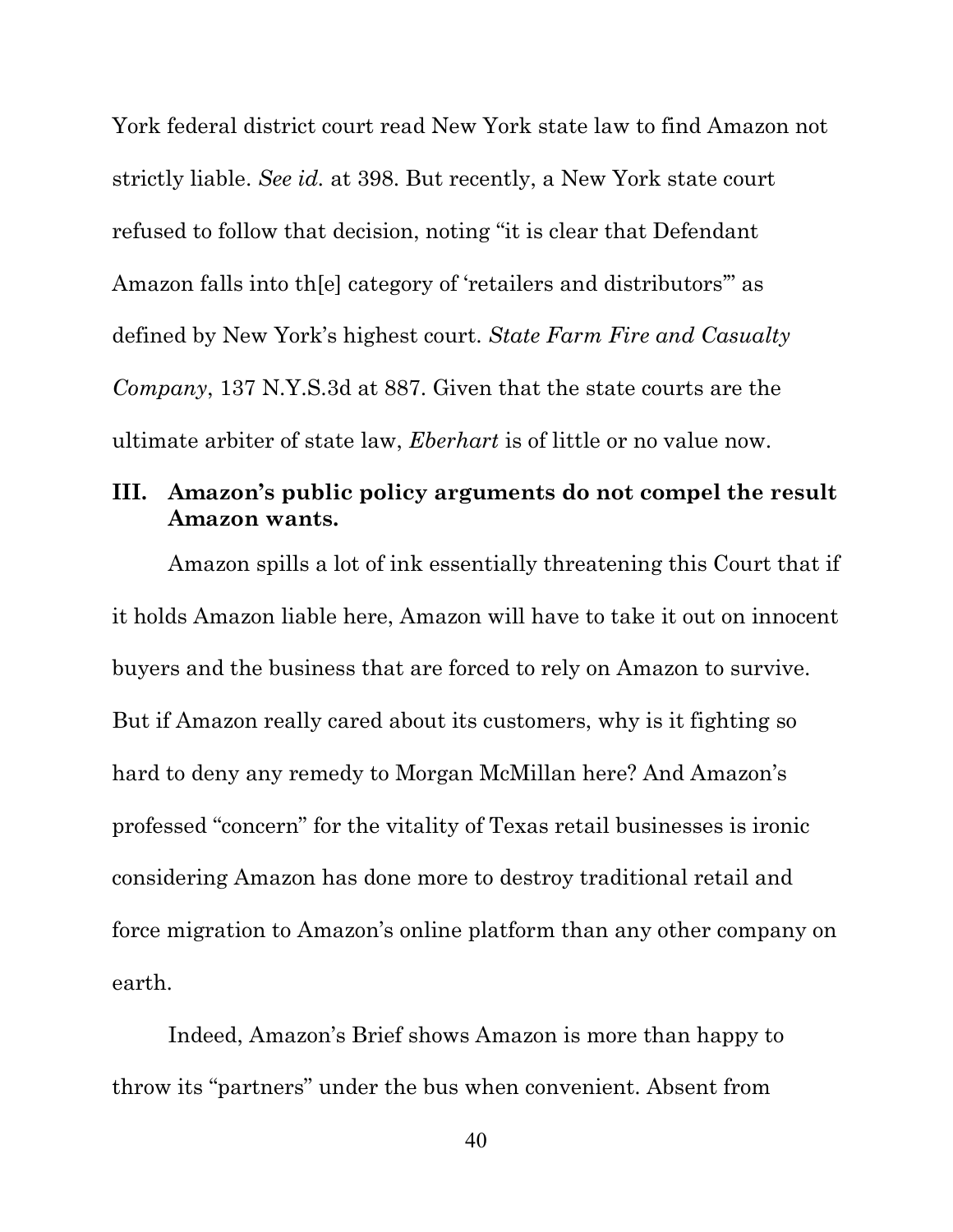York federal district court read New York state law to find Amazon not strictly liable. *See id.* at 398. But recently, a New York state court refused to follow that decision, noting "it is clear that Defendant Amazon falls into th[e] category of 'retailers and distributors'" as defined by New York's highest court. *State Farm Fire and Casualty Company*, 137 N.Y.S.3d at 887. Given that the state courts are the ultimate arbiter of state law, *Eberhart* is of little or no value now.

## III. Amazon's public policy arguments do not compel the result Amazon wants.

Amazon spills a lot of ink essentially threatening this Court that if it holds Amazon liable here, Amazon will have to take it out on innocent buyers and the business that are forced to rely on Amazon to survive. But if Amazon really cared about its customers, why is it fighting so hard to deny any remedy to Morgan McMillan here? And Amazon's professed "concern" for the vitality of Texas retail businesses is ironic considering Amazon has done more to destroy traditional retail and force migration to Amazon's online platform than any other company on earth.

Indeed, Amazon's Brief shows Amazon is more than happy to throw its "partners" under the bus when convenient. Absent from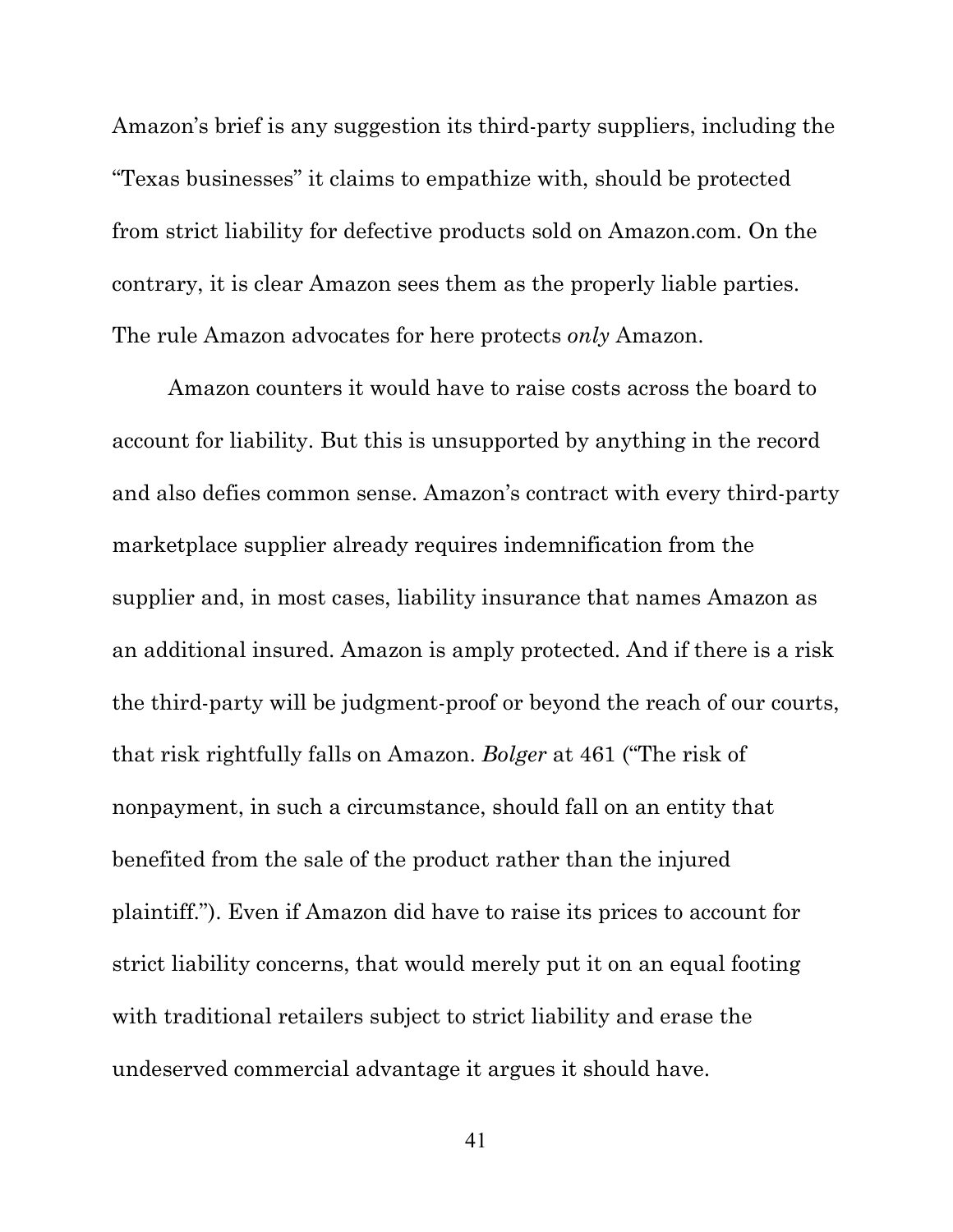Amazon's brief is any suggestion its third-party suppliers, including the "Texas businesses" it claims to empathize with, should be protected from strict liability for defective products sold on Amazon.com. On the contrary, it is clear Amazon sees them as the properly liable parties. The rule Amazon advocates for here protects *only* Amazon.

Amazon counters it would have to raise costs across the board to account for liability. But this is unsupported by anything in the record and also defies common sense. Amazon's contract with every third-party marketplace supplier already requires indemnification from the supplier and, in most cases, liability insurance that names Amazon as an additional insured. Amazon is amply protected. And if there is a risk the third-party will be judgment-proof or beyond the reach of our courts, that risk rightfully falls on Amazon. *Bolger* at 461 ("The risk of nonpayment, in such a circumstance, should fall on an entity that benefited from the sale of the product rather than the injured plaintiff."). Even if Amazon did have to raise its prices to account for strict liability concerns, that would merely put it on an equal footing with traditional retailers subject to strict liability and erase the undeserved commercial advantage it argues it should have.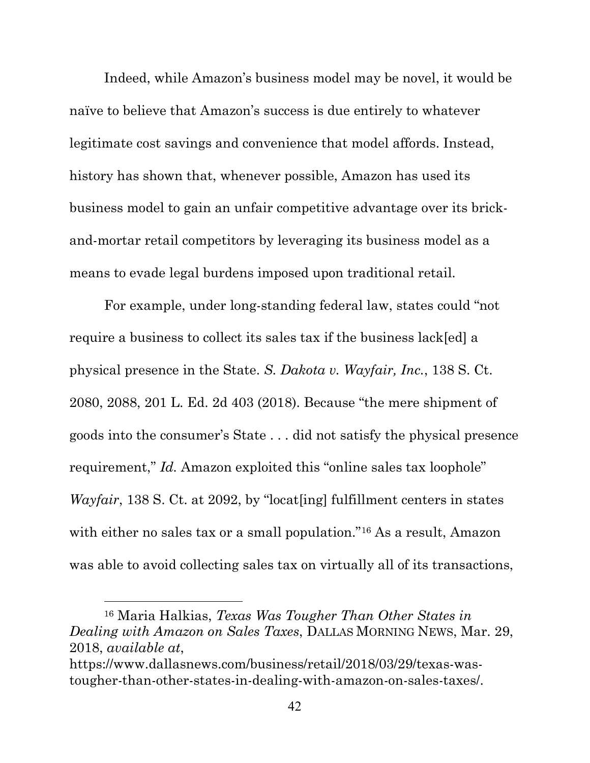Indeed, while Amazon's business model may be novel, it would be naïve to believe that Amazon's success is due entirely to whatever legitimate cost savings and convenience that model affords. Instead, history has shown that, whenever possible, Amazon has used its business model to gain an unfair competitive advantage over its brick-and-mortar retail competitors by leveraging its business model as a means to evade legal burdens imposed upon traditional retail.

For example, under long-standing federal law, states could "not require a business to collect its sales tax if the business lack[ed] a physical presence in the State. *S. Dakota v. Wayfair, Inc.*, 138 S. Ct. 2080, 2088, 201 L. Ed. 2d 403 (2018). Because "the mere shipment of goods into the consumer's State . . . did not satisfy the physical presence requirement," *Id.* Amazon exploited this "online sales tax loophole" *Wayfair*, 138 S. Ct. at 2092, by "locat[ing] fulfillment centers in states with either no sales tax or a small population."[16] As a result, Amazon was able to avoid collecting sales tax on virtually all of its transactions,

---

[16] Maria Halkias, *Texas Was Tougher Than Other States in Dealing with Amazon on Sales Taxes*, DALLAS MORNING NEWS, Mar. 29, 2018, *available at*, https://www.dallasnews.com/business/retail/2018/03/29/texas-was-tougher-than-other-states-in-dealing-with-amazon-on-sales-taxes/.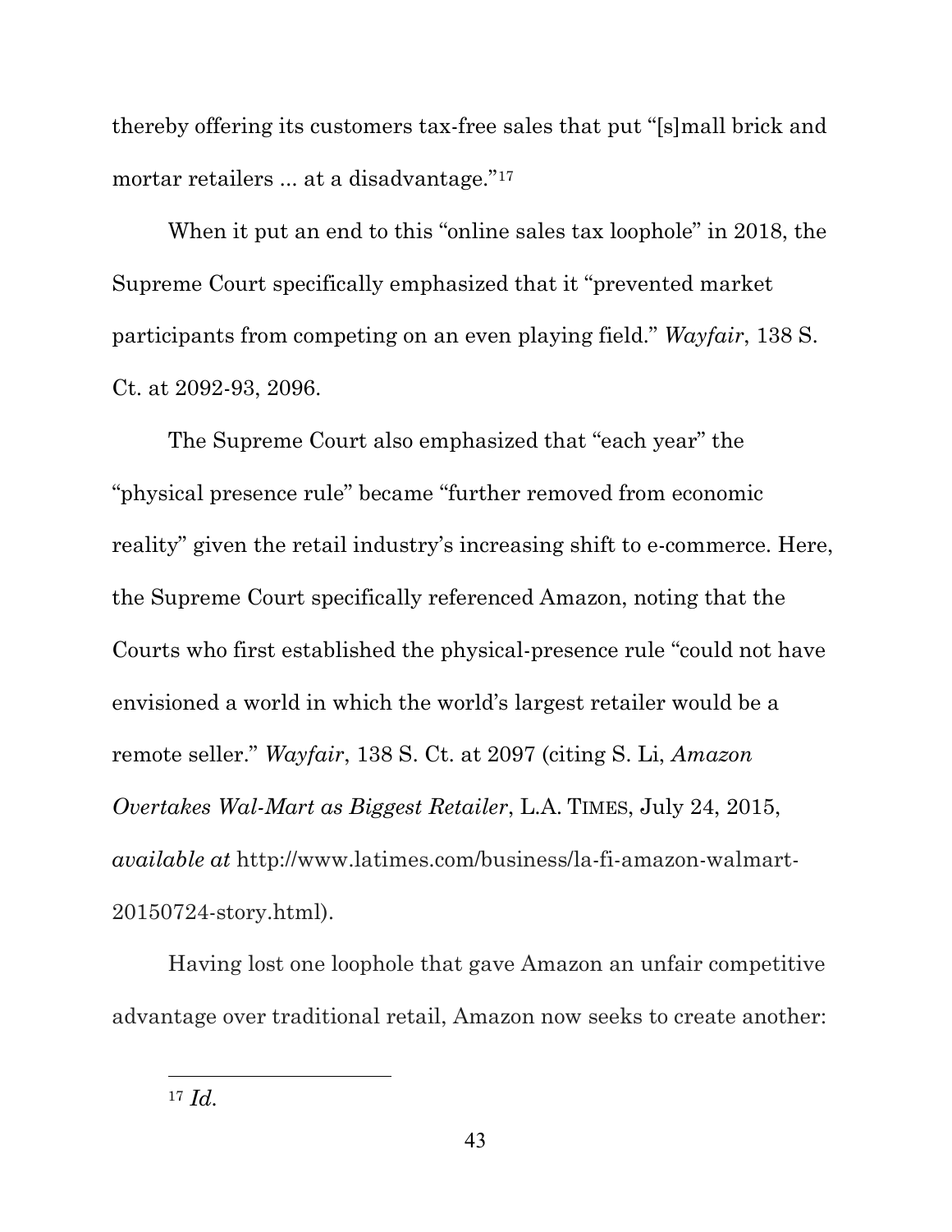thereby offering its customers tax-free sales that put "[s]mall brick and mortar retailers ... at a disadvantage."[17]

When it put an end to this "online sales tax loophole" in 2018, the Supreme Court specifically emphasized that it "prevented market participants from competing on an even playing field." *Wayfair*, 138 S. Ct. at 2092-93, 2096.

The Supreme Court also emphasized that "each year" the "physical presence rule" became "further removed from economic reality" given the retail industry's increasing shift to e-commerce. Here, the Supreme Court specifically referenced Amazon, noting that the Courts who first established the physical-presence rule "could not have envisioned a world in which the world's largest retailer would be a remote seller." *Wayfair*, 138 S. Ct. at 2097 (citing S. Li, *Amazon Overtakes Wal-Mart as Biggest Retailer*, L.A. TIMES, July 24, 2015, *available at* http://www.latimes.com/business/la-fi-amazon-walmart-20150724-story.html).

Having lost one loophole that gave Amazon an unfair competitive advantage over traditional retail, Amazon now seeks to create another:

---

[17] *Id.*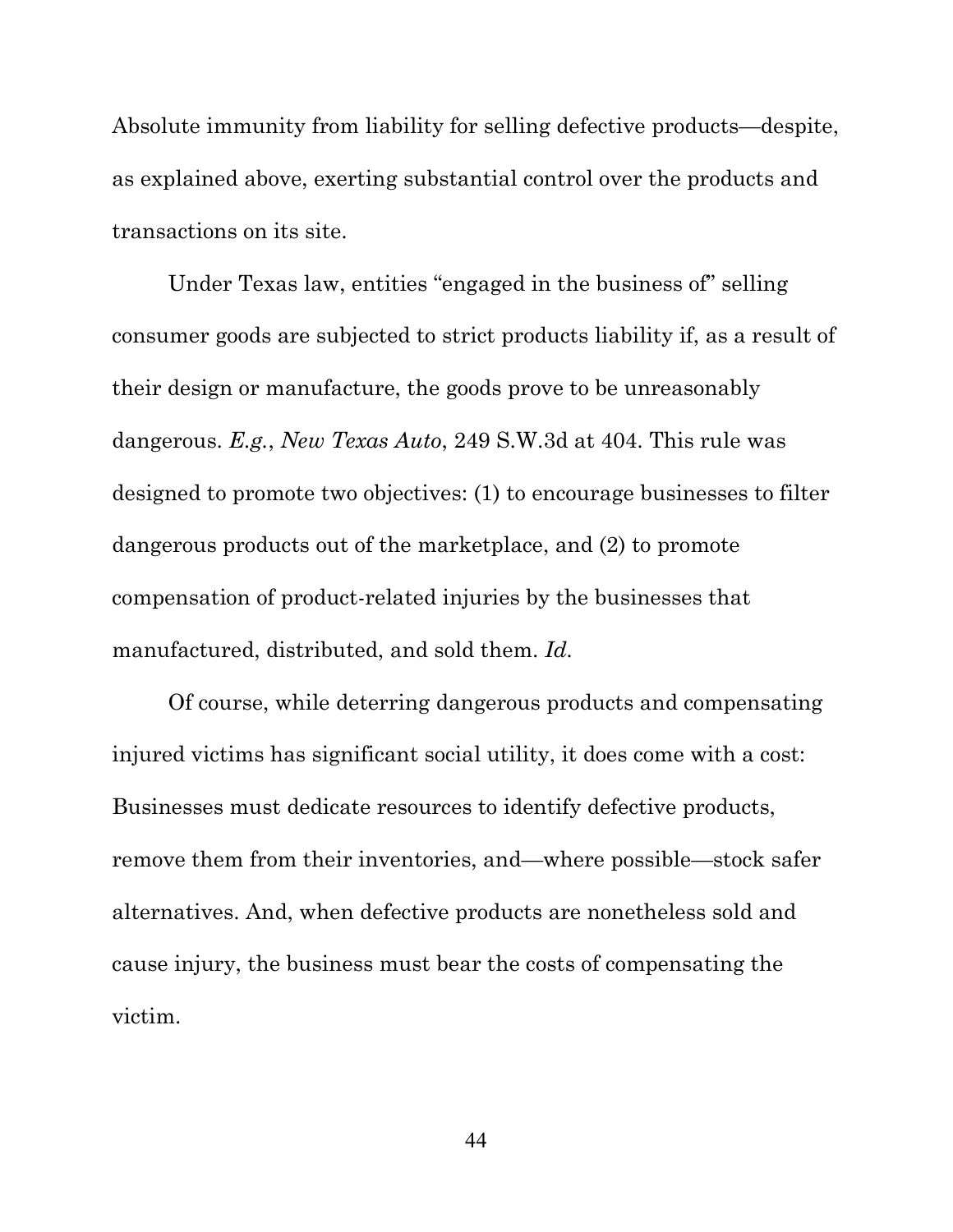Absolute immunity from liability for selling defective products—despite, as explained above, exerting substantial control over the products and transactions on its site.

Under Texas law, entities "engaged in the business of" selling consumer goods are subjected to strict products liability if, as a result of their design or manufacture, the goods prove to be unreasonably dangerous. *E.g.*, *New Texas Auto*, 249 S.W.3d at 404. This rule was designed to promote two objectives: (1) to encourage businesses to filter dangerous products out of the marketplace, and (2) to promote compensation of product-related injuries by the businesses that manufactured, distributed, and sold them. *Id.*

Of course, while deterring dangerous products and compensating injured victims has significant social utility, it does come with a cost: Businesses must dedicate resources to identify defective products, remove them from their inventories, and—where possible—stock safer alternatives. And, when defective products are nonetheless sold and cause injury, the business must bear the costs of compensating the victim.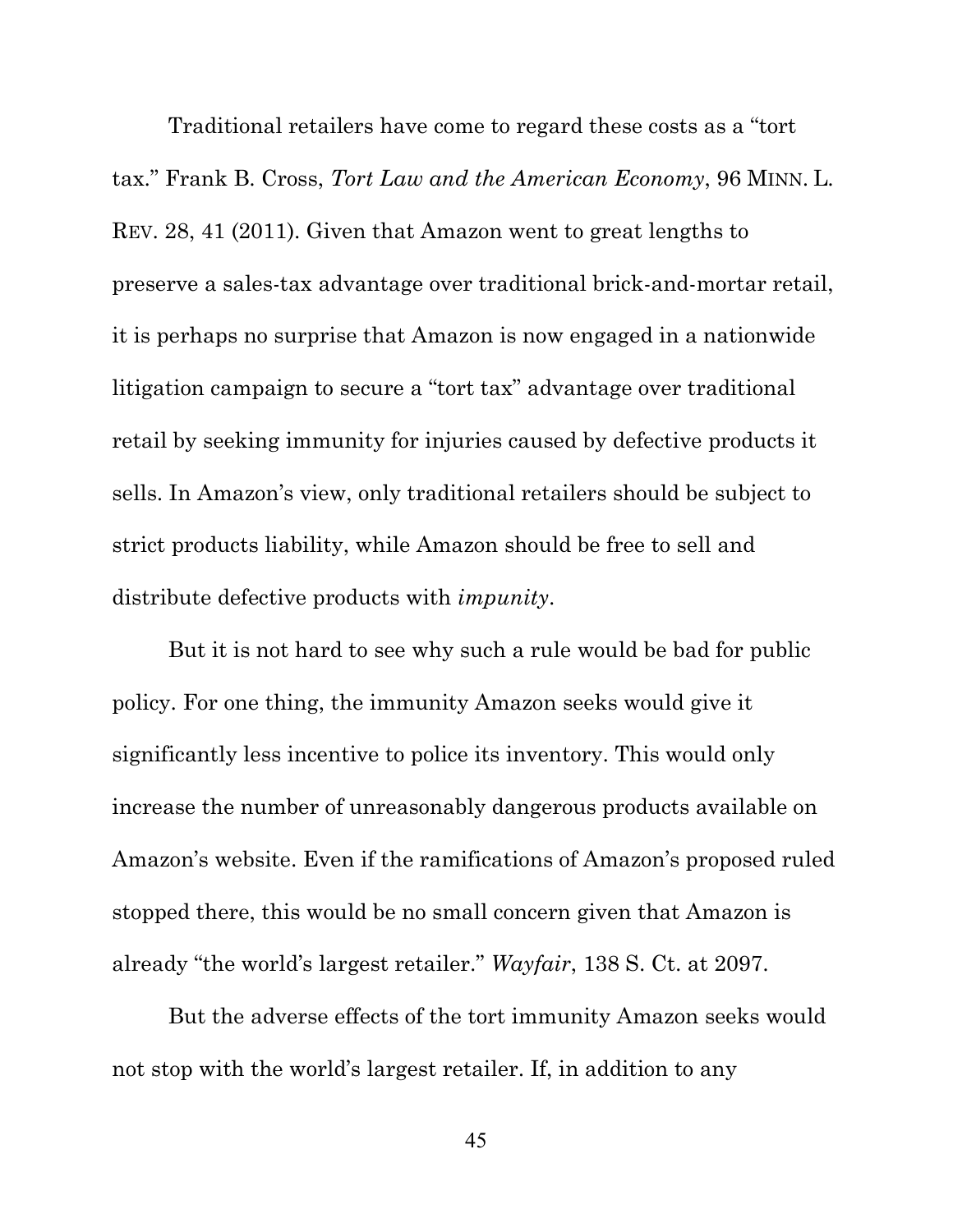Traditional retailers have come to regard these costs as a "tort tax." Frank B. Cross, *Tort Law and the American Economy*, 96 MINN. L. REV. 28, 41 (2011). Given that Amazon went to great lengths to preserve a sales-tax advantage over traditional brick-and-mortar retail, it is perhaps no surprise that Amazon is now engaged in a nationwide litigation campaign to secure a "tort tax" advantage over traditional retail by seeking immunity for injuries caused by defective products it sells. In Amazon's view, only traditional retailers should be subject to strict products liability, while Amazon should be free to sell and distribute defective products with *impunity*.

But it is not hard to see why such a rule would be bad for public policy. For one thing, the immunity Amazon seeks would give it significantly less incentive to police its inventory. This would only increase the number of unreasonably dangerous products available on Amazon's website. Even if the ramifications of Amazon's proposed ruled stopped there, this would be no small concern given that Amazon is already "the world's largest retailer." *Wayfair*, 138 S. Ct. at 2097.

But the adverse effects of the tort immunity Amazon seeks would not stop with the world's largest retailer. If, in addition to any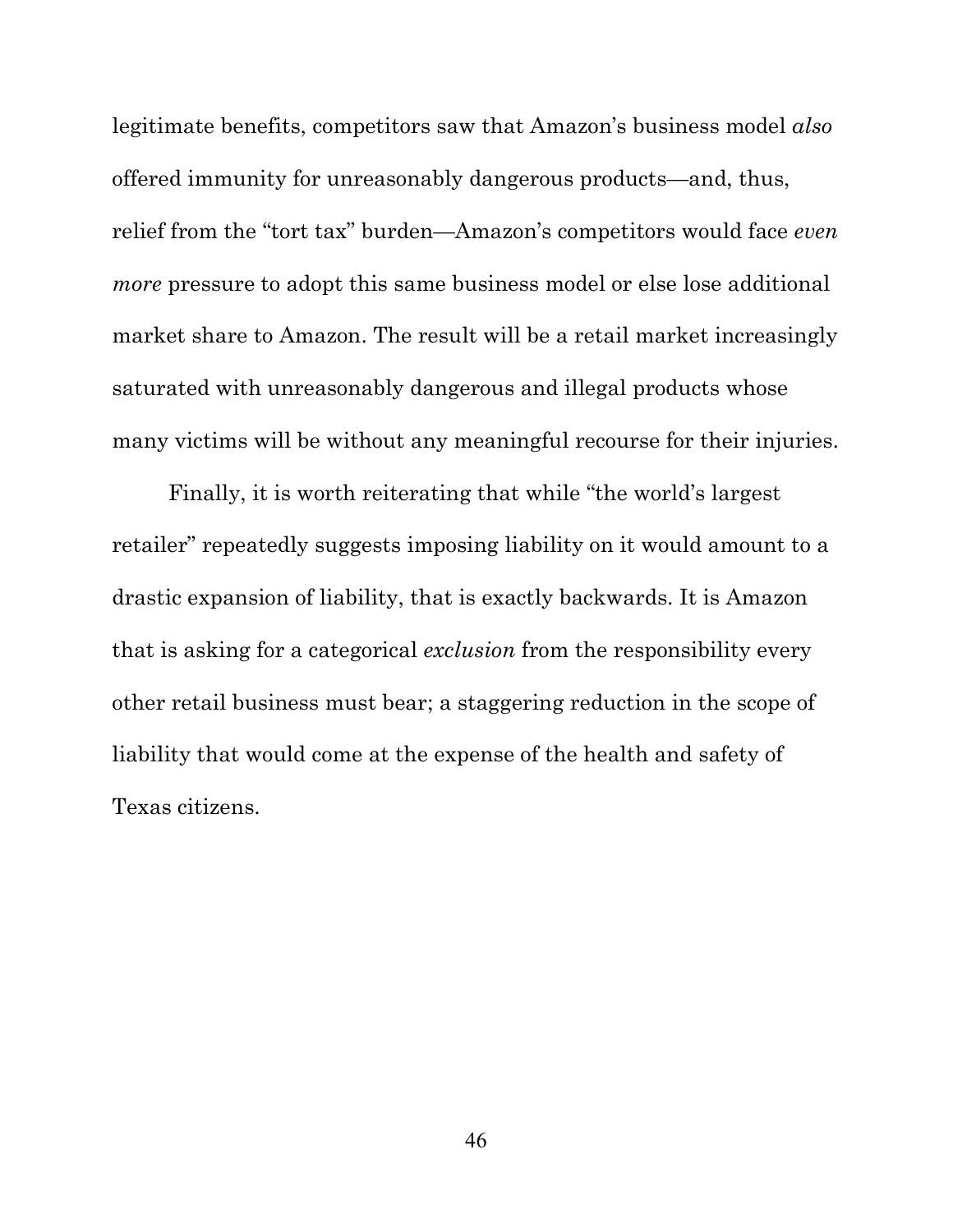legitimate benefits, competitors saw that Amazon's business model *also* offered immunity for unreasonably dangerous products—and, thus, relief from the "tort tax" burden—Amazon's competitors would face *even more* pressure to adopt this same business model or else lose additional market share to Amazon. The result will be a retail market increasingly saturated with unreasonably dangerous and illegal products whose many victims will be without any meaningful recourse for their injuries.

Finally, it is worth reiterating that while "the world's largest retailer" repeatedly suggests imposing liability on it would amount to a drastic expansion of liability, that is exactly backwards. It is Amazon that is asking for a categorical *exclusion* from the responsibility every other retail business must bear; a staggering reduction in the scope of liability that would come at the expense of the health and safety of Texas citizens.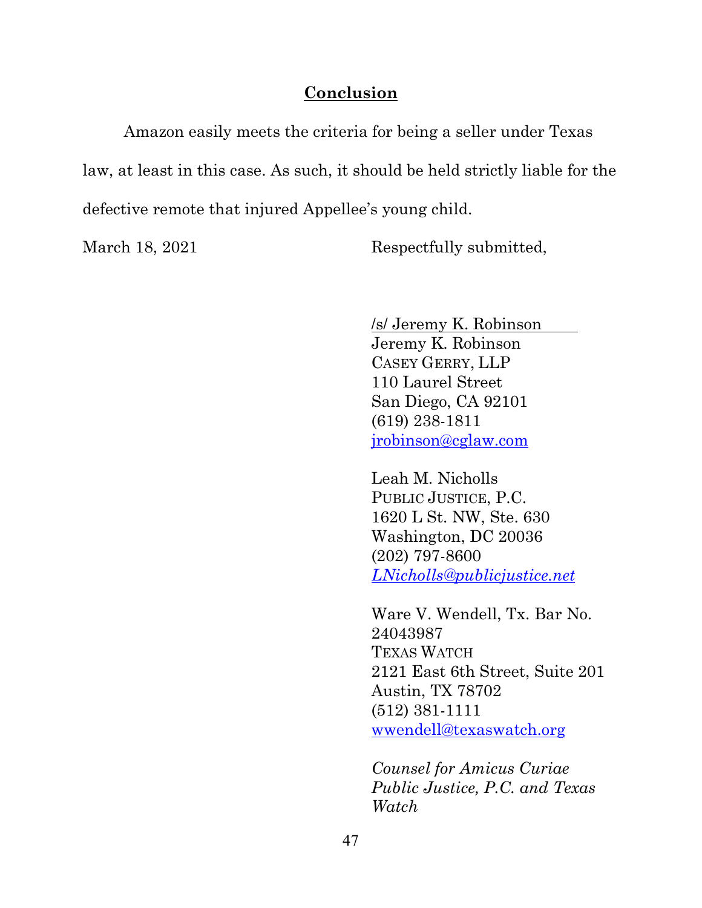## Conclusion

Amazon easily meets the criteria for being a seller under Texas law, at least in this case. As such, it should be held strictly liable for the defective remote that injured Appellee's young child.

March 18, 2021

Respectfully submitted,

/s/ Jeremy K. Robinson
Jeremy K. Robinson
CASEY GERRY, LLP
110 Laurel Street
San Diego, CA 92101
(619) 238-1811
jrobinson@cglaw.com

Leah M. Nicholls
PUBLIC JUSTICE, P.C.
1620 L St. NW, Ste. 630
Washington, DC 20036
(202) 797-8600
*LNicholls@publicjustice.net*

Ware V. Wendell, Tx. Bar No. 24043987
TEXAS WATCH
2121 East 6th Street, Suite 201
Austin, TX 78702
(512) 381-1111
wwendell@texaswatch.org

*Counsel for Amicus Curiae Public Justice, P.C. and Texas Watch*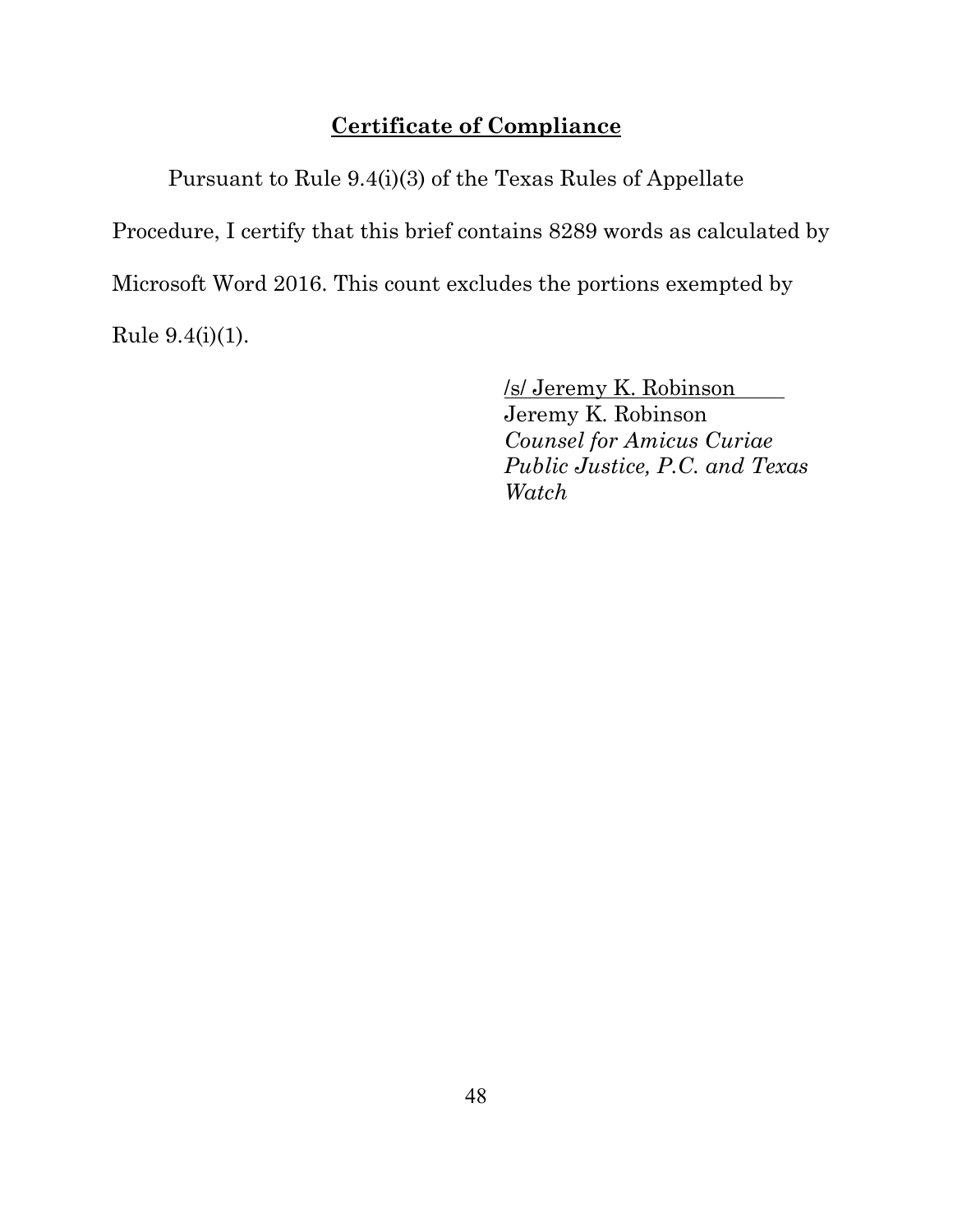## **Certificate of Compliance**

Pursuant to Rule 9.4(i)(3) of the Texas Rules of Appellate Procedure, I certify that this brief contains 8289 words as calculated by Microsoft Word 2016. This count excludes the portions exempted by Rule 9.4(i)(1).

/s/ Jeremy K. Robinson  
Jeremy K. Robinson  
*Counsel for Amicus Curiae Public Justice, P.C. and Texas Watch*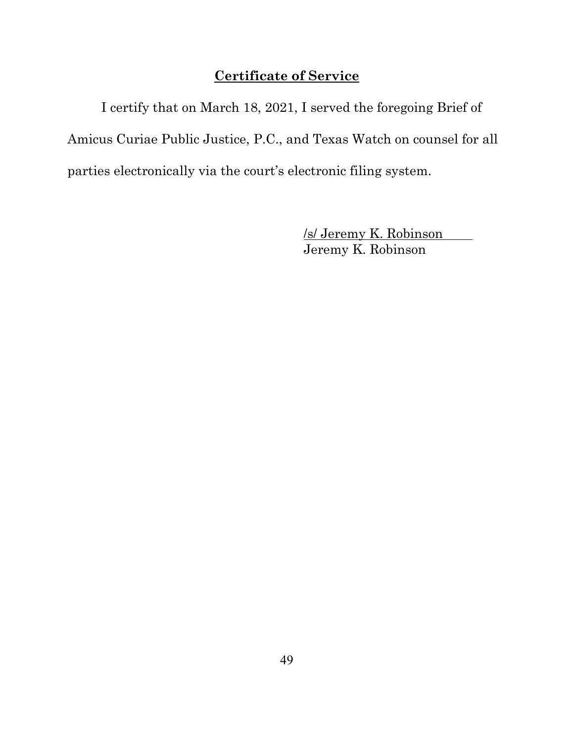## Certificate of Service

I certify that on March 18, 2021, I served the foregoing Brief of Amicus Curiae Public Justice, P.C., and Texas Watch on counsel for all parties electronically via the court's electronic filing system.

/s/ Jeremy K. Robinson
Jeremy K. Robinson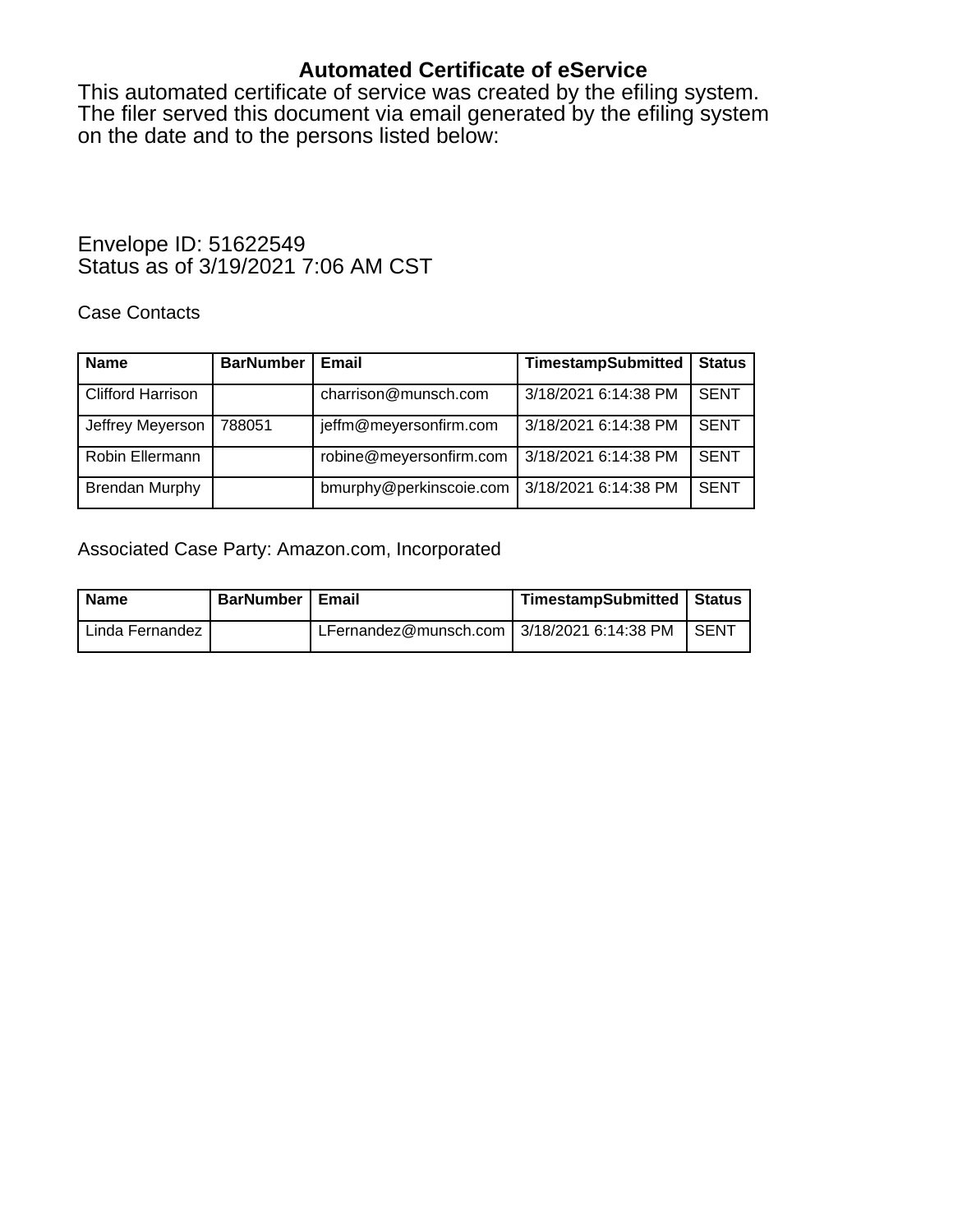# Automated Certificate of eService

This automated certificate of service was created by the efiling system. The filer served this document via email generated by the efiling system on the date and to the persons listed below:

Envelope ID: 51622549
Status as of 3/19/2021 7:06 AM CST

Case Contacts

| Name | BarNumber | Email | TimestampSubmitted | Status |
|---|---|---|---|---|
| Clifford Harrison | | charrison@munsch.com | 3/18/2021 6:14:38 PM | SENT |
| Jeffrey Meyerson | 788051 | jeffm@meyersonfirm.com | 3/18/2021 6:14:38 PM | SENT |
| Robin Ellermann | | robine@meyersonfirm.com | 3/18/2021 6:14:38 PM | SENT |
| Brendan Murphy | | bmurphy@perkinscoie.com | 3/18/2021 6:14:38 PM | SENT |

Associated Case Party: Amazon.com, Incorporated

| Name | BarNumber | Email | TimestampSubmitted | Status |
|---|---|---|---|---|
| Linda Fernandez | | LFernandez@munsch.com | 3/18/2021 6:14:38 PM | SENT |